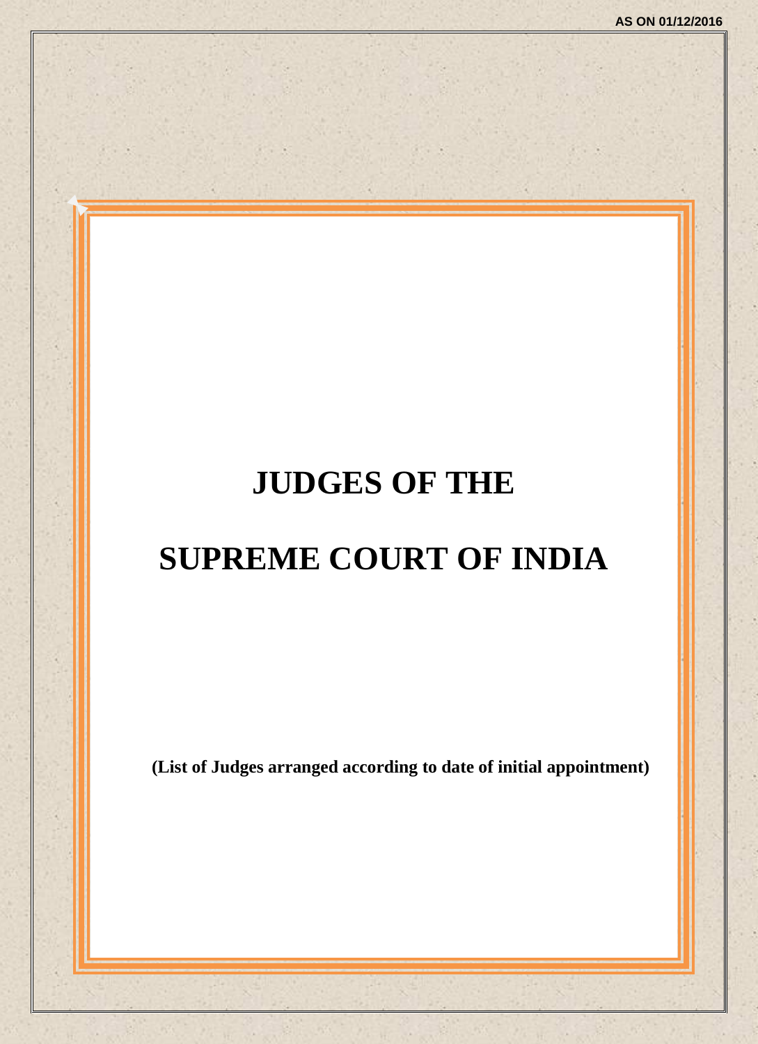AS ON 01/12/2016

# JUDGES OF THE

# SUPREME COURT OF INDIA

**(List of Judges arranged according to date of initial appointment)**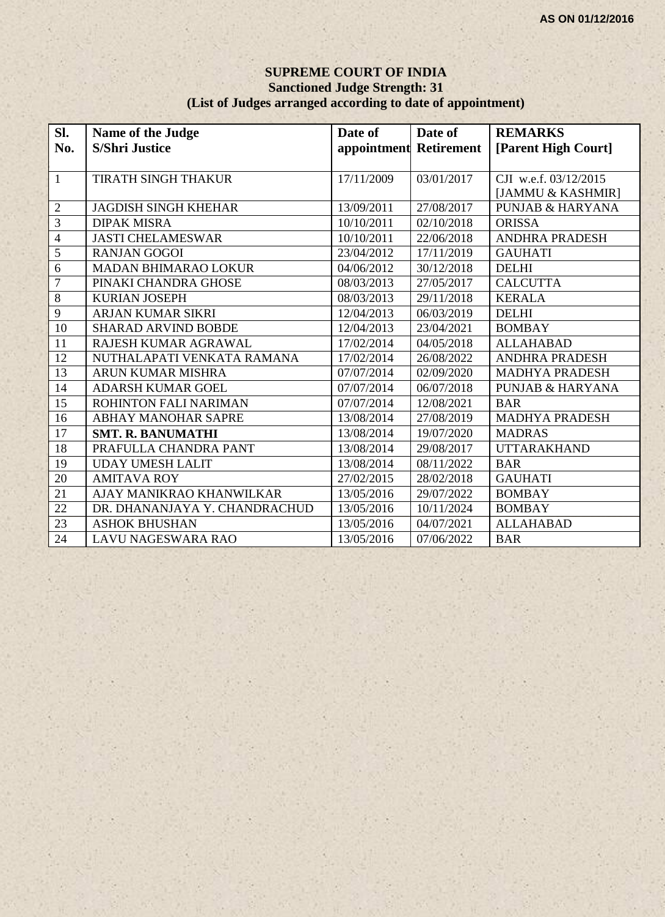AS ON 01/12/2016

# SUPREME COURT OF INDIA

**Sanctioned Judge Strength: 31**

**(List of Judges arranged according to date of appointment)**

| Sl. No. | Name of the Judge S/Shri Justice | Date of appointment | Date of Retirement | REMARKS [Parent High Court] |
|---|---|---|---|---|
| 1 | TIRATH SINGH THAKUR | 17/11/2009 | 03/01/2017 | CJI w.e.f. 03/12/2015 [JAMMU & KASHMIR] |
| 2 | JAGDISH SINGH KHEHAR | 13/09/2011 | 27/08/2017 | PUNJAB & HARYANA |
| 3 | DIPAK MISRA | 10/10/2011 | 02/10/2018 | ORISSA |
| 4 | JASTI CHELAMESWAR | 10/10/2011 | 22/06/2018 | ANDHRA PRADESH |
| 5 | RANJAN GOGOI | 23/04/2012 | 17/11/2019 | GAUHATI |
| 6 | MADAN BHIMARAO LOKUR | 04/06/2012 | 30/12/2018 | DELHI |
| 7 | PINAKI CHANDRA GHOSE | 08/03/2013 | 27/05/2017 | CALCUTTA |
| 8 | KURIAN JOSEPH | 08/03/2013 | 29/11/2018 | KERALA |
| 9 | ARJAN KUMAR SIKRI | 12/04/2013 | 06/03/2019 | DELHI |
| 10 | SHARAD ARVIND BOBDE | 12/04/2013 | 23/04/2021 | BOMBAY |
| 11 | RAJESH KUMAR AGRAWAL | 17/02/2014 | 04/05/2018 | ALLAHABAD |
| 12 | NUTHALAPATI VENKATA RAMANA | 17/02/2014 | 26/08/2022 | ANDHRA PRADESH |
| 13 | ARUN KUMAR MISHRA | 07/07/2014 | 02/09/2020 | MADHYA PRADESH |
| 14 | ADARSH KUMAR GOEL | 07/07/2014 | 06/07/2018 | PUNJAB & HARYANA |
| 15 | ROHINTON FALI NARIMAN | 07/07/2014 | 12/08/2021 | BAR |
| 16 | ABHAY MANOHAR SAPRE | 13/08/2014 | 27/08/2019 | MADHYA PRADESH |
| 17 | **SMT. R. BANUMATHI** | 13/08/2014 | 19/07/2020 | MADRAS |
| 18 | PRAFULLA CHANDRA PANT | 13/08/2014 | 29/08/2017 | UTTARAKHAND |
| 19 | UDAY UMESH LALIT | 13/08/2014 | 08/11/2022 | BAR |
| 20 | AMITAVA ROY | 27/02/2015 | 28/02/2018 | GAUHATI |
| 21 | AJAY MANIKRAO KHANWILKAR | 13/05/2016 | 29/07/2022 | BOMBAY |
| 22 | DR. DHANANJAYA Y. CHANDRACHUD | 13/05/2016 | 10/11/2024 | BOMBAY |
| 23 | ASHOK BHUSHAN | 13/05/2016 | 04/07/2021 | ALLAHABAD |
| 24 | LAVU NAGESWARA RAO | 13/05/2016 | 07/06/2022 | BAR |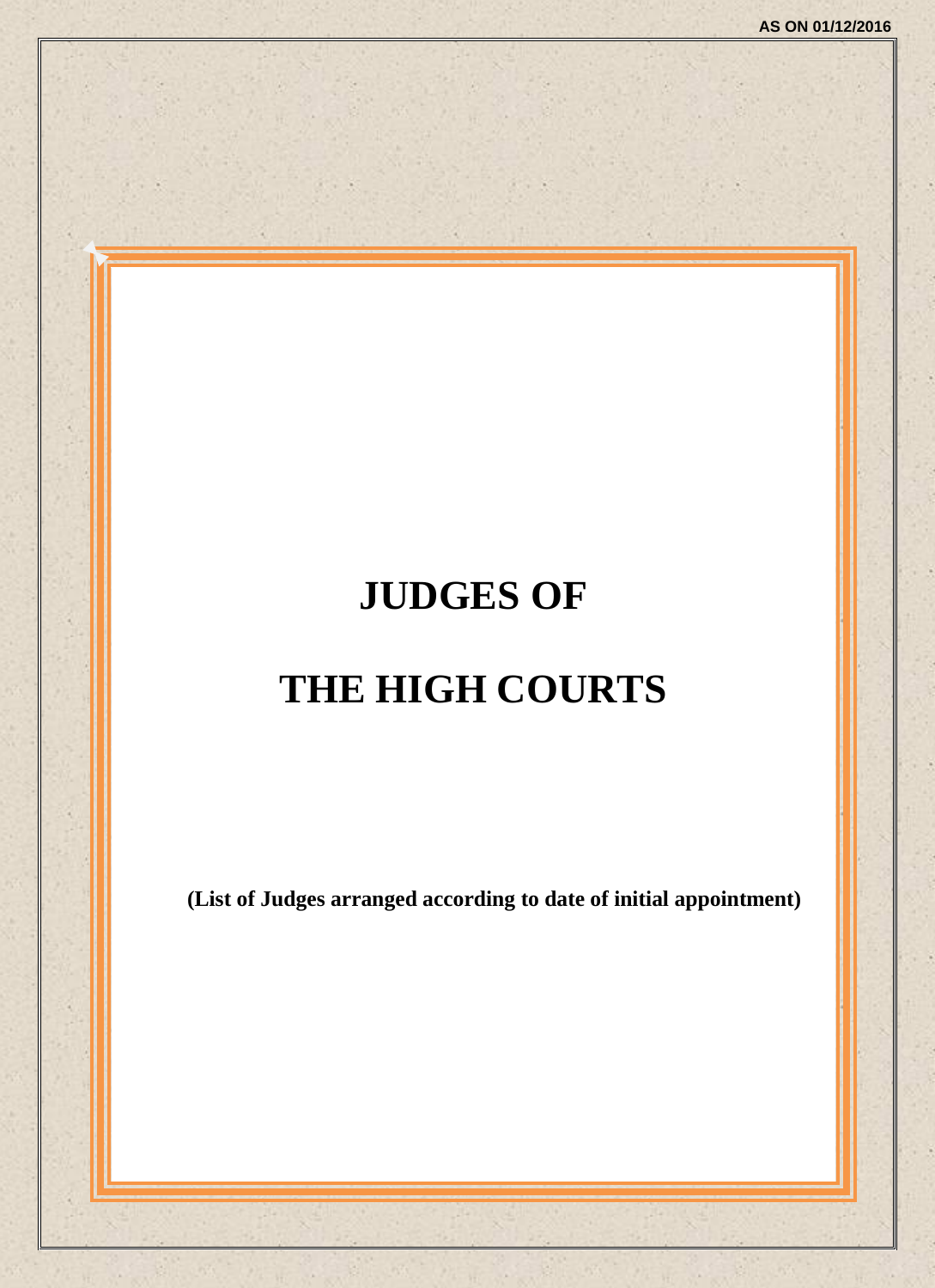AS ON 01/12/2016

# JUDGES OF

# THE HIGH COURTS

**(List of Judges arranged according to date of initial appointment)**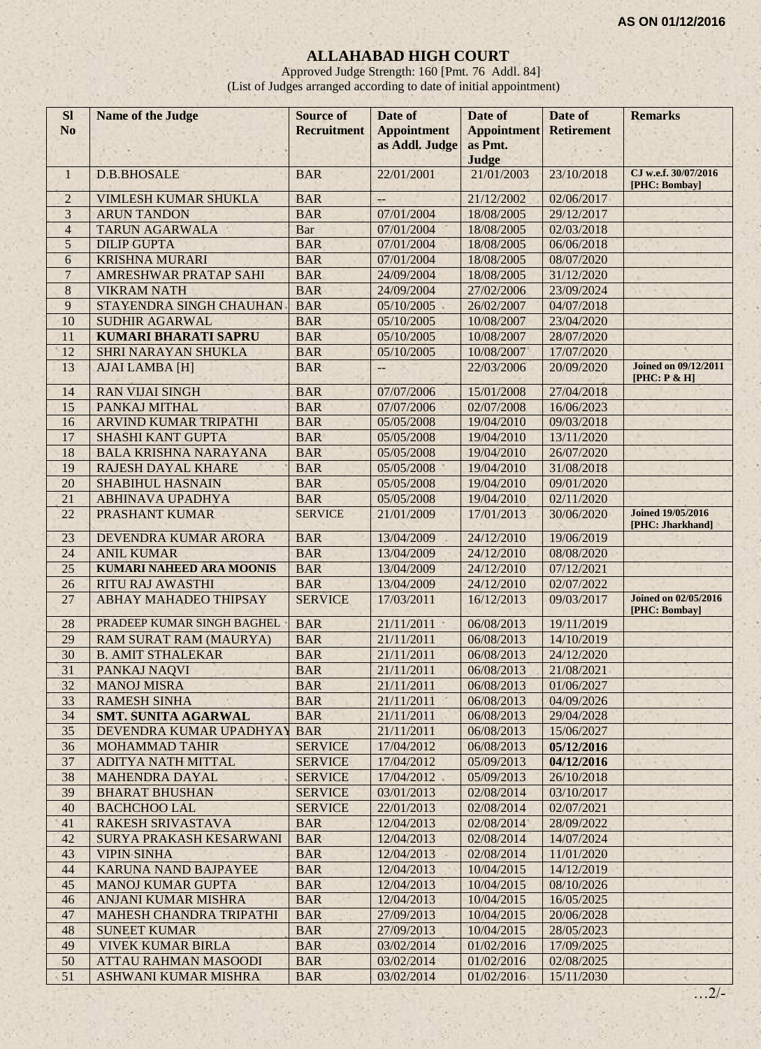**AS ON 01/12/2016**

# ALLAHABAD HIGH COURT

Approved Judge Strength: 160 [Pmt. 76 Addl. 84]
(List of Judges arranged according to date of initial appointment)

| Sl No | Name of the Judge | Source of Recruitment | Date of Appointment as Addl. Judge | Date of Appointment as Pmt. Judge | Date of Retirement | Remarks |
|---|---|---|---|---|---|---|
| 1 | D.B.BHOSALE | BAR | 22/01/2001 | 21/01/2003 | 23/10/2018 | CJ w.e.f. 30/07/2016 [PHC: Bombay] |
| 2 | VIMLESH KUMAR SHUKLA | BAR | -- | 21/12/2002 | 02/06/2017 | |
| 3 | ARUN TANDON | BAR | 07/01/2004 | 18/08/2005 | 29/12/2017 | |
| 4 | TARUN AGARWALA | Bar | 07/01/2004 | 18/08/2005 | 02/03/2018 | |
| 5 | DILIP GUPTA | BAR | 07/01/2004 | 18/08/2005 | 06/06/2018 | |
| 6 | KRISHNA MURARI | BAR | 07/01/2004 | 18/08/2005 | 08/07/2020 | |
| 7 | AMRESHWAR PRATAP SAHI | BAR | 24/09/2004 | 18/08/2005 | 31/12/2020 | |
| 8 | VIKRAM NATH | BAR | 24/09/2004 | 27/02/2006 | 23/09/2024 | |
| 9 | STAYENDRA SINGH CHAUHAN | BAR | 05/10/2005 | 26/02/2007 | 04/07/2018 | |
| 10 | SUDHIR AGARWAL | BAR | 05/10/2005 | 10/08/2007 | 23/04/2020 | |
| 11 | **KUMARI BHARATI SAPRU** | BAR | 05/10/2005 | 10/08/2007 | 28/07/2020 | |
| 12 | SHRI NARAYAN SHUKLA | BAR | 05/10/2005 | 10/08/2007 | 17/07/2020 | |
| 13 | AJAI LAMBA [H] | BAR | -- | 22/03/2006 | 20/09/2020 | Joined on 09/12/2011 [PHC: P & H] |
| 14 | RAN VIJAI SINGH | BAR | 07/07/2006 | 15/01/2008 | 27/04/2018 | |
| 15 | PANKAJ MITHAL | BAR | 07/07/2006 | 02/07/2008 | 16/06/2023 | |
| 16 | ARVIND KUMAR TRIPATHI | BAR | 05/05/2008 | 19/04/2010 | 09/03/2018 | |
| 17 | SHASHI KANT GUPTA | BAR | 05/05/2008 | 19/04/2010 | 13/11/2020 | |
| 18 | BALA KRISHNA NARAYANA | BAR | 05/05/2008 | 19/04/2010 | 26/07/2020 | |
| 19 | RAJESH DAYAL KHARE | BAR | 05/05/2008 | 19/04/2010 | 31/08/2018 | |
| 20 | SHABIHUL HASNAIN | BAR | 05/05/2008 | 19/04/2010 | 09/01/2020 | |
| 21 | ABHINAVA UPADHYA | BAR | 05/05/2008 | 19/04/2010 | 02/11/2020 | |
| 22 | PRASHANT KUMAR | SERVICE | 21/01/2009 | 17/01/2013 | 30/06/2020 | Joined 19/05/2016 [PHC: Jharkhand] |
| 23 | DEVENDRA KUMAR ARORA | BAR | 13/04/2009 | 24/12/2010 | 19/06/2019 | |
| 24 | ANIL KUMAR | BAR | 13/04/2009 | 24/12/2010 | 08/08/2020 | |
| 25 | **KUMARI NAHEED ARA MOONIS** | BAR | 13/04/2009 | 24/12/2010 | 07/12/2021 | |
| 26 | RITU RAJ AWASTHI | BAR | 13/04/2009 | 24/12/2010 | 02/07/2022 | |
| 27 | ABHAY MAHADEO THIPSAY | SERVICE | 17/03/2011 | 16/12/2013 | 09/03/2017 | Joined on 02/05/2016 [PHC: Bombay] |
| 28 | PRADEEP KUMAR SINGH BAGHEL | BAR | 21/11/2011 | 06/08/2013 | 19/11/2019 | |
| 29 | RAM SURAT RAM (MAURYA) | BAR | 21/11/2011 | 06/08/2013 | 14/10/2019 | |
| 30 | B. AMIT STHALEKAR | BAR | 21/11/2011 | 06/08/2013 | 24/12/2020 | |
| 31 | PANKAJ NAQVI | BAR | 21/11/2011 | 06/08/2013 | 21/08/2021 | |
| 32 | MANOJ MISRA | BAR | 21/11/2011 | 06/08/2013 | 01/06/2027 | |
| 33 | RAMESH SINHA | BAR | 21/11/2011 | 06/08/2013 | 04/09/2026 | |
| 34 | **SMT. SUNITA AGARWAL** | BAR | 21/11/2011 | 06/08/2013 | 29/04/2028 | |
| 35 | DEVENDRA KUMAR UPADHYAY | BAR | 21/11/2011 | 06/08/2013 | 15/06/2027 | |
| 36 | MOHAMMAD TAHIR | SERVICE | 17/04/2012 | 06/08/2013 | **05/12/2016** | |
| 37 | ADITYA NATH MITTAL | SERVICE | 17/04/2012 | 05/09/2013 | **04/12/2016** | |
| 38 | MAHENDRA DAYAL | SERVICE | 17/04/2012 | 05/09/2013 | 26/10/2018 | |
| 39 | BHARAT BHUSHAN | SERVICE | 03/01/2013 | 02/08/2014 | 03/10/2017 | |
| 40 | BACHCHOO LAL | SERVICE | 22/01/2013 | 02/08/2014 | 02/07/2021 | |
| 41 | RAKESH SRIVASTAVA | BAR | 12/04/2013 | 02/08/2014 | 28/09/2022 | |
| 42 | SURYA PRAKASH KESARWANI | BAR | 12/04/2013 | 02/08/2014 | 14/07/2024 | |
| 43 | VIPIN SINHA | BAR | 12/04/2013 | 02/08/2014 | 11/01/2020 | |
| 44 | KARUNA NAND BAJPAYEE | BAR | 12/04/2013 | 10/04/2015 | 14/12/2019 | |
| 45 | MANOJ KUMAR GUPTA | BAR | 12/04/2013 | 10/04/2015 | 08/10/2026 | |
| 46 | ANJANI KUMAR MISHRA | BAR | 12/04/2013 | 10/04/2015 | 16/05/2025 | |
| 47 | MAHESH CHANDRA TRIPATHI | BAR | 27/09/2013 | 10/04/2015 | 20/06/2028 | |
| 48 | SUNEET KUMAR | BAR | 27/09/2013 | 10/04/2015 | 28/05/2023 | |
| 49 | VIVEK KUMAR BIRLA | BAR | 03/02/2014 | 01/02/2016 | 17/09/2025 | |
| 50 | ATTAU RAHMAN MASOODI | BAR | 03/02/2014 | 01/02/2016 | 02/08/2025 | |
| 51 | ASHWANI KUMAR MISHRA | BAR | 03/02/2014 | 01/02/2016 | 15/11/2030 | |

…2/-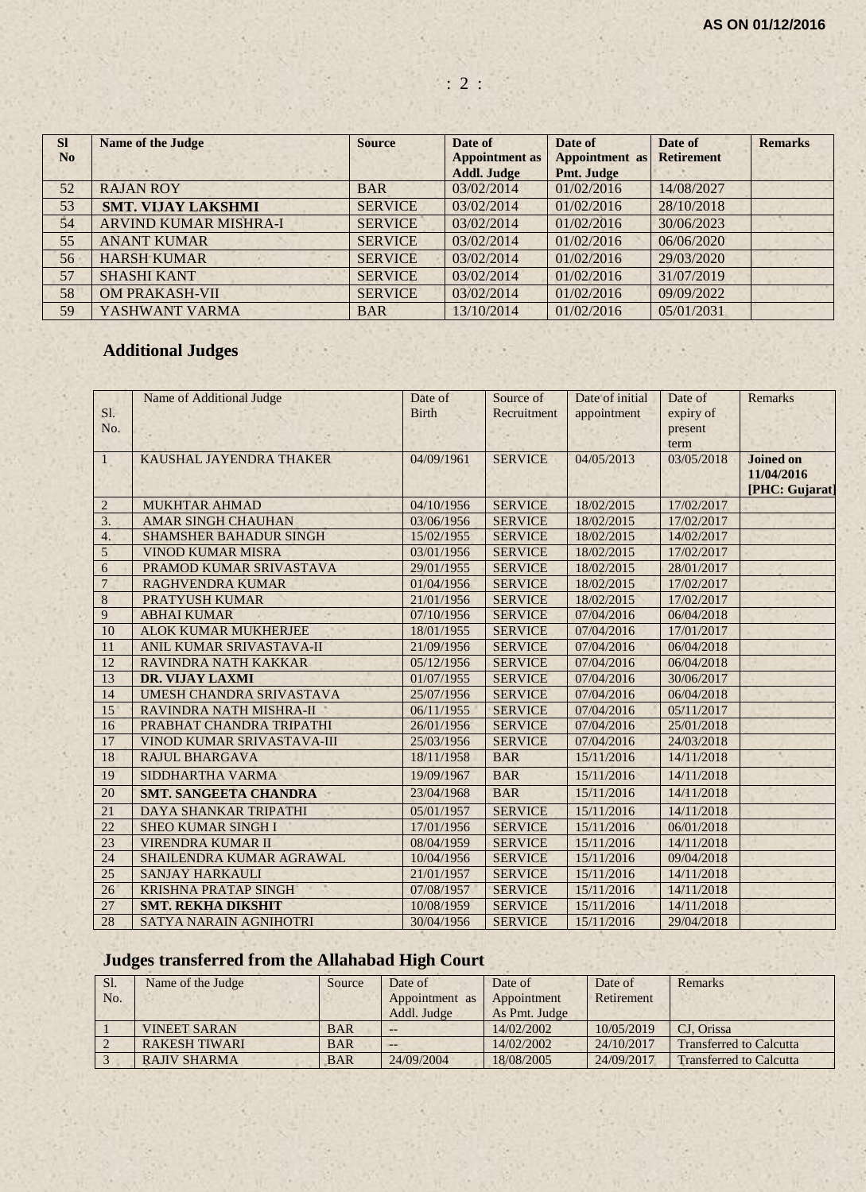AS ON 01/12/2016

| Sl No | Name of the Judge | Source | Date of Appointment as Addl. Judge | Date of Appointment as Pmt. Judge | Date of Retirement | Remarks |
|---|---|---|---|---|---|---|
| 52 | RAJAN ROY | BAR | 03/02/2014 | 01/02/2016 | 14/08/2027 | |
| 53 | **SMT. VIJAY LAKSHMI** | SERVICE | 03/02/2014 | 01/02/2016 | 28/10/2018 | |
| 54 | ARVIND KUMAR MISHRA-I | SERVICE | 03/02/2014 | 01/02/2016 | 30/06/2023 | |
| 55 | ANANT KUMAR | SERVICE | 03/02/2014 | 01/02/2016 | 06/06/2020 | |
| 56 | HARSH KUMAR | SERVICE | 03/02/2014 | 01/02/2016 | 29/03/2020 | |
| 57 | SHASHI KANT | SERVICE | 03/02/2014 | 01/02/2016 | 31/07/2019 | |
| 58 | OM PRAKASH-VII | SERVICE | 03/02/2014 | 01/02/2016 | 09/09/2022 | |
| 59 | YASHWANT VARMA | BAR | 13/10/2014 | 01/02/2016 | 05/01/2031 | |

## Additional Judges

| Sl. No. | Name of Additional Judge | Date of Birth | Source of Recruitment | Date of initial appointment | Date of expiry of present term | Remarks |
|---|---|---|---|---|---|---|
| 1 | KAUSHAL JAYENDRA THAKER | 04/09/1961 | SERVICE | 04/05/2013 | 03/05/2018 | **Joined on 11/04/2016 [PHC: Gujarat]** |
| 2 | MUKHTAR AHMAD | 04/10/1956 | SERVICE | 18/02/2015 | 17/02/2017 | |
| 3. | AMAR SINGH CHAUHAN | 03/06/1956 | SERVICE | 18/02/2015 | 17/02/2017 | |
| 4. | SHAMSHER BAHADUR SINGH | 15/02/1955 | SERVICE | 18/02/2015 | 14/02/2017 | |
| 5 | VINOD KUMAR MISRA | 03/01/1956 | SERVICE | 18/02/2015 | 17/02/2017 | |
| 6 | PRAMOD KUMAR SRIVASTAVA | 29/01/1955 | SERVICE | 18/02/2015 | 28/01/2017 | |
| 7 | RAGHVENDRA KUMAR | 01/04/1956 | SERVICE | 18/02/2015 | 17/02/2017 | |
| 8 | PRATYUSH KUMAR | 21/01/1956 | SERVICE | 18/02/2015 | 17/02/2017 | |
| 9 | ABHAI KUMAR | 07/10/1956 | SERVICE | 07/04/2016 | 06/04/2018 | |
| 10 | ALOK KUMAR MUKHERJEE | 18/01/1955 | SERVICE | 07/04/2016 | 17/01/2017 | |
| 11 | ANIL KUMAR SRIVASTAVA-II | 21/09/1956 | SERVICE | 07/04/2016 | 06/04/2018 | |
| 12 | RAVINDRA NATH KAKKAR | 05/12/1956 | SERVICE | 07/04/2016 | 06/04/2018 | |
| 13 | **DR. VIJAY LAXMI** | 01/07/1955 | SERVICE | 07/04/2016 | 30/06/2017 | |
| 14 | UMESH CHANDRA SRIVASTAVA | 25/07/1956 | SERVICE | 07/04/2016 | 06/04/2018 | |
| 15 | RAVINDRA NATH MISHRA-II | 06/11/1955 | SERVICE | 07/04/2016 | 05/11/2017 | |
| 16 | PRABHAT CHANDRA TRIPATHI | 26/01/1956 | SERVICE | 07/04/2016 | 25/01/2018 | |
| 17 | VINOD KUMAR SRIVASTAVA-III | 25/03/1956 | SERVICE | 07/04/2016 | 24/03/2018 | |
| 18 | RAJUL BHARGAVA | 18/11/1958 | BAR | 15/11/2016 | 14/11/2018 | |
| 19 | SIDDHARTHA VARMA | 19/09/1967 | BAR | 15/11/2016 | 14/11/2018 | |
| 20 | **SMT. SANGEETA CHANDRA** | 23/04/1968 | BAR | 15/11/2016 | 14/11/2018 | |
| 21 | DAYA SHANKAR TRIPATHI | 05/01/1957 | SERVICE | 15/11/2016 | 14/11/2018 | |
| 22 | SHEO KUMAR SINGH I | 17/01/1956 | SERVICE | 15/11/2016 | 06/01/2018 | |
| 23 | VIRENDRA KUMAR II | 08/04/1959 | SERVICE | 15/11/2016 | 14/11/2018 | |
| 24 | SHAILENDRA KUMAR AGRAWAL | 10/04/1956 | SERVICE | 15/11/2016 | 09/04/2018 | |
| 25 | SANJAY HARKAULI | 21/01/1957 | SERVICE | 15/11/2016 | 14/11/2018 | |
| 26 | KRISHNA PRATAP SINGH | 07/08/1957 | SERVICE | 15/11/2016 | 14/11/2018 | |
| 27 | **SMT. REKHA DIKSHIT** | 10/08/1959 | SERVICE | 15/11/2016 | 14/11/2018 | |
| 28 | SATYA NARAIN AGNIHOTRI | 30/04/1956 | SERVICE | 15/11/2016 | 29/04/2018 | |

## Judges transferred from the Allahabad High Court

| Sl. No. | Name of the Judge | Source | Date of Appointment as Addl. Judge | Date of Appointment As Pmt. Judge | Date of Retirement | Remarks |
|---|---|---|---|---|---|---|
| 1 | VINEET SARAN | BAR | -- | 14/02/2002 | 10/05/2019 | CJ, Orissa |
| 2 | RAKESH TIWARI | BAR | -- | 14/02/2002 | 24/10/2017 | Transferred to Calcutta |
| 3 | RAJIV SHARMA | BAR | 24/09/2004 | 18/08/2005 | 24/09/2017 | Transferred to Calcutta |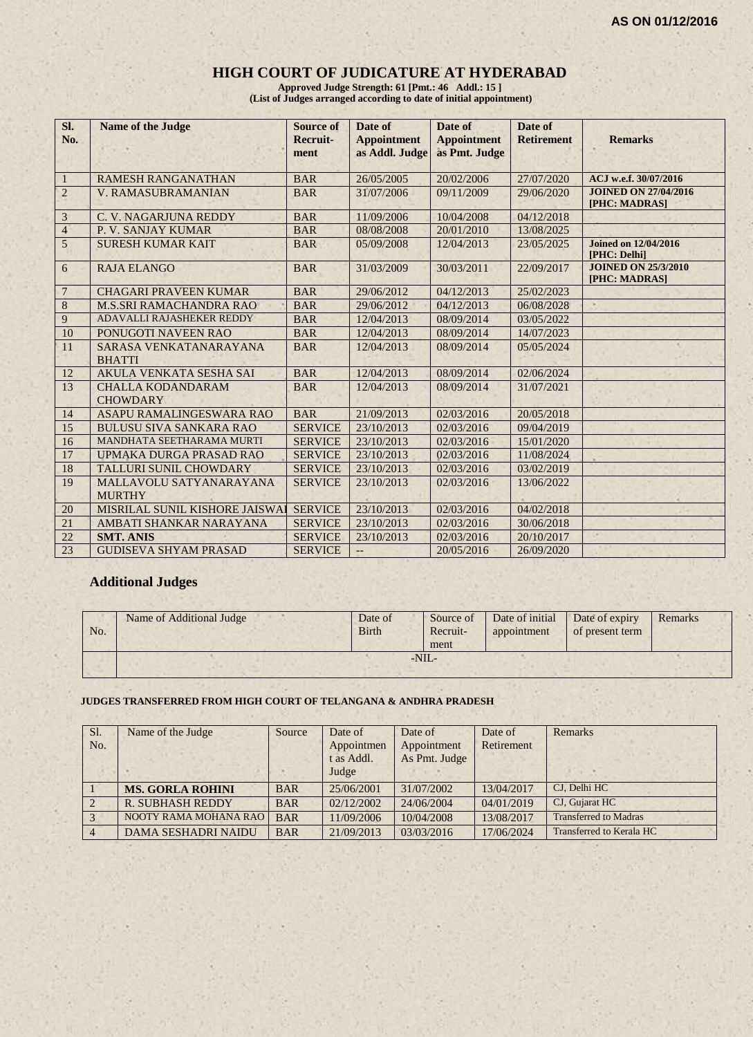**AS ON 01/12/2016**

# HIGH COURT OF JUDICATURE AT HYDERABAD

**Approved Judge Strength: 61 [Pmt.: 46 Addl.: 15 ]**
**(List of Judges arranged according to date of initial appointment)**

| Sl. No. | Name of the Judge | Source of Recruit-ment | Date of Appointment as Addl. Judge | Date of Appointment as Pmt. Judge | Date of Retirement | Remarks |
|---|---|---|---|---|---|---|
| 1 | RAMESH RANGANATHAN | BAR | 26/05/2005 | 20/02/2006 | 27/07/2020 | ACJ w.e.f. 30/07/2016 |
| 2 | V. RAMASUBRAMANIAN | BAR | 31/07/2006 | 09/11/2009 | 29/06/2020 | JOINED ON 27/04/2016 [PHC: MADRAS] |
| 3 | C. V. NAGARJUNA REDDY | BAR | 11/09/2006 | 10/04/2008 | 04/12/2018 | |
| 4 | P. V. SANJAY KUMAR | BAR | 08/08/2008 | 20/01/2010 | 13/08/2025 | |
| 5 | SURESH KUMAR KAIT | BAR | 05/09/2008 | 12/04/2013 | 23/05/2025 | Joined on 12/04/2016 [PHC: Delhi] |
| 6 | RAJA ELANGO | BAR | 31/03/2009 | 30/03/2011 | 22/09/2017 | JOINED ON 25/3/2010 [PHC: MADRAS] |
| 7 | CHAGARI PRAVEEN KUMAR | BAR | 29/06/2012 | 04/12/2013 | 25/02/2023 | |
| 8 | M.S.SRI RAMACHANDRA RAO | BAR | 29/06/2012 | 04/12/2013 | 06/08/2028 | |
| 9 | ADAVALLI RAJASHEKER REDDY | BAR | 12/04/2013 | 08/09/2014 | 03/05/2022 | |
| 10 | PONUGOTI NAVEEN RAO | BAR | 12/04/2013 | 08/09/2014 | 14/07/2023 | |
| 11 | SARASA VENKATANARAYANA BHATTI | BAR | 12/04/2013 | 08/09/2014 | 05/05/2024 | |
| 12 | AKULA VENKATA SESHA SAI | BAR | 12/04/2013 | 08/09/2014 | 02/06/2024 | |
| 13 | CHALLA KODANDARAM CHOWDARY | BAR | 12/04/2013 | 08/09/2014 | 31/07/2021 | |
| 14 | ASAPU RAMALINGESWARA RAO | BAR | 21/09/2013 | 02/03/2016 | 20/05/2018 | |
| 15 | BULUSU SIVA SANKARA RAO | SERVICE | 23/10/2013 | 02/03/2016 | 09/04/2019 | |
| 16 | MANDHATA SEETHARAMA MURTI | SERVICE | 23/10/2013 | 02/03/2016 | 15/01/2020 | |
| 17 | UPMAKA DURGA PRASAD RAO | SERVICE | 23/10/2013 | 02/03/2016 | 11/08/2024 | |
| 18 | TALLURI SUNIL CHOWDARY | SERVICE | 23/10/2013 | 02/03/2016 | 03/02/2019 | |
| 19 | MALLAVOLU SATYANARAYANA MURTHY | SERVICE | 23/10/2013 | 02/03/2016 | 13/06/2022 | |
| 20 | MISRILAL SUNIL KISHORE JAISWAL | SERVICE | 23/10/2013 | 02/03/2016 | 04/02/2018 | |
| 21 | AMBATI SHANKAR NARAYANA | SERVICE | 23/10/2013 | 02/03/2016 | 30/06/2018 | |
| 22 | **SMT. ANIS** | SERVICE | 23/10/2013 | 02/03/2016 | 20/10/2017 | |
| 23 | GUDISEVA SHYAM PRASAD | SERVICE | -- | 20/05/2016 | 26/09/2020 | |

## Additional Judges

| No. | Name of Additional Judge | Date of Birth | Source of Recruit-ment | Date of initial appointment | Date of expiry of present term | Remarks |
|---|---|---|---|---|---|---|
| | -NIL- | | | | | |

**JUDGES TRANSFERRED FROM HIGH COURT OF TELANGANA & ANDHRA PRADESH**

| Sl. No. | Name of the Judge | Source | Date of Appointment as Addl. Judge | Date of Appointment As Pmt. Judge | Date of Retirement | Remarks |
|---|---|---|---|---|---|---|
| 1 | **MS. GORLA ROHINI** | BAR | 25/06/2001 | 31/07/2002 | 13/04/2017 | CJ, Delhi HC |
| 2 | R. SUBHASH REDDY | BAR | 02/12/2002 | 24/06/2004 | 04/01/2019 | CJ, Gujarat HC |
| 3 | NOOTY RAMA MOHANA RAO | BAR | 11/09/2006 | 10/04/2008 | 13/08/2017 | Transferred to Madras |
| 4 | DAMA SESHADRI NAIDU | BAR | 21/09/2013 | 03/03/2016 | 17/06/2024 | Transferred to Kerala HC |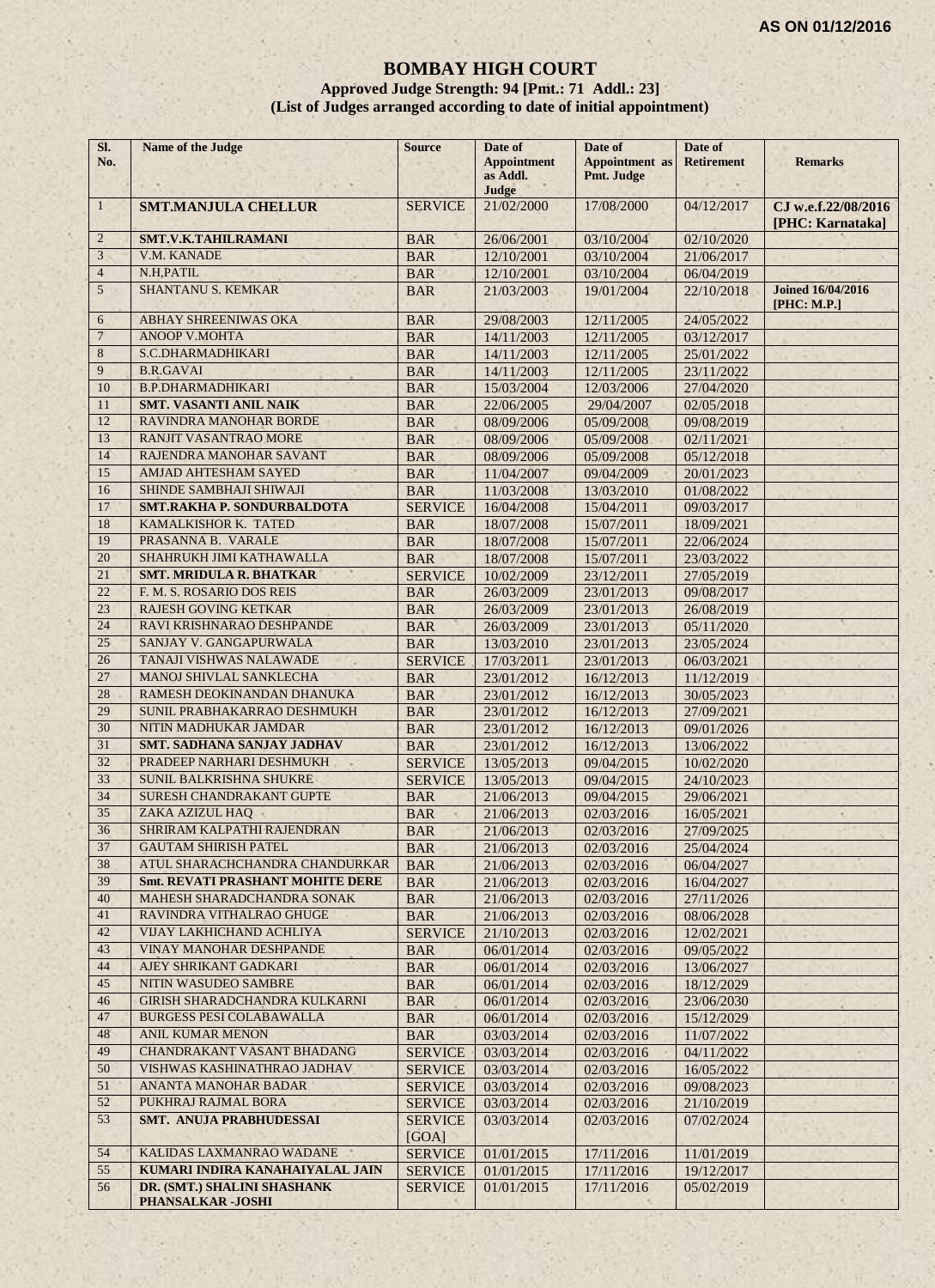**AS ON 01/12/2016**

# BOMBAY HIGH COURT

**Approved Judge Strength: 94 [Pmt.: 71 Addl.: 23]**

**(List of Judges arranged according to date of initial appointment)**

| Sl. No. | Name of the Judge | Source | Date of Appointment as Addl. Judge | Date of Appointment as Pmt. Judge | Date of Retirement | Remarks |
|---|---|---|---|---|---|---|
| 1 | **SMT.MANJULA CHELLUR** | SERVICE | 21/02/2000 | 17/08/2000 | 04/12/2017 | **CJ w.e.f.22/08/2016 [PHC: Karnataka]** |
| 2 | **SMT.V.K.TAHILRAMANI** | BAR | 26/06/2001 | 03/10/2004 | 02/10/2020 | |
| 3 | V.M. KANADE | BAR | 12/10/2001 | 03/10/2004 | 21/06/2017 | |
| 4 | N.H.PATIL | BAR | 12/10/2001 | 03/10/2004 | 06/04/2019 | |
| 5 | SHANTANU S. KEMKAR | BAR | 21/03/2003 | 19/01/2004 | 22/10/2018 | **Joined 16/04/2016 [PHC: M.P.]** |
| 6 | ABHAY SHREENIWAS OKA | BAR | 29/08/2003 | 12/11/2005 | 24/05/2022 | |
| 7 | ANOOP V.MOHTA | BAR | 14/11/2003 | 12/11/2005 | 03/12/2017 | |
| 8 | S.C.DHARMADHIKARI | BAR | 14/11/2003 | 12/11/2005 | 25/01/2022 | |
| 9 | B.R.GAVAI | BAR | 14/11/2003 | 12/11/2005 | 23/11/2022 | |
| 10 | B.P.DHARMADHIKARI | BAR | 15/03/2004 | 12/03/2006 | 27/04/2020 | |
| 11 | **SMT. VASANTI ANIL NAIK** | BAR | 22/06/2005 | 29/04/2007 | 02/05/2018 | |
| 12 | RAVINDRA MANOHAR BORDE | BAR | 08/09/2006 | 05/09/2008 | 09/08/2019 | |
| 13 | RANJIT VASANTRAO MORE | BAR | 08/09/2006 | 05/09/2008 | 02/11/2021 | |
| 14 | RAJENDRA MANOHAR SAVANT | BAR | 08/09/2006 | 05/09/2008 | 05/12/2018 | |
| 15 | AMJAD AHTESHAM SAYED | BAR | 11/04/2007 | 09/04/2009 | 20/01/2023 | |
| 16 | SHINDE SAMBHAJI SHIWAJI | BAR | 11/03/2008 | 13/03/2010 | 01/08/2022 | |
| 17 | **SMT.RAKHA P. SONDURBALDOTA** | SERVICE | 16/04/2008 | 15/04/2011 | 09/03/2017 | |
| 18 | KAMALKISHOR K. TATED | BAR | 18/07/2008 | 15/07/2011 | 18/09/2021 | |
| 19 | PRASANNA B. VARALE | BAR | 18/07/2008 | 15/07/2011 | 22/06/2024 | |
| 20 | SHAHRUKH JIMI KATHAWALLA | BAR | 18/07/2008 | 15/07/2011 | 23/03/2022 | |
| 21 | **SMT. MRIDULA R. BHATKAR** | SERVICE | 10/02/2009 | 23/12/2011 | 27/05/2019 | |
| 22 | F. M. S. ROSARIO DOS REIS | BAR | 26/03/2009 | 23/01/2013 | 09/08/2017 | |
| 23 | RAJESH GOVING KETKAR | BAR | 26/03/2009 | 23/01/2013 | 26/08/2019 | |
| 24 | RAVI KRISHNARAO DESHPANDE | BAR | 26/03/2009 | 23/01/2013 | 05/11/2020 | |
| 25 | SANJAY V. GANGAPURWALA | BAR | 13/03/2010 | 23/01/2013 | 23/05/2024 | |
| 26 | TANAJI VISHWAS NALAWADE | SERVICE | 17/03/2011 | 23/01/2013 | 06/03/2021 | |
| 27 | MANOJ SHIVLAL SANKLECHA | BAR | 23/01/2012 | 16/12/2013 | 11/12/2019 | |
| 28 | RAMESH DEOKINANDAN DHANUKA | BAR | 23/01/2012 | 16/12/2013 | 30/05/2023 | |
| 29 | SUNIL PRABHAKARRAO DESHMUKH | BAR | 23/01/2012 | 16/12/2013 | 27/09/2021 | |
| 30 | NITIN MADHUKAR JAMDAR | BAR | 23/01/2012 | 16/12/2013 | 09/01/2026 | |
| 31 | **SMT. SADHANA SANJAY JADHAV** | BAR | 23/01/2012 | 16/12/2013 | 13/06/2022 | |
| 32 | PRADEEP NARHARI DESHMUKH | SERVICE | 13/05/2013 | 09/04/2015 | 10/02/2020 | |
| 33 | SUNIL BALKRISHNA SHUKRE | SERVICE | 13/05/2013 | 09/04/2015 | 24/10/2023 | |
| 34 | SURESH CHANDRAKANT GUPTE | BAR | 21/06/2013 | 09/04/2015 | 29/06/2021 | |
| 35 | ZAKA AZIZUL HAQ | BAR | 21/06/2013 | 02/03/2016 | 16/05/2021 | |
| 36 | SHRIRAM KALPATHI RAJENDRAN | BAR | 21/06/2013 | 02/03/2016 | 27/09/2025 | |
| 37 | GAUTAM SHIRISH PATEL | BAR | 21/06/2013 | 02/03/2016 | 25/04/2024 | |
| 38 | ATUL SHARACHCHANDRA CHANDURKAR | BAR | 21/06/2013 | 02/03/2016 | 06/04/2027 | |
| 39 | **Smt. REVATI PRASHANT MOHITE DERE** | BAR | 21/06/2013 | 02/03/2016 | 16/04/2027 | |
| 40 | MAHESH SHARADCHANDRA SONAK | BAR | 21/06/2013 | 02/03/2016 | 27/11/2026 | |
| 41 | RAVINDRA VITHALRAO GHUGE | BAR | 21/06/2013 | 02/03/2016 | 08/06/2028 | |
| 42 | VIJAY LAKHICHAND ACHLIYA | SERVICE | 21/10/2013 | 02/03/2016 | 12/02/2021 | |
| 43 | VINAY MANOHAR DESHPANDE | BAR | 06/01/2014 | 02/03/2016 | 09/05/2022 | |
| 44 | AJEY SHRIKANT GADKARI | BAR | 06/01/2014 | 02/03/2016 | 13/06/2027 | |
| 45 | NITIN WASUDEO SAMBRE | BAR | 06/01/2014 | 02/03/2016 | 18/12/2029 | |
| 46 | GIRISH SHARADCHANDRA KULKARNI | BAR | 06/01/2014 | 02/03/2016 | 23/06/2030 | |
| 47 | BURGESS PESI COLABAWALLA | BAR | 06/01/2014 | 02/03/2016 | 15/12/2029 | |
| 48 | ANIL KUMAR MENON | BAR | 03/03/2014 | 02/03/2016 | 11/07/2022 | |
| 49 | CHANDRAKANT VASANT BHADANG | SERVICE | 03/03/2014 | 02/03/2016 | 04/11/2022 | |
| 50 | VISHWAS KASHINATHRAO JADHAV | SERVICE | 03/03/2014 | 02/03/2016 | 16/05/2022 | |
| 51 | ANANTA MANOHAR BADAR | SERVICE | 03/03/2014 | 02/03/2016 | 09/08/2023 | |
| 52 | PUKHRAJ RAJMAL BORA | SERVICE | 03/03/2014 | 02/03/2016 | 21/10/2019 | |
| 53 | **SMT. ANUJA PRABHUDESSAI** | SERVICE [GOA] | 03/03/2014 | 02/03/2016 | 07/02/2024 | |
| 54 | KALIDAS LAXMANRAO WADANE | SERVICE | 01/01/2015 | 17/11/2016 | 11/01/2019 | |
| 55 | **KUMARI INDIRA KANAHAIYALAL JAIN** | SERVICE | 01/01/2015 | 17/11/2016 | 19/12/2017 | |
| 56 | **DR. (SMT.) SHALINI SHASHANK PHANSALKAR -JOSHI** | SERVICE | 01/01/2015 | 17/11/2016 | 05/02/2019 | |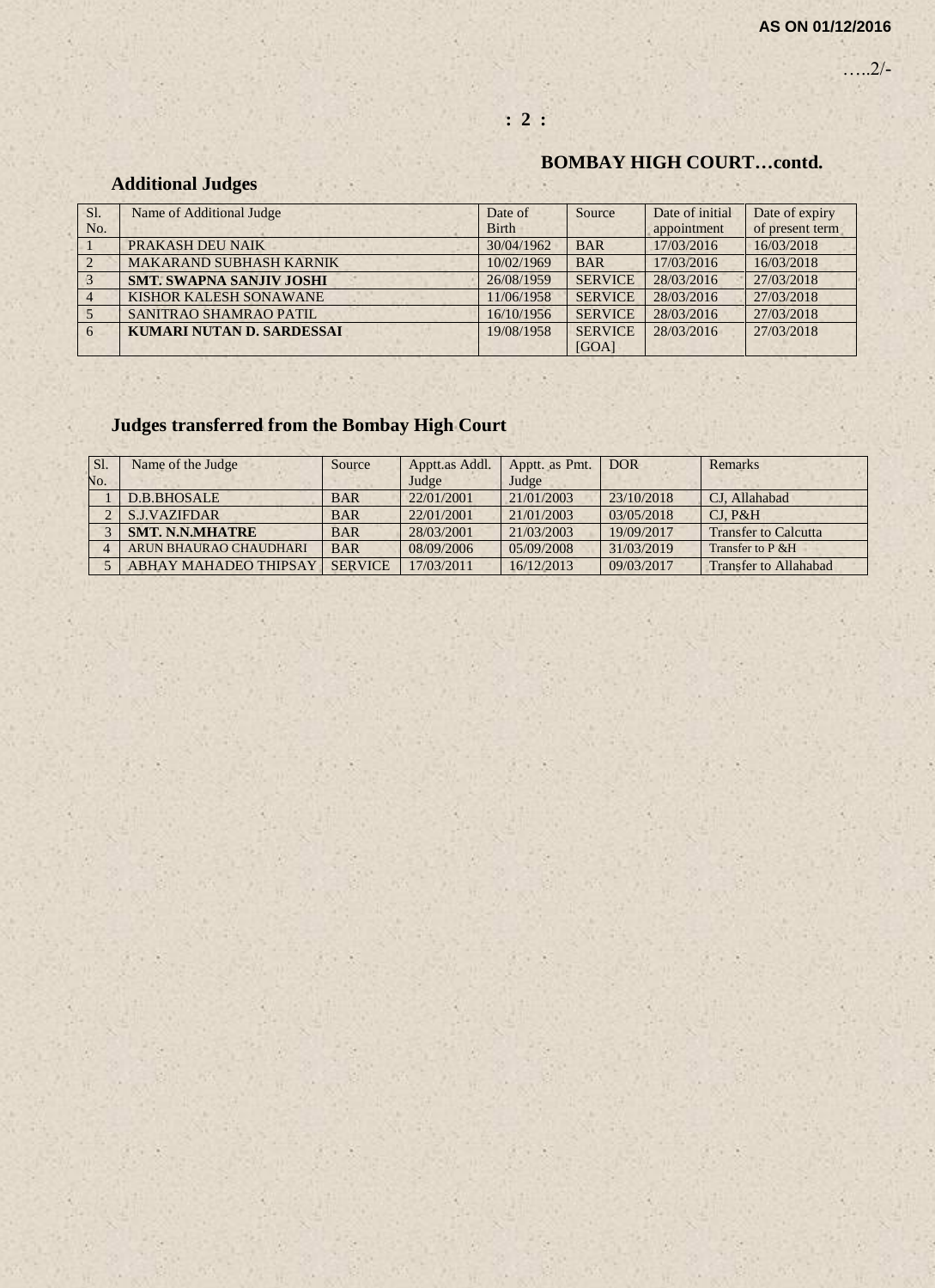## BOMBAY HIGH COURT…contd.

### Additional Judges

| Sl. No. | Name of Additional Judge | Date of Birth | Source | Date of initial appointment | Date of expiry of present term |
|---|---|---|---|---|---|
| 1 | PRAKASH DEU NAIK | 30/04/1962 | BAR | 17/03/2016 | 16/03/2018 |
| 2 | MAKARAND SUBHASH KARNIK | 10/02/1969 | BAR | 17/03/2016 | 16/03/2018 |
| 3 | **SMT. SWAPNA SANJIV JOSHI** | 26/08/1959 | SERVICE | 28/03/2016 | 27/03/2018 |
| 4 | KISHOR KALESH SONAWANE | 11/06/1958 | SERVICE | 28/03/2016 | 27/03/2018 |
| 5 | SANITRAO SHAMRAO PATIL | 16/10/1956 | SERVICE | 28/03/2016 | 27/03/2018 |
| 6 | **KUMARI NUTAN D. SARDESSAI** | 19/08/1958 | SERVICE [GOA] | 28/03/2016 | 27/03/2018 |

### Judges transferred from the Bombay High Court

| Sl. No. | Name of the Judge | Source | Apptt.as Addl. Judge | Apptt. as Pmt. Judge | DOR | Remarks |
|---|---|---|---|---|---|---|
| 1 | D.B.BHOSALE | BAR | 22/01/2001 | 21/01/2003 | 23/10/2018 | CJ, Allahabad |
| 2 | S.J.VAZIFDAR | BAR | 22/01/2001 | 21/01/2003 | 03/05/2018 | CJ, P&H |
| 3 | **SMT. N.N.MHATRE** | BAR | 28/03/2001 | 21/03/2003 | 19/09/2017 | Transfer to Calcutta |
| 4 | ARUN BHAURAO CHAUDHARI | BAR | 08/09/2006 | 05/09/2008 | 31/03/2019 | Transfer to P &H |
| 5 | ABHAY MAHADEO THIPSAY | SERVICE | 17/03/2011 | 16/12/2013 | 09/03/2017 | Transfer to Allahabad |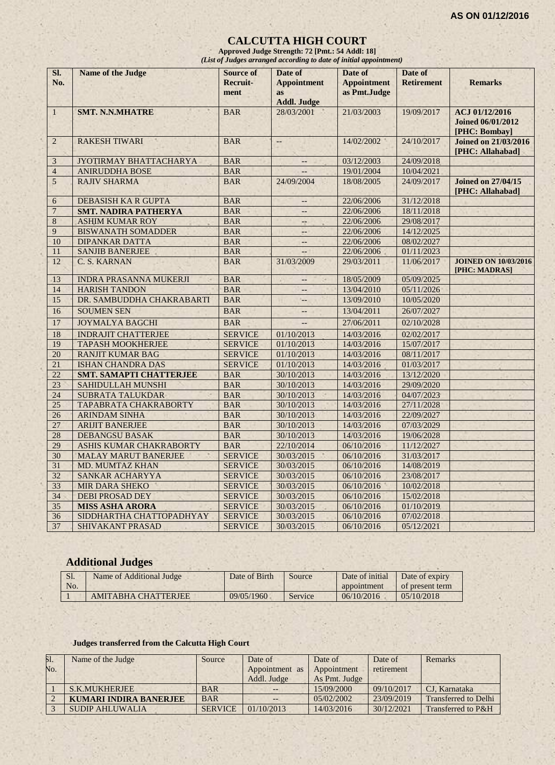**AS ON 01/12/2016**

# CALCUTTA HIGH COURT

**Approved Judge Strength: 72 [Pmt.: 54 Addl: 18]**

***(List of Judges arranged according to date of initial appointment)***

| Sl. No. | Name of the Judge | Source of Recruit-ment | Date of Appointment as Addl. Judge | Date of Appointment as Pmt.Judge | Date of Retirement | Remarks |
|---|---|---|---|---|---|---|
| 1 | **SMT. N.N.MHATRE** | BAR | 28/03/2001 | 21/03/2003 | 19/09/2017 | **ACJ 01/12/2016 Joined 06/01/2012 [PHC: Bombay]** |
| 2 | RAKESH TIWARI | BAR | -- | 14/02/2002 | 24/10/2017 | **Joined on 21/03/2016 [PHC: Allahabad]** |
| 3 | JYOTIRMAY BHATTACHARYA | BAR | -- | 03/12/2003 | 24/09/2018 | |
| 4 | ANIRUDDHA BOSE | BAR | -- | 19/01/2004 | 10/04/2021 | |
| 5 | RAJIV SHARMA | BAR | 24/09/2004 | 18/08/2005 | 24/09/2017 | **Joined on 27/04/15 [PHC: Allahabad]** |
| 6 | DEBASISH KA R GUPTA | BAR | -- | 22/06/2006 | 31/12/2018 | |
| 7 | **SMT. NADIRA PATHERYA** | BAR | -- | 22/06/2006 | 18/11/2018 | |
| 8 | ASHIM KUMAR ROY | BAR | -- | 22/06/2006 | 29/08/2017 | |
| 9 | BISWANATH SOMADDER | BAR | -- | 22/06/2006 | 14/12/2025 | |
| 10 | DIPANKAR DATTA | BAR | -- | 22/06/2006 | 08/02/2027 | |
| 11 | SANJIB BANERJEE | BAR | -- | 22/06/2006 | 01/11/2023 | |
| 12 | C. S. KARNAN | BAR | 31/03/2009 | 29/03/2011 | 11/06/2017 | **JOINED ON 10/03/2016 [PHC: MADRAS]** |
| 13 | INDRA PRASANNA MUKERJI | BAR | -- | 18/05/2009 | 05/09/2025 | |
| 14 | HARISH TANDON | BAR | -- | 13/04/2010 | 05/11/2026 | |
| 15 | DR. SAMBUDDHA CHAKRABARTI | BAR | -- | 13/09/2010 | 10/05/2020 | |
| 16 | SOUMEN SEN | BAR | -- | 13/04/2011 | 26/07/2027 | |
| 17 | JOYMALYA BAGCHI | BAR | -- | 27/06/2011 | 02/10/2028 | |
| 18 | INDRAJIT CHATTERJEE | SERVICE | 01/10/2013 | 14/03/2016 | 02/02/2017 | |
| 19 | TAPASH MOOKHERJEE | SERVICE | 01/10/2013 | 14/03/2016 | 15/07/2017 | |
| 20 | RANJIT KUMAR BAG | SERVICE | 01/10/2013 | 14/03/2016 | 08/11/2017 | |
| 21 | ISHAN CHANDRA DAS | SERVICE | 01/10/2013 | 14/03/2016 | 01/03/2017 | |
| 22 | **SMT. SAMAPTI CHATTERJEE** | BAR | 30/10/2013 | 14/03/2016 | 13/12/2020 | |
| 23 | SAHIDULLAH MUNSHI | BAR | 30/10/2013 | 14/03/2016 | 29/09/2020 | |
| 24 | SUBRATA TALUKDAR | BAR | 30/10/2013 | 14/03/2016 | 04/07/2023 | |
| 25 | TAPABRATA CHAKRABORTY | BAR | 30/10/2013 | 14/03/2016 | 27/11/2028 | |
| 26 | ARINDAM SINHA | BAR | 30/10/2013 | 14/03/2016 | 22/09/2027 | |
| 27 | ARIJIT BANERJEE | BAR | 30/10/2013 | 14/03/2016 | 07/03/2029 | |
| 28 | DEBANGSU BASAK | BAR | 30/10/2013 | 14/03/2016 | 19/06/2028 | |
| 29 | ASHIS KUMAR CHAKRABORTY | BAR | 22/10/2014 | 06/10/2016 | 11/12/2027 | |
| 30 | MALAY MARUT BANERJEE | SERVICE | 30/03/2015 | 06/10/2016 | 31/03/2017 | |
| 31 | MD. MUMTAZ KHAN | SERVICE | 30/03/2015 | 06/10/2016 | 14/08/2019 | |
| 32 | SANKAR ACHARYYA | SERVICE | 30/03/2015 | 06/10/2016 | 23/08/2017 | |
| 33 | MIR DARA SHEKO | SERVICE | 30/03/2015 | 06/10/2016 | 10/02/2018 | |
| 34 | DEBI PROSAD DEY | SERVICE | 30/03/2015 | 06/10/2016 | 15/02/2018 | |
| 35 | **MISS ASHA ARORA** | SERVICE | 30/03/2015 | 06/10/2016 | 01/10/2019 | |
| 36 | SIDDHARTHA CHATTOPADHYAY | SERVICE | 30/03/2015 | 06/10/2016 | 07/02/2018 | |
| 37 | SHIVAKANT PRASAD | SERVICE | 30/03/2015 | 06/10/2016 | 05/12/2021 | |

## Additional Judges

| Sl. No. | Name of Additional Judge | Date of Birth | Source | Date of initial appointment | Date of expiry of present term |
|---|---|---|---|---|---|
| 1 | AMITABHA CHATTERJEE | 09/05/1960 | Service | 06/10/2016 | 05/10/2018 |

### Judges transferred from the Calcutta High Court

| Sl. No. | Name of the Judge | Source | Date of Appointment as Addl. Judge | Date of Appointment As Pmt. Judge | Date of retirement | Remarks |
|---|---|---|---|---|---|---|
| 1 | S.K.MUKHERJEE | BAR | -- | 15/09/2000 | 09/10/2017 | CJ, Karnataka |
| 2 | **KUMARI INDIRA BANERJEE** | BAR | -- | 05/02/2002 | 23/09/2019 | Transferred to Delhi |
| 3 | SUDIP AHLUWALIA | SERVICE | 01/10/2013 | 14/03/2016 | 30/12/2021 | Transferred to P&H |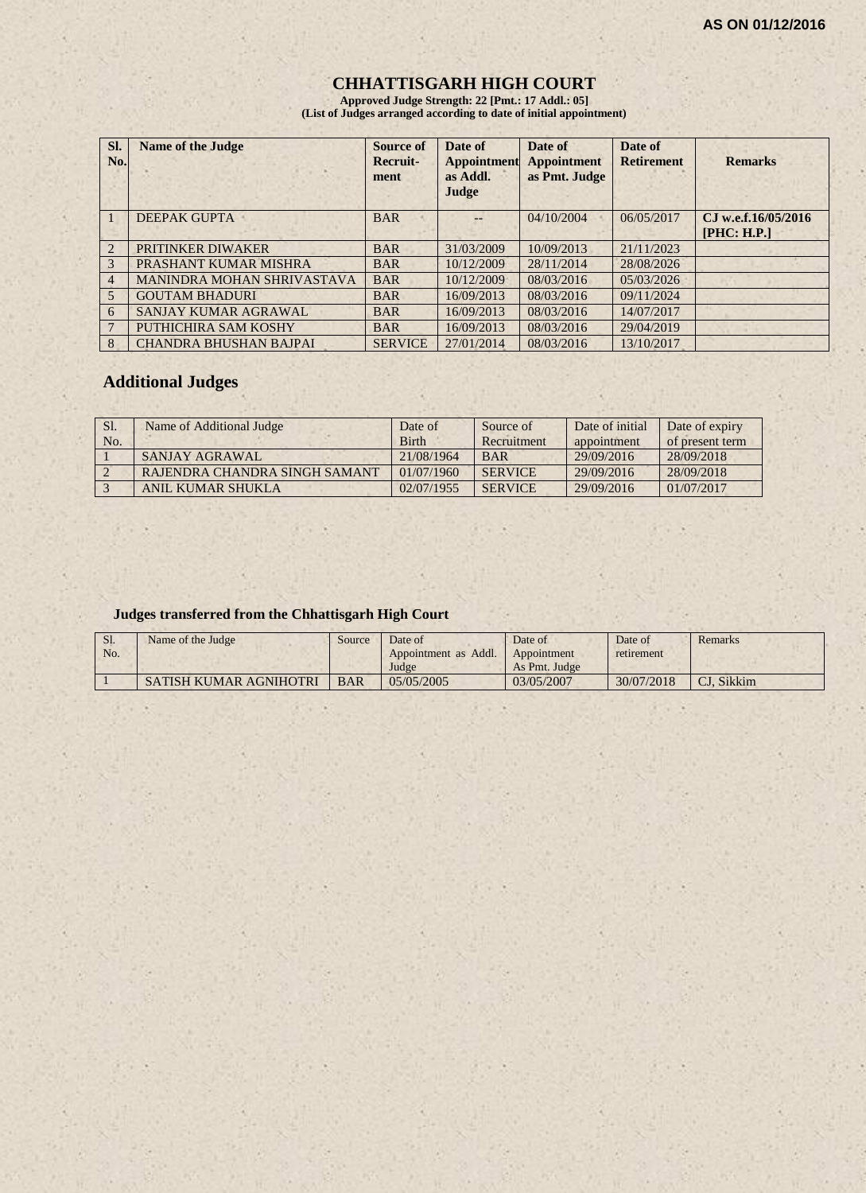AS ON 01/12/2016

# CHHATTISGARH HIGH COURT

**Approved Judge Strength: 22 [Pmt.: 17 Addl.: 05]**
**(List of Judges arranged according to date of initial appointment)**

| Sl. No. | Name of the Judge | Source of Recruit-ment | Date of Appointment as Addl. Judge | Date of Appointment as Pmt. Judge | Date of Retirement | Remarks |
|---|---|---|---|---|---|---|
| 1 | DEEPAK GUPTA | BAR | -- | 04/10/2004 | 06/05/2017 | **CJ w.e.f.16/05/2016 [PHC: H.P.]** |
| 2 | PRITINKER DIWAKER | BAR | 31/03/2009 | 10/09/2013 | 21/11/2023 | |
| 3 | PRASHANT KUMAR MISHRA | BAR | 10/12/2009 | 28/11/2014 | 28/08/2026 | |
| 4 | MANINDRA MOHAN SHRIVASTAVA | BAR | 10/12/2009 | 08/03/2016 | 05/03/2026 | |
| 5 | GOUTAM BHADURI | BAR | 16/09/2013 | 08/03/2016 | 09/11/2024 | |
| 6 | SANJAY KUMAR AGRAWAL | BAR | 16/09/2013 | 08/03/2016 | 14/07/2017 | |
| 7 | PUTHICHIRA SAM KOSHY | BAR | 16/09/2013 | 08/03/2016 | 29/04/2019 | |
| 8 | CHANDRA BHUSHAN BAJPAI | SERVICE | 27/01/2014 | 08/03/2016 | 13/10/2017 | |

## Additional Judges

| Sl. No. | Name of Additional Judge | Date of Birth | Source of Recruitment | Date of initial appointment | Date of expiry of present term |
|---|---|---|---|---|---|
| 1 | SANJAY AGRAWAL | 21/08/1964 | BAR | 29/09/2016 | 28/09/2018 |
| 2 | RAJENDRA CHANDRA SINGH SAMANT | 01/07/1960 | SERVICE | 29/09/2016 | 28/09/2018 |
| 3 | ANIL KUMAR SHUKLA | 02/07/1955 | SERVICE | 29/09/2016 | 01/07/2017 |

### Judges transferred from the Chhattisgarh High Court

| Sl. No. | Name of the Judge | Source | Date of Appointment as Addl. Judge | Date of Appointment As Pmt. Judge | Date of retirement | Remarks |
|---|---|---|---|---|---|---|
| 1 | SATISH KUMAR AGNIHOTRI | BAR | 05/05/2005 | 03/05/2007 | 30/07/2018 | CJ, Sikkim |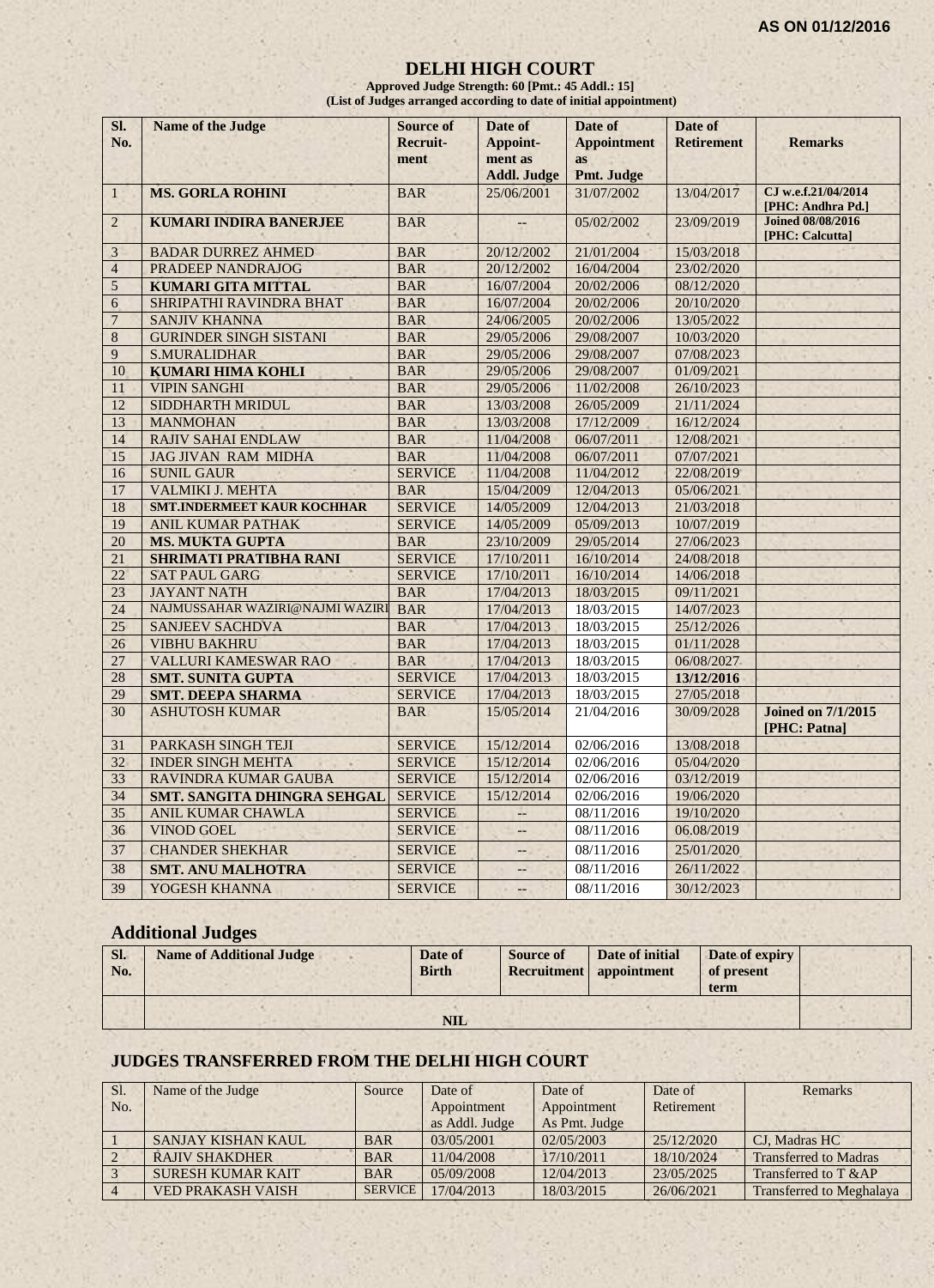**AS ON 01/12/2016**

# DELHI HIGH COURT

**Approved Judge Strength: 60 [Pmt.: 45 Addl.: 15]**
**(List of Judges arranged according to date of initial appointment)**

| Sl. No. | Name of the Judge | Source of Recruit-ment | Date of Appoint-ment as Addl. Judge | Date of Appointment as Pmt. Judge | Date of Retirement | Remarks |
|---|---|---|---|---|---|---|
| 1 | **MS. GORLA ROHINI** | BAR | 25/06/2001 | 31/07/2002 | 13/04/2017 | **CJ w.e.f.21/04/2014 [PHC: Andhra Pd.]** |
| 2 | **KUMARI INDIRA BANERJEE** | BAR | -- | 05/02/2002 | 23/09/2019 | **Joined 08/08/2016 [PHC: Calcutta]** |
| 3 | BADAR DURREZ AHMED | BAR | 20/12/2002 | 21/01/2004 | 15/03/2018 | |
| 4 | PRADEEP NANDRAJOG | BAR | 20/12/2002 | 16/04/2004 | 23/02/2020 | |
| 5 | **KUMARI GITA MITTAL** | BAR | 16/07/2004 | 20/02/2006 | 08/12/2020 | |
| 6 | SHRIPATHI RAVINDRA BHAT | BAR | 16/07/2004 | 20/02/2006 | 20/10/2020 | |
| 7 | SANJIV KHANNA | BAR | 24/06/2005 | 20/02/2006 | 13/05/2022 | |
| 8 | GURINDER SINGH SISTANI | BAR | 29/05/2006 | 29/08/2007 | 10/03/2020 | |
| 9 | S.MURALIDHAR | BAR | 29/05/2006 | 29/08/2007 | 07/08/2023 | |
| 10 | **KUMARI HIMA KOHLI** | BAR | 29/05/2006 | 29/08/2007 | 01/09/2021 | |
| 11 | VIPIN SANGHI | BAR | 29/05/2006 | 11/02/2008 | 26/10/2023 | |
| 12 | SIDDHARTH MRIDUL | BAR | 13/03/2008 | 26/05/2009 | 21/11/2024 | |
| 13 | MANMOHAN | BAR | 13/03/2008 | 17/12/2009 | 16/12/2024 | |
| 14 | RAJIV SAHAI ENDLAW | BAR | 11/04/2008 | 06/07/2011 | 12/08/2021 | |
| 15 | JAG JIVAN RAM MIDHA | BAR | 11/04/2008 | 06/07/2011 | 07/07/2021 | |
| 16 | SUNIL GAUR | SERVICE | 11/04/2008 | 11/04/2012 | 22/08/2019 | |
| 17 | VALMIKI J. MEHTA | BAR | 15/04/2009 | 12/04/2013 | 05/06/2021 | |
| 18 | **SMT.INDERMEET KAUR KOCHHAR** | SERVICE | 14/05/2009 | 12/04/2013 | 21/03/2018 | |
| 19 | ANIL KUMAR PATHAK | SERVICE | 14/05/2009 | 05/09/2013 | 10/07/2019 | |
| 20 | **MS. MUKTA GUPTA** | BAR | 23/10/2009 | 29/05/2014 | 27/06/2023 | |
| 21 | **SHRIMATI PRATIBHA RANI** | SERVICE | 17/10/2011 | 16/10/2014 | 24/08/2018 | |
| 22 | SAT PAUL GARG | SERVICE | 17/10/2011 | 16/10/2014 | 14/06/2018 | |
| 23 | JAYANT NATH | BAR | 17/04/2013 | 18/03/2015 | 09/11/2021 | |
| 24 | NAJMUSSAHAR WAZIRI@NAJMI WAZIRI | BAR | 17/04/2013 | 18/03/2015 | 14/07/2023 | |
| 25 | SANJEEV SACHDVA | BAR | 17/04/2013 | 18/03/2015 | 25/12/2026 | |
| 26 | VIBHU BAKHRU | BAR | 17/04/2013 | 18/03/2015 | 01/11/2028 | |
| 27 | VALLURI KAMESWAR RAO | BAR | 17/04/2013 | 18/03/2015 | 06/08/2027 | |
| 28 | **SMT. SUNITA GUPTA** | SERVICE | 17/04/2013 | 18/03/2015 | **13/12/2016** | |
| 29 | **SMT. DEEPA SHARMA** | SERVICE | 17/04/2013 | 18/03/2015 | 27/05/2018 | |
| 30 | ASHUTOSH KUMAR | BAR | 15/05/2014 | 21/04/2016 | 30/09/2028 | **Joined on 7/1/2015 [PHC: Patna]** |
| 31 | PARKASH SINGH TEJI | SERVICE | 15/12/2014 | 02/06/2016 | 13/08/2018 | |
| 32 | INDER SINGH MEHTA | SERVICE | 15/12/2014 | 02/06/2016 | 05/04/2020 | |
| 33 | RAVINDRA KUMAR GAUBA | SERVICE | 15/12/2014 | 02/06/2016 | 03/12/2019 | |
| 34 | **SMT. SANGITA DHINGRA SEHGAL** | SERVICE | 15/12/2014 | 02/06/2016 | 19/06/2020 | |
| 35 | ANIL KUMAR CHAWLA | SERVICE | -- | 08/11/2016 | 19/10/2020 | |
| 36 | VINOD GOEL | SERVICE | -- | 08/11/2016 | 06.08/2019 | |
| 37 | CHANDER SHEKHAR | SERVICE | -- | 08/11/2016 | 25/01/2020 | |
| 38 | **SMT. ANU MALHOTRA** | SERVICE | -- | 08/11/2016 | 26/11/2022 | |
| 39 | YOGESH KHANNA | SERVICE | -- | 08/11/2016 | 30/12/2023 | |

## Additional Judges

| Sl. No. | Name of Additional Judge | Date of Birth | Source of Recruitment | Date of initial appointment | Date of expiry of present term | |
|---|---|---|---|---|---|---|
| | | **NIL** | | | | |

## JUDGES TRANSFERRED FROM THE DELHI HIGH COURT

| Sl. No. | Name of the Judge | Source | Date of Appointment as Addl. Judge | Date of Appointment As Pmt. Judge | Date of Retirement | Remarks |
|---|---|---|---|---|---|---|
| 1 | SANJAY KISHAN KAUL | BAR | 03/05/2001 | 02/05/2003 | 25/12/2020 | CJ, Madras HC |
| 2 | RAJIV SHAKDHER | BAR | 11/04/2008 | 17/10/2011 | 18/10/2024 | Transferred to Madras |
| 3 | SURESH KUMAR KAIT | BAR | 05/09/2008 | 12/04/2013 | 23/05/2025 | Transferred to T &AP |
| 4 | VED PRAKASH VAISH | SERVICE | 17/04/2013 | 18/03/2015 | 26/06/2021 | Transferred to Meghalaya |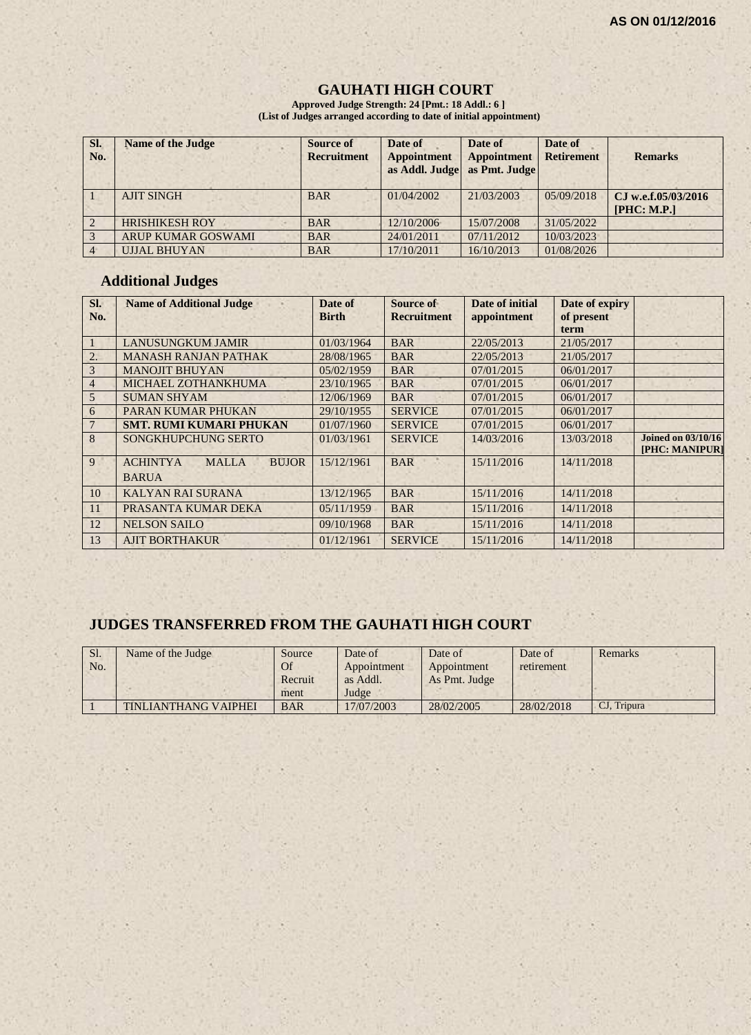AS ON 01/12/2016

# GAUHATI HIGH COURT

**Approved Judge Strength: 24 [Pmt.: 18 Addl.: 6 ]**
**(List of Judges arranged according to date of initial appointment)**

| Sl. No. | Name of the Judge | Source of Recruitment | Date of Appointment as Addl. Judge | Date of Appointment as Pmt. Judge | Date of Retirement | Remarks |
|---|---|---|---|---|---|---|
| 1 | AJIT SINGH | BAR | 01/04/2002 | 21/03/2003 | 05/09/2018 | CJ w.e.f.05/03/2016 [PHC: M.P.] |
| 2 | HRISHIKESH ROY | BAR | 12/10/2006 | 15/07/2008 | 31/05/2022 | |
| 3 | ARUP KUMAR GOSWAMI | BAR | 24/01/2011 | 07/11/2012 | 10/03/2023 | |
| 4 | UJJAL BHUYAN | BAR | 17/10/2011 | 16/10/2013 | 01/08/2026 | |

## Additional Judges

| Sl. No. | Name of Additional Judge | Date of Birth | Source of Recruitment | Date of initial appointment | Date of expiry of present term | |
|---|---|---|---|---|---|---|
| 1 | LANUSUNGKUM JAMIR | 01/03/1964 | BAR | 22/05/2013 | 21/05/2017 | |
| 2. | MANASH RANJAN PATHAK | 28/08/1965 | BAR | 22/05/2013 | 21/05/2017 | |
| 3 | MANOJIT BHUYAN | 05/02/1959 | BAR | 07/01/2015 | 06/01/2017 | |
| 4 | MICHAEL ZOTHANKHUMA | 23/10/1965 | BAR | 07/01/2015 | 06/01/2017 | |
| 5 | SUMAN SHYAM | 12/06/1969 | BAR | 07/01/2015 | 06/01/2017 | |
| 6 | PARAN KUMAR PHUKAN | 29/10/1955 | SERVICE | 07/01/2015 | 06/01/2017 | |
| 7 | **SMT. RUMI KUMARI PHUKAN** | 01/07/1960 | SERVICE | 07/01/2015 | 06/01/2017 | |
| 8 | SONGKHUPCHUNG SERTO | 01/03/1961 | SERVICE | 14/03/2016 | 13/03/2018 | **Joined on 03/10/16 [PHC: MANIPUR]** |
| 9 | ACHINTYA MALLA BUJOR BARUA | 15/12/1961 | BAR | 15/11/2016 | 14/11/2018 | |
| 10 | KALYAN RAI SURANA | 13/12/1965 | BAR | 15/11/2016 | 14/11/2018 | |
| 11 | PRASANTA KUMAR DEKA | 05/11/1959 | BAR | 15/11/2016 | 14/11/2018 | |
| 12 | NELSON SAILO | 09/10/1968 | BAR | 15/11/2016 | 14/11/2018 | |
| 13 | AJIT BORTHAKUR | 01/12/1961 | SERVICE | 15/11/2016 | 14/11/2018 | |

## JUDGES TRANSFERRED FROM THE GAUHATI HIGH COURT

| Sl. No. | Name of the Judge | Source Of Recruitment | Date of Appointment as Addl. Judge | Date of Appointment As Pmt. Judge | Date of retirement | Remarks |
|---|---|---|---|---|---|---|
| 1 | TINLIANTHANG VAIPHEI | BAR | 17/07/2003 | 28/02/2005 | 28/02/2018 | CJ, Tripura |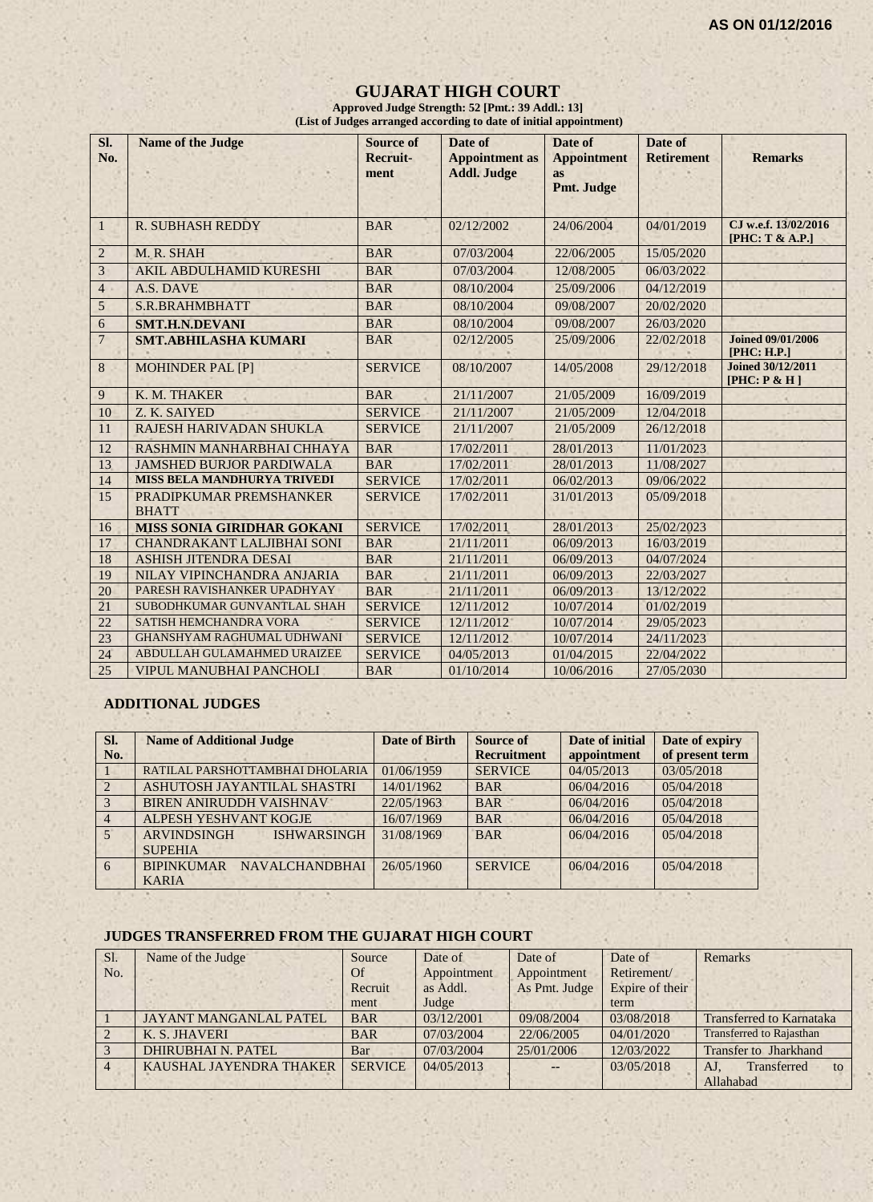AS ON 01/12/2016

# GUJARAT HIGH COURT

**Approved Judge Strength: 52 [Pmt.: 39 Addl.: 13]**
**(List of Judges arranged according to date of initial appointment)**

| Sl. No. | Name of the Judge | Source of Recruit-ment | Date of Appointment as Addl. Judge | Date of Appointment as Pmt. Judge | Date of Retirement | Remarks |
|---|---|---|---|---|---|---|
| 1 | R. SUBHASH REDDY | BAR | 02/12/2002 | 24/06/2004 | 04/01/2019 | CJ w.e.f. 13/02/2016 [PHC: T & A.P.] |
| 2 | M. R. SHAH | BAR | 07/03/2004 | 22/06/2005 | 15/05/2020 | |
| 3 | AKIL ABDULHAMID KURESHI | BAR | 07/03/2004 | 12/08/2005 | 06/03/2022 | |
| 4 | A.S. DAVE | BAR | 08/10/2004 | 25/09/2006 | 04/12/2019 | |
| 5 | S.R.BRAHMBHATT | BAR | 08/10/2004 | 09/08/2007 | 20/02/2020 | |
| 6 | **SMT.H.N.DEVANI** | BAR | 08/10/2004 | 09/08/2007 | 26/03/2020 | |
| 7 | **SMT.ABHILASHA KUMARI** | BAR | 02/12/2005 | 25/09/2006 | 22/02/2018 | Joined 09/01/2006 [PHC: H.P.] |
| 8 | MOHINDER PAL [P] | SERVICE | 08/10/2007 | 14/05/2008 | 29/12/2018 | Joined 30/12/2011 [PHC: P & H ] |
| 9 | K. M. THAKER | BAR | 21/11/2007 | 21/05/2009 | 16/09/2019 | |
| 10 | Z. K. SAIYED | SERVICE | 21/11/2007 | 21/05/2009 | 12/04/2018 | |
| 11 | RAJESH HARIVADAN SHUKLA | SERVICE | 21/11/2007 | 21/05/2009 | 26/12/2018 | |
| 12 | RASHMIN MANHARBHAI CHHAYA | BAR | 17/02/2011 | 28/01/2013 | 11/01/2023 | |
| 13 | JAMSHED BURJOR PARDIWALA | BAR | 17/02/2011 | 28/01/2013 | 11/08/2027 | |
| 14 | **MISS BELA MANDHURYA TRIVEDI** | SERVICE | 17/02/2011 | 06/02/2013 | 09/06/2022 | |
| 15 | PRADIPKUMAR PREMSHANKER BHATT | SERVICE | 17/02/2011 | 31/01/2013 | 05/09/2018 | |
| 16 | **MISS SONIA GIRIDHAR GOKANI** | SERVICE | 17/02/2011 | 28/01/2013 | 25/02/2023 | |
| 17 | CHANDRAKANT LALJIBHAI SONI | BAR | 21/11/2011 | 06/09/2013 | 16/03/2019 | |
| 18 | ASHISH JITENDRA DESAI | BAR | 21/11/2011 | 06/09/2013 | 04/07/2024 | |
| 19 | NILAY VIPINCHANDRA ANJARIA | BAR | 21/11/2011 | 06/09/2013 | 22/03/2027 | |
| 20 | PARESH RAVISHANKER UPADHYAY | BAR | 21/11/2011 | 06/09/2013 | 13/12/2022 | |
| 21 | SUBODHKUMAR GUNVANTLAL SHAH | SERVICE | 12/11/2012 | 10/07/2014 | 01/02/2019 | |
| 22 | SATISH HEMCHANDRA VORA | SERVICE | 12/11/2012 | 10/07/2014 | 29/05/2023 | |
| 23 | GHANSHYAM RAGHUMAL UDHWANI | SERVICE | 12/11/2012 | 10/07/2014 | 24/11/2023 | |
| 24 | ABDULLAH GULAMAHMED URAIZEE | SERVICE | 04/05/2013 | 01/04/2015 | 22/04/2022 | |
| 25 | VIPUL MANUBHAI PANCHOLI | BAR | 01/10/2014 | 10/06/2016 | 27/05/2030 | |

## ADDITIONAL JUDGES

| Sl. No. | Name of Additional Judge | Date of Birth | Source of Recruitment | Date of initial appointment | Date of expiry of present term |
|---|---|---|---|---|---|
| 1 | RATILAL PARSHOTTAMBHAI DHOLARIA | 01/06/1959 | SERVICE | 04/05/2013 | 03/05/2018 |
| 2 | ASHUTOSH JAYANTILAL SHASTRI | 14/01/1962 | BAR | 06/04/2016 | 05/04/2018 |
| 3 | BIREN ANIRUDDH VAISHNAV | 22/05/1963 | BAR | 06/04/2016 | 05/04/2018 |
| 4 | ALPESH YESHVANT KOGJE | 16/07/1969 | BAR | 06/04/2016 | 05/04/2018 |
| 5 | ARVINDSINGH ISHWARSINGH SUPEHIA | 31/08/1969 | BAR | 06/04/2016 | 05/04/2018 |
| 6 | BIPINKUMAR NAVALCHANDBHAI KARIA | 26/05/1960 | SERVICE | 06/04/2016 | 05/04/2018 |

## JUDGES TRANSFERRED FROM THE GUJARAT HIGH COURT

| Sl. No. | Name of the Judge | Source Of Recruitment | Date of Appointment as Addl. Judge | Date of Appointment As Pmt. Judge | Date of Retirement/ Expire of their term | Remarks |
|---|---|---|---|---|---|---|
| 1 | JAYANT MANGANLAL PATEL | BAR | 03/12/2001 | 09/08/2004 | 03/08/2018 | Transferred to Karnataka |
| 2 | K. S. JHAVERI | BAR | 07/03/2004 | 22/06/2005 | 04/01/2020 | Transferred to Rajasthan |
| 3 | DHIRUBHAI N. PATEL | Bar | 07/03/2004 | 25/01/2006 | 12/03/2022 | Transfer to Jharkhand |
| 4 | KAUSHAL JAYENDRA THAKER | SERVICE | 04/05/2013 | -- | 03/05/2018 | AJ, Transferred to Allahabad |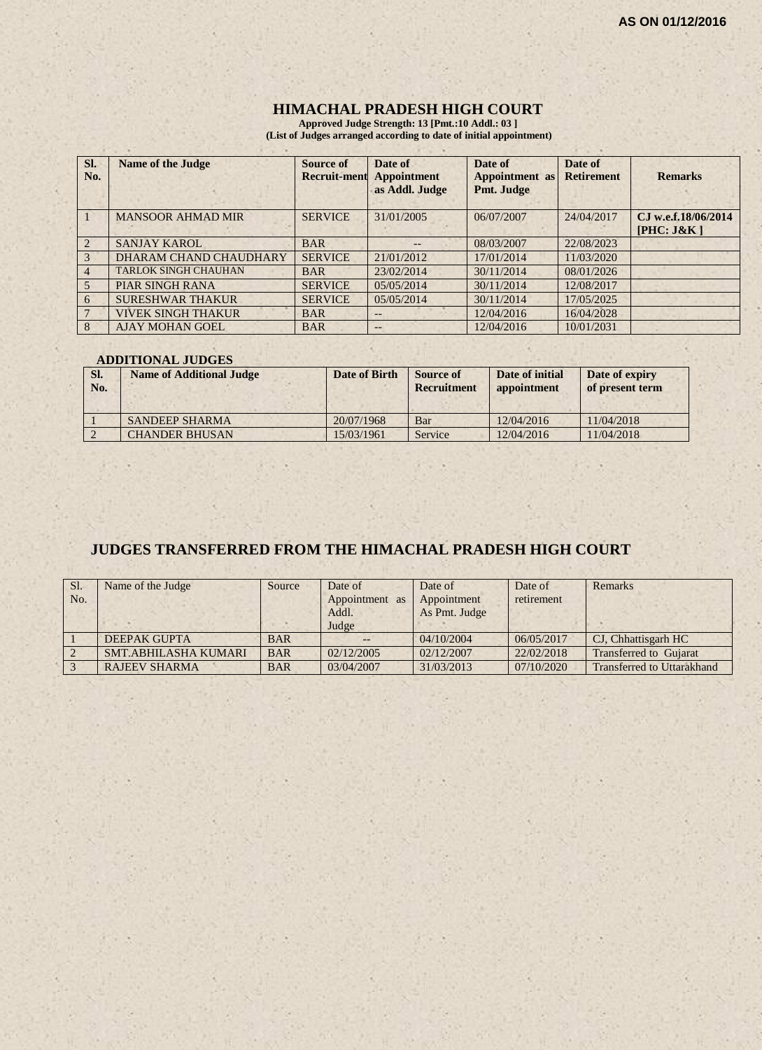AS ON 01/12/2016

# HIMACHAL PRADESH HIGH COURT

**Approved Judge Strength: 13 [Pmt.:10 Addl.: 03 ]**
**(List of Judges arranged according to date of initial appointment)**

| Sl. No. | Name of the Judge | Source of Recruit-ment | Date of Appointment as Addl. Judge | Date of Appointment as Pmt. Judge | Date of Retirement | Remarks |
|---|---|---|---|---|---|---|
| 1 | MANSOOR AHMAD MIR | SERVICE | 31/01/2005 | 06/07/2007 | 24/04/2017 | CJ w.e.f.18/06/2014 [PHC: J&K ] |
| 2 | SANJAY KAROL | BAR | -- | 08/03/2007 | 22/08/2023 | |
| 3 | DHARAM CHAND CHAUDHARY | SERVICE | 21/01/2012 | 17/01/2014 | 11/03/2020 | |
| 4 | TARLOK SINGH CHAUHAN | BAR | 23/02/2014 | 30/11/2014 | 08/01/2026 | |
| 5 | PIAR SINGH RANA | SERVICE | 05/05/2014 | 30/11/2014 | 12/08/2017 | |
| 6 | SURESHWAR THAKUR | SERVICE | 05/05/2014 | 30/11/2014 | 17/05/2025 | |
| 7 | VIVEK SINGH THAKUR | BAR | -- | 12/04/2016 | 16/04/2028 | |
| 8 | AJAY MOHAN GOEL | BAR | -- | 12/04/2016 | 10/01/2031 | |

## ADDITIONAL JUDGES

| Sl. No. | Name of Additional Judge | Date of Birth | Source of Recruitment | Date of initial appointment | Date of expiry of present term |
|---|---|---|---|---|---|
| 1 | SANDEEP SHARMA | 20/07/1968 | Bar | 12/04/2016 | 11/04/2018 |
| 2 | CHANDER BHUSAN | 15/03/1961 | Service | 12/04/2016 | 11/04/2018 |

## JUDGES TRANSFERRED FROM THE HIMACHAL PRADESH HIGH COURT

| Sl. No. | Name of the Judge | Source | Date of Appointment as Addl. Judge | Date of Appointment As Pmt. Judge | Date of retirement | Remarks |
|---|---|---|---|---|---|---|
| 1 | DEEPAK GUPTA | BAR | -- | 04/10/2004 | 06/05/2017 | CJ, Chhattisgarh HC |
| 2 | SMT.ABHILASHA KUMARI | BAR | 02/12/2005 | 02/12/2007 | 22/02/2018 | Transferred to Gujarat |
| 3 | RAJEEV SHARMA | BAR | 03/04/2007 | 31/03/2013 | 07/10/2020 | Transferred to Uttarakhand |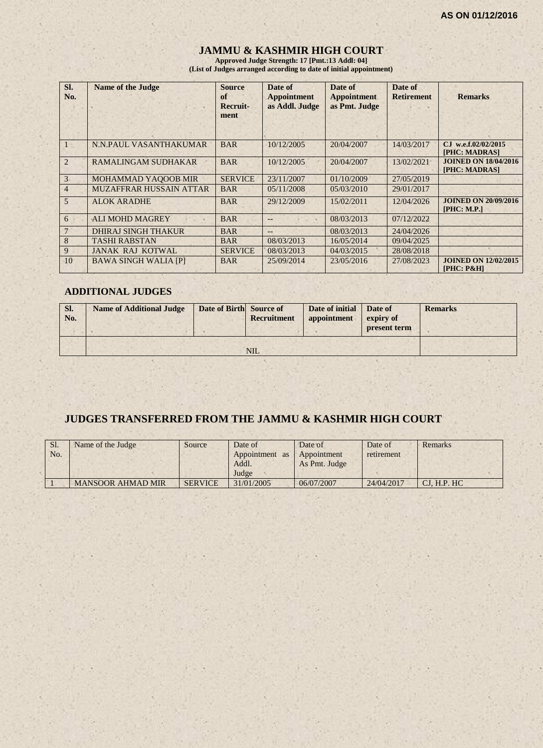AS ON 01/12/2016

# JAMMU & KASHMIR HIGH COURT

**Approved Judge Strength: 17 [Pmt.:13 Addl: 04]**
**(List of Judges arranged according to date of initial appointment)**

| Sl. No. | Name of the Judge | Source of Recruit-ment | Date of Appointment as Addl. Judge | Date of Appointment as Pmt. Judge | Date of Retirement | Remarks |
|---|---|---|---|---|---|---|
| 1 | N.N.PAUL VASANTHAKUMAR | BAR | 10/12/2005 | 20/04/2007 | 14/03/2017 | CJ w.e.f.02/02/2015 [PHC: MADRAS] |
| 2 | RAMALINGAM SUDHAKAR | BAR | 10/12/2005 | 20/04/2007 | 13/02/2021 | JOINED ON 18/04/2016 [PHC: MADRAS] |
| 3 | MOHAMMAD YAQOOB MIR | SERVICE | 23/11/2007 | 01/10/2009 | 27/05/2019 | |
| 4 | MUZAFFRAR HUSSAIN ATTAR | BAR | 05/11/2008 | 05/03/2010 | 29/01/2017 | |
| 5 | ALOK ARADHE | BAR | 29/12/2009 | 15/02/2011 | 12/04/2026 | JOINED ON 20/09/2016 [PHC: M.P.] |
| 6 | ALI MOHD MAGREY | BAR | -- | 08/03/2013 | 07/12/2022 | |
| 7 | DHIRAJ SINGH THAKUR | BAR | -- | 08/03/2013 | 24/04/2026 | |
| 8 | TASHI RABSTAN | BAR | 08/03/2013 | 16/05/2014 | 09/04/2025 | |
| 9 | JANAK RAJ KOTWAL | SERVICE | 08/03/2013 | 04/03/2015 | 28/08/2018 | |
| 10 | BAWA SINGH WALIA [P] | BAR | 25/09/2014 | 23/05/2016 | 27/08/2023 | JOINED ON 12/02/2015 [PHC: P&H] |

## ADDITIONAL JUDGES

| Sl. No. | Name of Additional Judge | Date of Birth | Source of Recruitment | Date of initial appointment | Date of expiry of present term | Remarks |
|---|---|---|---|---|---|---|
| | NIL | | | | | |

## JUDGES TRANSFERRED FROM THE JAMMU & KASHMIR HIGH COURT

| Sl. No. | Name of the Judge | Source | Date of Appointment as Addl. Judge | Date of Appointment As Pmt. Judge | Date of retirement | Remarks |
|---|---|---|---|---|---|---|
| 1 | MANSOOR AHMAD MIR | SERVICE | 31/01/2005 | 06/07/2007 | 24/04/2017 | CJ, H.P. HC |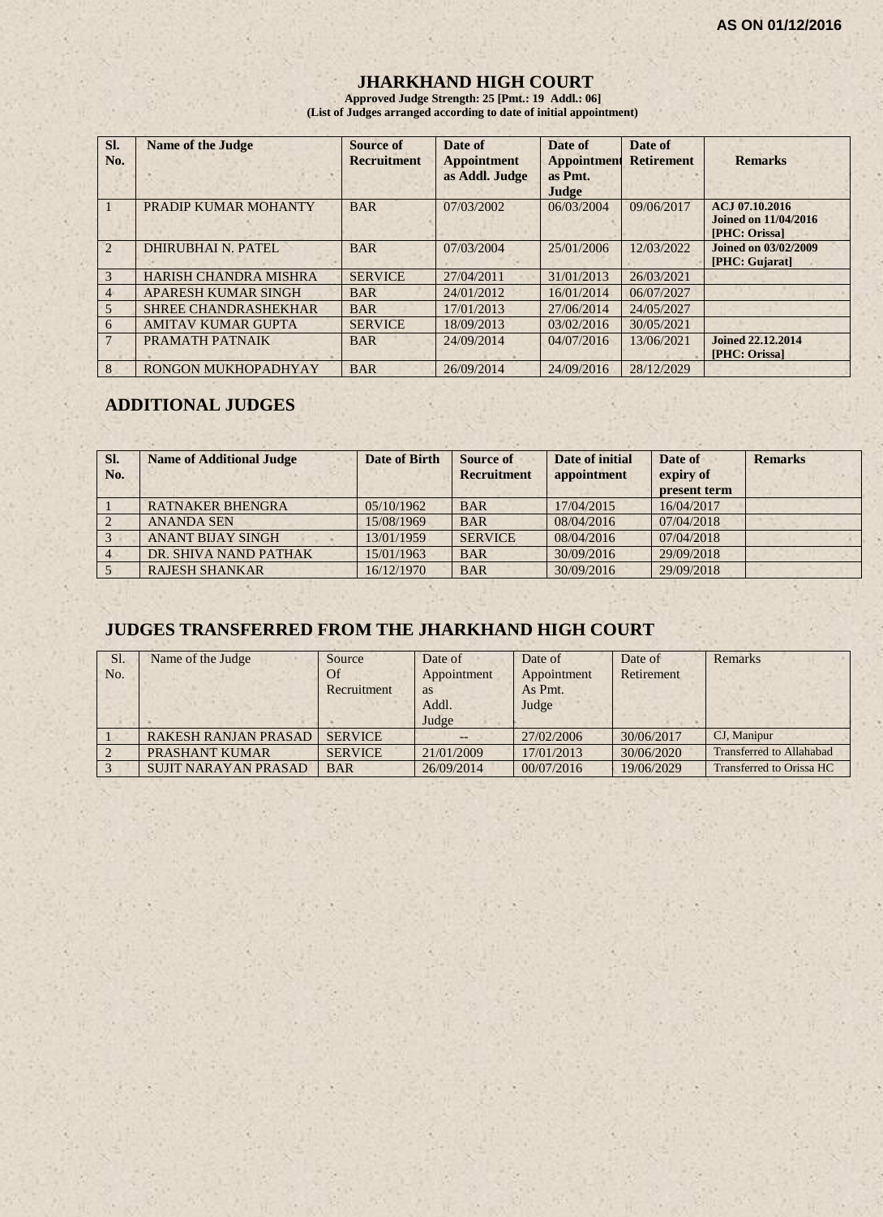AS ON 01/12/2016

# JHARKHAND HIGH COURT

**Approved Judge Strength: 25 [Pmt.: 19 Addl.: 06]**
**(List of Judges arranged according to date of initial appointment)**

| Sl. No. | Name of the Judge | Source of Recruitment | Date of Appointment as Addl. Judge | Date of Appointment as Pmt. Judge | Date of Retirement | Remarks |
|---|---|---|---|---|---|---|
| 1 | PRADIP KUMAR MOHANTY | BAR | 07/03/2002 | 06/03/2004 | 09/06/2017 | ACJ 07.10.2016 Joined on 11/04/2016 [PHC: Orissa] |
| 2 | DHIRUBHAI N. PATEL | BAR | 07/03/2004 | 25/01/2006 | 12/03/2022 | Joined on 03/02/2009 [PHC: Gujarat] |
| 3 | HARISH CHANDRA MISHRA | SERVICE | 27/04/2011 | 31/01/2013 | 26/03/2021 | |
| 4 | APARESH KUMAR SINGH | BAR | 24/01/2012 | 16/01/2014 | 06/07/2027 | |
| 5 | SHREE CHANDRASHEKHAR | BAR | 17/01/2013 | 27/06/2014 | 24/05/2027 | |
| 6 | AMITAV KUMAR GUPTA | SERVICE | 18/09/2013 | 03/02/2016 | 30/05/2021 | |
| 7 | PRAMATH PATNAIK | BAR | 24/09/2014 | 04/07/2016 | 13/06/2021 | Joined 22.12.2014 [PHC: Orissa] |
| 8 | RONGON MUKHOPADHYAY | BAR | 26/09/2014 | 24/09/2016 | 28/12/2029 | |

## ADDITIONAL JUDGES

| Sl. No. | Name of Additional Judge | Date of Birth | Source of Recruitment | Date of initial appointment | Date of expiry of present term | Remarks |
|---|---|---|---|---|---|---|
| 1 | RATNAKER BHENGRA | 05/10/1962 | BAR | 17/04/2015 | 16/04/2017 | |
| 2 | ANANDA SEN | 15/08/1969 | BAR | 08/04/2016 | 07/04/2018 | |
| 3 | ANANT BIJAY SINGH | 13/01/1959 | SERVICE | 08/04/2016 | 07/04/2018 | |
| 4 | DR. SHIVA NAND PATHAK | 15/01/1963 | BAR | 30/09/2016 | 29/09/2018 | |
| 5 | RAJESH SHANKAR | 16/12/1970 | BAR | 30/09/2016 | 29/09/2018 | |

## JUDGES TRANSFERRED FROM THE JHARKHAND HIGH COURT

| Sl. No. | Name of the Judge | Source Of Recruitment | Date of Appointment as Addl. Judge | Date of Appointment As Pmt. Judge | Date of Retirement | Remarks |
|---|---|---|---|---|---|---|
| 1 | RAKESH RANJAN PRASAD | SERVICE | -- | 27/02/2006 | 30/06/2017 | CJ, Manipur |
| 2 | PRASHANT KUMAR | SERVICE | 21/01/2009 | 17/01/2013 | 30/06/2020 | Transferred to Allahabad |
| 3 | SUJIT NARAYAN PRASAD | BAR | 26/09/2014 | 00/07/2016 | 19/06/2029 | Transferred to Orissa HC |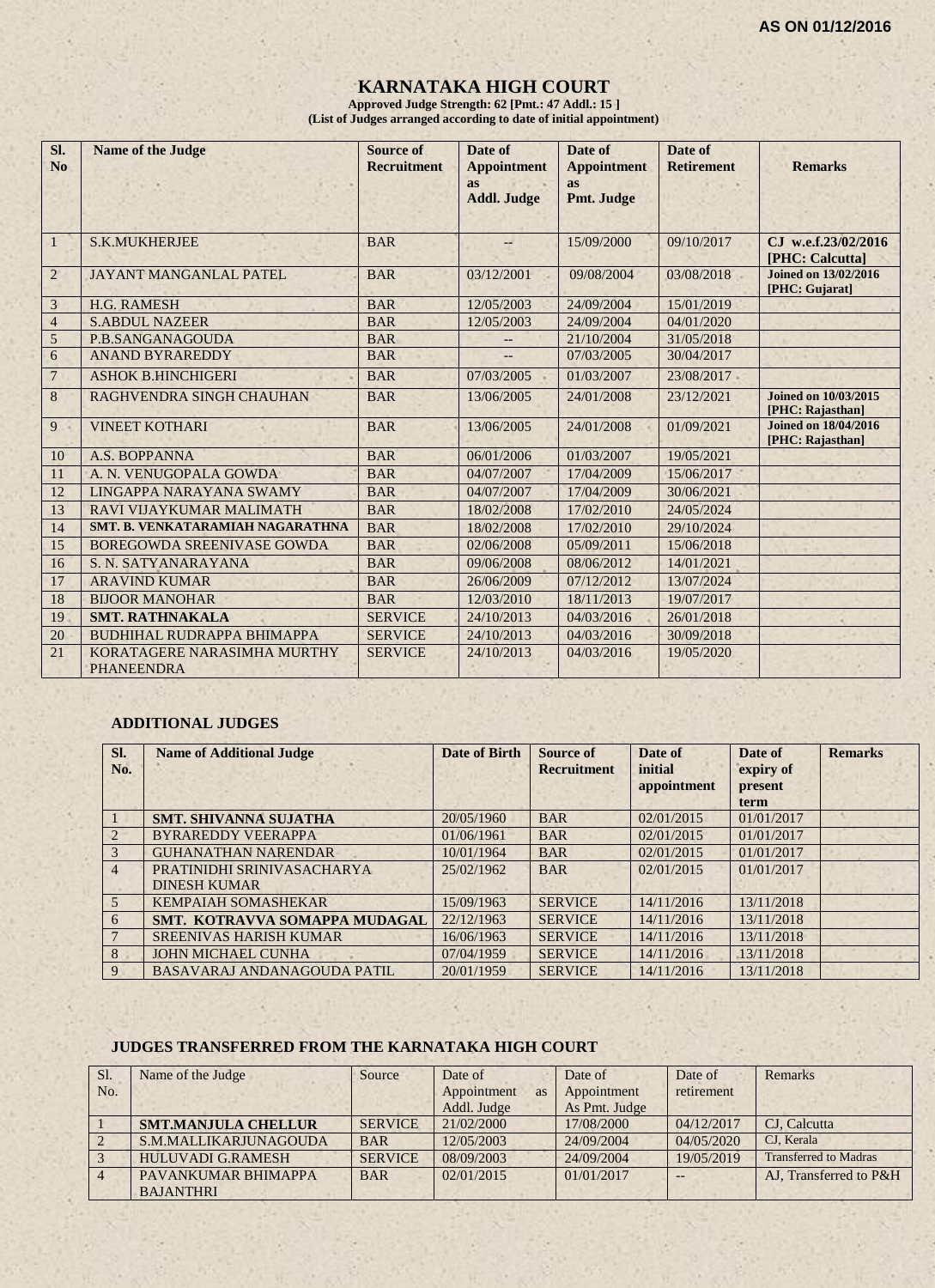AS ON 01/12/2016

# KARNATAKA HIGH COURT

**Approved Judge Strength: 62 [Pmt.: 47 Addl.: 15 ]**
**(List of Judges arranged according to date of initial appointment)**

| Sl. No | Name of the Judge | Source of Recruitment | Date of Appointment as Addl. Judge | Date of Appointment as Pmt. Judge | Date of Retirement | Remarks |
|---|---|---|---|---|---|---|
| 1 | S.K.MUKHERJEE | BAR | -- | 15/09/2000 | 09/10/2017 | **CJ w.e.f.23/02/2016 [PHC: Calcutta]** |
| 2 | JAYANT MANGANLAL PATEL | BAR | 03/12/2001 | 09/08/2004 | 03/08/2018 | **Joined on 13/02/2016 [PHC: Gujarat]** |
| 3 | H.G. RAMESH | BAR | 12/05/2003 | 24/09/2004 | 15/01/2019 | |
| 4 | S.ABDUL NAZEER | BAR | 12/05/2003 | 24/09/2004 | 04/01/2020 | |
| 5 | P.B.SANGANAGOUDA | BAR | -- | 21/10/2004 | 31/05/2018 | |
| 6 | ANAND BYRAREDDY | BAR | -- | 07/03/2005 | 30/04/2017 | |
| 7 | ASHOK B.HINCHIGERI | BAR | 07/03/2005 | 01/03/2007 | 23/08/2017 | |
| 8 | RAGHVENDRA SINGH CHAUHAN | BAR | 13/06/2005 | 24/01/2008 | 23/12/2021 | **Joined on 10/03/2015 [PHC: Rajasthan]** |
| 9 | VINEET KOTHARI | BAR | 13/06/2005 | 24/01/2008 | 01/09/2021 | **Joined on 18/04/2016 [PHC: Rajasthan]** |
| 10 | A.S. BOPPANNA | BAR | 06/01/2006 | 01/03/2007 | 19/05/2021 | |
| 11 | A. N. VENUGOPALA GOWDA | BAR | 04/07/2007 | 17/04/2009 | 15/06/2017 | |
| 12 | LINGAPPA NARAYANA SWAMY | BAR | 04/07/2007 | 17/04/2009 | 30/06/2021 | |
| 13 | RAVI VIJAYKUMAR MALIMATH | BAR | 18/02/2008 | 17/02/2010 | 24/05/2024 | |
| 14 | **SMT. B. VENKATARAMIAH NAGARATHNA** | BAR | 18/02/2008 | 17/02/2010 | 29/10/2024 | |
| 15 | BOREGOWDA SREENIVASE GOWDA | BAR | 02/06/2008 | 05/09/2011 | 15/06/2018 | |
| 16 | S. N. SATYANARAYANA | BAR | 09/06/2008 | 08/06/2012 | 14/01/2021 | |
| 17 | ARAVIND KUMAR | BAR | 26/06/2009 | 07/12/2012 | 13/07/2024 | |
| 18 | BIJOOR MANOHAR | BAR | 12/03/2010 | 18/11/2013 | 19/07/2017 | |
| 19 | **SMT. RATHNAKALA** | SERVICE | 24/10/2013 | 04/03/2016 | 26/01/2018 | |
| 20 | BUDHIHAL RUDRAPPA BHIMAPPA | SERVICE | 24/10/2013 | 04/03/2016 | 30/09/2018 | |
| 21 | KORATAGERE NARASIMHA MURTHY PHANEENDRA | SERVICE | 24/10/2013 | 04/03/2016 | 19/05/2020 | |

### ADDITIONAL JUDGES

| Sl. No. | Name of Additional Judge | Date of Birth | Source of Recruitment | Date of initial appointment | Date of expiry of present term | Remarks |
|---|---|---|---|---|---|---|
| 1 | **SMT. SHIVANNA SUJATHA** | 20/05/1960 | BAR | 02/01/2015 | 01/01/2017 | |
| 2 | BYRAREDDY VEERAPPA | 01/06/1961 | BAR | 02/01/2015 | 01/01/2017 | |
| 3 | GUHANATHAN NARENDAR | 10/01/1964 | BAR | 02/01/2015 | 01/01/2017 | |
| 4 | PRATINIDHI SRINIVASACHARYA DINESH KUMAR | 25/02/1962 | BAR | 02/01/2015 | 01/01/2017 | |
| 5 | KEMPAIAH SOMASHEKAR | 15/09/1963 | SERVICE | 14/11/2016 | 13/11/2018 | |
| 6 | **SMT. KOTRAVVA SOMAPPA MUDAGAL** | 22/12/1963 | SERVICE | 14/11/2016 | 13/11/2018 | |
| 7 | SREENIVAS HARISH KUMAR | 16/06/1963 | SERVICE | 14/11/2016 | 13/11/2018 | |
| 8 | JOHN MICHAEL CUNHA | 07/04/1959 | SERVICE | 14/11/2016 | 13/11/2018 | |
| 9 | BASAVARAJ ANDANAGOUDA PATIL | 20/01/1959 | SERVICE | 14/11/2016 | 13/11/2018 | |

### JUDGES TRANSFERRED FROM THE KARNATAKA HIGH COURT

| Sl. No. | Name of the Judge | Source | Date of Appointment as Addl. Judge | Date of Appointment As Pmt. Judge | Date of retirement | Remarks |
|---|---|---|---|---|---|---|
| 1 | **SMT.MANJULA CHELLUR** | SERVICE | 21/02/2000 | 17/08/2000 | 04/12/2017 | CJ, Calcutta |
| 2 | S.M.MALLIKARJUNAGOUDA | BAR | 12/05/2003 | 24/09/2004 | 04/05/2020 | CJ, Kerala |
| 3 | HULUVADI G.RAMESH | SERVICE | 08/09/2003 | 24/09/2004 | 19/05/2019 | Transferred to Madras |
| 4 | PAVANKUMAR BHIMAPPA BAJANTHRI | BAR | 02/01/2015 | 01/01/2017 | -- | AJ, Transferred to P&H |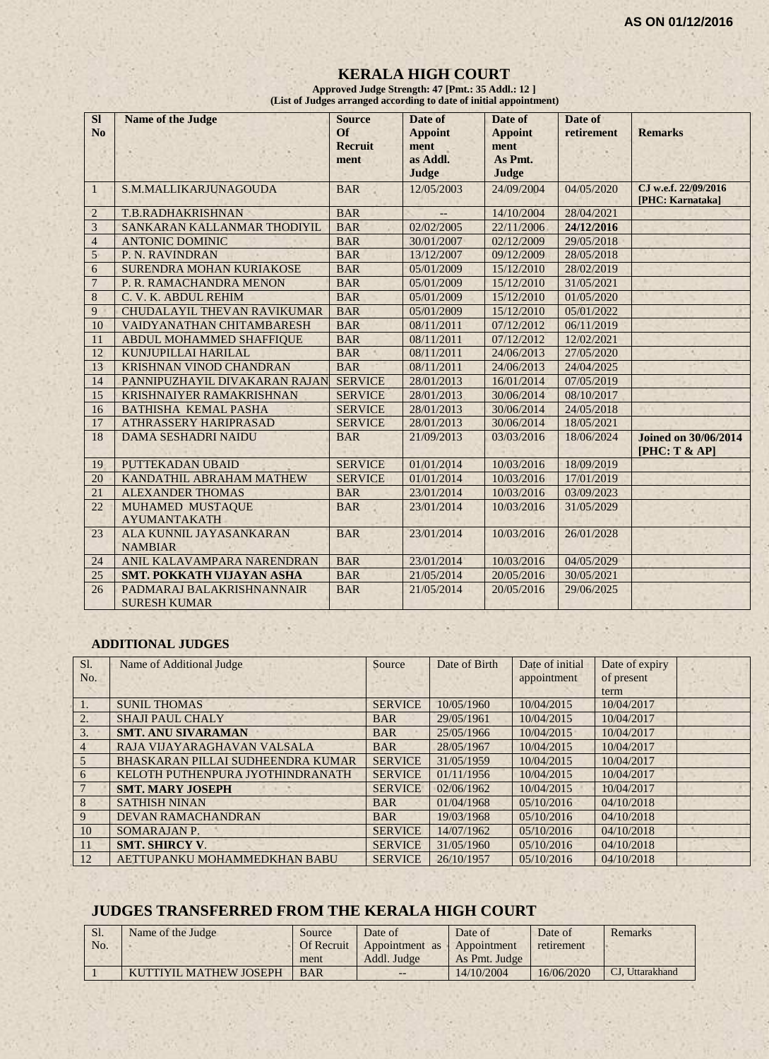**AS ON 01/12/2016**

# KERALA HIGH COURT

**Approved Judge Strength: 47 [Pmt.: 35 Addl.: 12 ]**
**(List of Judges arranged according to date of initial appointment)**

| Sl No | Name of the Judge | Source Of Recruit ment | Date of Appoint ment as Addl. Judge | Date of Appoint ment As Pmt. Judge | Date of retirement | Remarks |
|---|---|---|---|---|---|---|
| 1 | S.M.MALLIKARJUNAGOUDA | BAR | 12/05/2003 | 24/09/2004 | 04/05/2020 | **CJ w.e.f. 22/09/2016 [PHC: Karnataka]** |
| 2 | T.B.RADHAKRISHNAN | BAR | -- | 14/10/2004 | 28/04/2021 | |
| 3 | SANKARAN KALLANMAR THODIYIL | BAR | 02/02/2005 | 22/11/2006 | **24/12/2016** | |
| 4 | ANTONIC DOMINIC | BAR | 30/01/2007 | 02/12/2009 | 29/05/2018 | |
| 5 | P. N. RAVINDRAN | BAR | 13/12/2007 | 09/12/2009 | 28/05/2018 | |
| 6 | SURENDRA MOHAN KURIAKOSE | BAR | 05/01/2009 | 15/12/2010 | 28/02/2019 | |
| 7 | P. R. RAMACHANDRA MENON | BAR | 05/01/2009 | 15/12/2010 | 31/05/2021 | |
| 8 | C. V. K. ABDUL REHIM | BAR | 05/01/2009 | 15/12/2010 | 01/05/2020 | |
| 9 | CHUDALAYIL THEVAN RAVIKUMAR | BAR | 05/01/2009 | 15/12/2010 | 05/01/2022 | |
| 10 | VAIDYANATHAN CHITAMBARESH | BAR | 08/11/2011 | 07/12/2012 | 06/11/2019 | |
| 11 | ABDUL MOHAMMED SHAFFIQUE | BAR | 08/11/2011 | 07/12/2012 | 12/02/2021 | |
| 12 | KUNJUPILLAI HARILAL | BAR | 08/11/2011 | 24/06/2013 | 27/05/2020 | |
| 13 | KRISHNAN VINOD CHANDRAN | BAR | 08/11/2011 | 24/06/2013 | 24/04/2025 | |
| 14 | PANNIPUZHAYIL DIVAKARAN RAJAN | SERVICE | 28/01/2013 | 16/01/2014 | 07/05/2019 | |
| 15 | KRISHNAIYER RAMAKRISHNAN | SERVICE | 28/01/2013 | 30/06/2014 | 08/10/2017 | |
| 16 | BATHISHA KEMAL PASHA | SERVICE | 28/01/2013 | 30/06/2014 | 24/05/2018 | |
| 17 | ATHRASSERY HARIPRASAD | SERVICE | 28/01/2013 | 30/06/2014 | 18/05/2021 | |
| 18 | DAMA SESHADRI NAIDU | BAR | 21/09/2013 | 03/03/2016 | 18/06/2024 | **Joined on 30/06/2014 [PHC: T & AP]** |
| 19 | PUTTEKADAN UBAID | SERVICE | 01/01/2014 | 10/03/2016 | 18/09/2019 | |
| 20 | KANDATHIL ABRAHAM MATHEW | SERVICE | 01/01/2014 | 10/03/2016 | 17/01/2019 | |
| 21 | ALEXANDER THOMAS | BAR | 23/01/2014 | 10/03/2016 | 03/09/2023 | |
| 22 | MUHAMED MUSTAQUE AYUMANTAKATH | BAR | 23/01/2014 | 10/03/2016 | 31/05/2029 | |
| 23 | ALA KUNNIL JAYASANKARAN NAMBIAR | BAR | 23/01/2014 | 10/03/2016 | 26/01/2028 | |
| 24 | ANIL KALAVAMPARA NARENDRAN | BAR | 23/01/2014 | 10/03/2016 | 04/05/2029 | |
| 25 | **SMT. POKKATH VIJAYAN ASHA** | BAR | 21/05/2014 | 20/05/2016 | 30/05/2021 | |
| 26 | PADMARAJ BALAKRISHNANNAIR SURESH KUMAR | BAR | 21/05/2014 | 20/05/2016 | 29/06/2025 | |

## ADDITIONAL JUDGES

| Sl. No. | Name of Additional Judge | Source | Date of Birth | Date of initial appointment | Date of expiry of present term | |
|---|---|---|---|---|---|---|
| 1. | SUNIL THOMAS | SERVICE | 10/05/1960 | 10/04/2015 | 10/04/2017 | |
| 2. | SHAJI PAUL CHALY | BAR | 29/05/1961 | 10/04/2015 | 10/04/2017 | |
| 3. | **SMT. ANU SIVARAMAN** | BAR | 25/05/1966 | 10/04/2015 | 10/04/2017 | |
| 4 | RAJA VIJAYARAGHAVAN VALSALA | BAR | 28/05/1967 | 10/04/2015 | 10/04/2017 | |
| 5 | BHASKARAN PILLAI SUDHEENDRA KUMAR | SERVICE | 31/05/1959 | 10/04/2015 | 10/04/2017 | |
| 6 | KELOTH PUTHENPURA JYOTHINDRANATH | SERVICE | 01/11/1956 | 10/04/2015 | 10/04/2017 | |
| 7 | **SMT. MARY JOSEPH** | SERVICE | 02/06/1962 | 10/04/2015 | 10/04/2017 | |
| 8 | SATHISH NINAN | BAR | 01/04/1968 | 05/10/2016 | 04/10/2018 | |
| 9 | DEVAN RAMACHANDRAN | BAR | 19/03/1968 | 05/10/2016 | 04/10/2018 | |
| 10 | SOMARAJAN P. | SERVICE | 14/07/1962 | 05/10/2016 | 04/10/2018 | |
| 11 | **SMT. SHIRCY V.** | SERVICE | 31/05/1960 | 05/10/2016 | 04/10/2018 | |
| 12 | AETTUPANKU MOHAMMEDKHAN BABU | SERVICE | 26/10/1957 | 05/10/2016 | 04/10/2018 | |

## JUDGES TRANSFERRED FROM THE KERALA HIGH COURT

| Sl. No. | Name of the Judge | Source Of Recruit ment | Date of Appointment as Addl. Judge | Date of Appointment As Pmt. Judge | Date of retirement | Remarks |
|---|---|---|---|---|---|---|
| 1 | KUTTIYIL MATHEW JOSEPH | BAR | -- | 14/10/2004 | 16/06/2020 | CJ, Uttarakhand |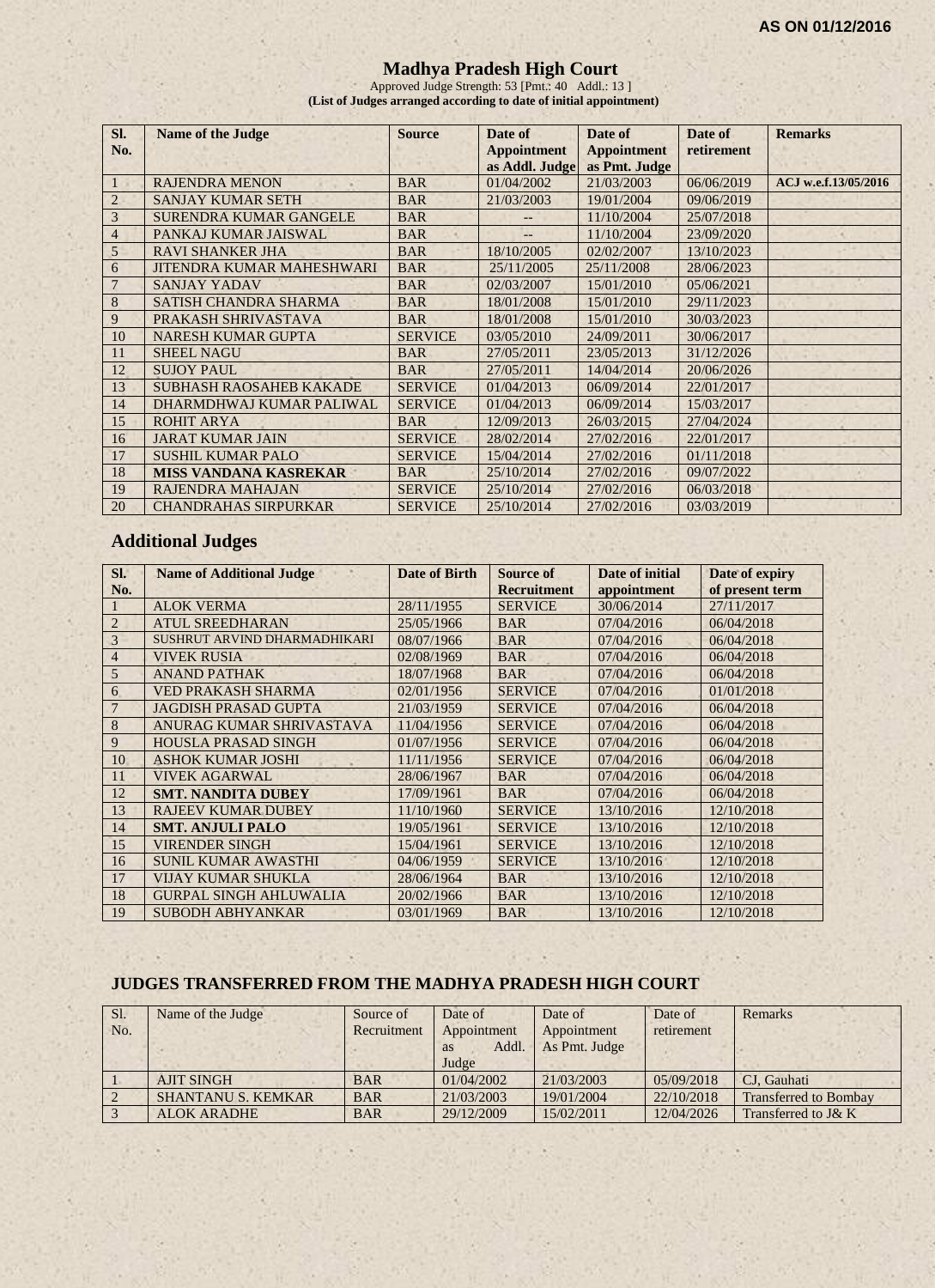AS ON 01/12/2016

# Madhya Pradesh High Court

Approved Judge Strength: 53 [Pmt.: 40 Addl.: 13 ]

**(List of Judges arranged according to date of initial appointment)**

| Sl. No. | Name of the Judge | Source | Date of Appointment as Addl. Judge | Date of Appointment as Pmt. Judge | Date of retirement | Remarks |
|---|---|---|---|---|---|---|
| 1 | RAJENDRA MENON | BAR | 01/04/2002 | 21/03/2003 | 06/06/2019 | **ACJ w.e.f.13/05/2016** |
| 2 | SANJAY KUMAR SETH | BAR | 21/03/2003 | 19/01/2004 | 09/06/2019 | |
| 3 | SURENDRA KUMAR GANGELE | BAR | -- | 11/10/2004 | 25/07/2018 | |
| 4 | PANKAJ KUMAR JAISWAL | BAR | -- | 11/10/2004 | 23/09/2020 | |
| 5 | RAVI SHANKER JHA | BAR | 18/10/2005 | 02/02/2007 | 13/10/2023 | |
| 6 | JITENDRA KUMAR MAHESHWARI | BAR | 25/11/2005 | 25/11/2008 | 28/06/2023 | |
| 7 | SANJAY YADAV | BAR | 02/03/2007 | 15/01/2010 | 05/06/2021 | |
| 8 | SATISH CHANDRA SHARMA | BAR | 18/01/2008 | 15/01/2010 | 29/11/2023 | |
| 9 | PRAKASH SHRIVASTAVA | BAR | 18/01/2008 | 15/01/2010 | 30/03/2023 | |
| 10 | NARESH KUMAR GUPTA | SERVICE | 03/05/2010 | 24/09/2011 | 30/06/2017 | |
| 11 | SHEEL NAGU | BAR | 27/05/2011 | 23/05/2013 | 31/12/2026 | |
| 12 | SUJOY PAUL | BAR | 27/05/2011 | 14/04/2014 | 20/06/2026 | |
| 13 | SUBHASH RAOSAHEB KAKADE | SERVICE | 01/04/2013 | 06/09/2014 | 22/01/2017 | |
| 14 | DHARMDHWAJ KUMAR PALIWAL | SERVICE | 01/04/2013 | 06/09/2014 | 15/03/2017 | |
| 15 | ROHIT ARYA | BAR | 12/09/2013 | 26/03/2015 | 27/04/2024 | |
| 16 | JARAT KUMAR JAIN | SERVICE | 28/02/2014 | 27/02/2016 | 22/01/2017 | |
| 17 | SUSHIL KUMAR PALO | SERVICE | 15/04/2014 | 27/02/2016 | 01/11/2018 | |
| 18 | **MISS VANDANA KASREKAR** | BAR | 25/10/2014 | 27/02/2016 | 09/07/2022 | |
| 19 | RAJENDRA MAHAJAN | SERVICE | 25/10/2014 | 27/02/2016 | 06/03/2018 | |
| 20 | CHANDRAHAS SIRPURKAR | SERVICE | 25/10/2014 | 27/02/2016 | 03/03/2019 | |

## Additional Judges

| Sl. No. | Name of Additional Judge | Date of Birth | Source of Recruitment | Date of initial appointment | Date of expiry of present term |
|---|---|---|---|---|---|
| 1 | ALOK VERMA | 28/11/1955 | SERVICE | 30/06/2014 | 27/11/2017 |
| 2 | ATUL SREEDHARAN | 25/05/1966 | BAR | 07/04/2016 | 06/04/2018 |
| 3 | SUSHRUT ARVIND DHARMADHIKARI | 08/07/1966 | BAR | 07/04/2016 | 06/04/2018 |
| 4 | VIVEK RUSIA | 02/08/1969 | BAR | 07/04/2016 | 06/04/2018 |
| 5 | ANAND PATHAK | 18/07/1968 | BAR | 07/04/2016 | 06/04/2018 |
| 6 | VED PRAKASH SHARMA | 02/01/1956 | SERVICE | 07/04/2016 | 01/01/2018 |
| 7 | JAGDISH PRASAD GUPTA | 21/03/1959 | SERVICE | 07/04/2016 | 06/04/2018 |
| 8 | ANURAG KUMAR SHRIVASTAVA | 11/04/1956 | SERVICE | 07/04/2016 | 06/04/2018 |
| 9 | HOUSLA PRASAD SINGH | 01/07/1956 | SERVICE | 07/04/2016 | 06/04/2018 |
| 10 | ASHOK KUMAR JOSHI | 11/11/1956 | SERVICE | 07/04/2016 | 06/04/2018 |
| 11 | VIVEK AGARWAL | 28/06/1967 | BAR | 07/04/2016 | 06/04/2018 |
| 12 | **SMT. NANDITA DUBEY** | 17/09/1961 | BAR | 07/04/2016 | 06/04/2018 |
| 13 | RAJEEV KUMAR DUBEY | 11/10/1960 | SERVICE | 13/10/2016 | 12/10/2018 |
| 14 | **SMT. ANJULI PALO** | 19/05/1961 | SERVICE | 13/10/2016 | 12/10/2018 |
| 15 | VIRENDER SINGH | 15/04/1961 | SERVICE | 13/10/2016 | 12/10/2018 |
| 16 | SUNIL KUMAR AWASTHI | 04/06/1959 | SERVICE | 13/10/2016 | 12/10/2018 |
| 17 | VIJAY KUMAR SHUKLA | 28/06/1964 | BAR | 13/10/2016 | 12/10/2018 |
| 18 | GURPAL SINGH AHLUWALIA | 20/02/1966 | BAR | 13/10/2016 | 12/10/2018 |
| 19 | SUBODH ABHYANKAR | 03/01/1969 | BAR | 13/10/2016 | 12/10/2018 |

## JUDGES TRANSFERRED FROM THE MADHYA PRADESH HIGH COURT

| Sl. No. | Name of the Judge | Source of Recruitment | Date of Appointment as Addl. Judge | Date of Appointment As Pmt. Judge | Date of retirement | Remarks |
|---|---|---|---|---|---|---|
| 1 | AJIT SINGH | BAR | 01/04/2002 | 21/03/2003 | 05/09/2018 | CJ, Gauhati |
| 2 | SHANTANU S. KEMKAR | BAR | 21/03/2003 | 19/01/2004 | 22/10/2018 | Transferred to Bombay |
| 3 | ALOK ARADHE | BAR | 29/12/2009 | 15/02/2011 | 12/04/2026 | Transferred to J& K |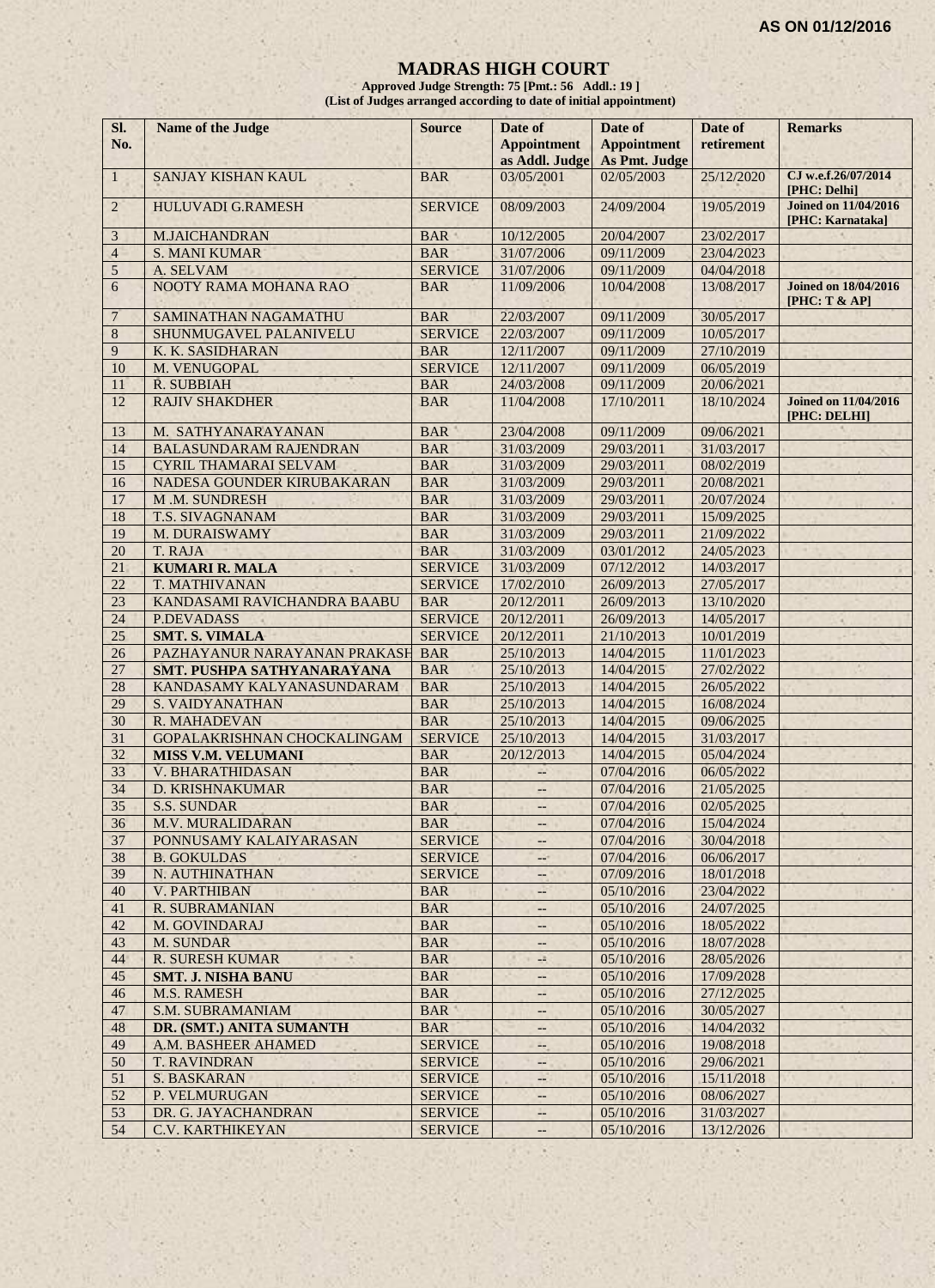**AS ON 01/12/2016**

# MADRAS HIGH COURT

**Approved Judge Strength: 75 [Pmt.: 56 Addl.: 19 ]**
**(List of Judges arranged according to date of initial appointment)**

| Sl. No. | Name of the Judge | Source | Date of Appointment as Addl. Judge | Date of Appointment As Pmt. Judge | Date of retirement | Remarks |
|---|---|---|---|---|---|---|
| 1 | SANJAY KISHAN KAUL | BAR | 03/05/2001 | 02/05/2003 | 25/12/2020 | **CJ w.e.f.26/07/2014 [PHC: Delhi]** |
| 2 | HULUVADI G.RAMESH | SERVICE | 08/09/2003 | 24/09/2004 | 19/05/2019 | **Joined on 11/04/2016 [PHC: Karnataka]** |
| 3 | M.JAICHANDRAN | BAR | 10/12/2005 | 20/04/2007 | 23/02/2017 | |
| 4 | S. MANI KUMAR | BAR | 31/07/2006 | 09/11/2009 | 23/04/2023 | |
| 5 | A. SELVAM | SERVICE | 31/07/2006 | 09/11/2009 | 04/04/2018 | |
| 6 | NOOTY RAMA MOHANA RAO | BAR | 11/09/2006 | 10/04/2008 | 13/08/2017 | **Joined on 18/04/2016 [PHC: T & AP]** |
| 7 | SAMINATHAN NAGAMATHU | BAR | 22/03/2007 | 09/11/2009 | 30/05/2017 | |
| 8 | SHUNMUGAVEL PALANIVELU | SERVICE | 22/03/2007 | 09/11/2009 | 10/05/2017 | |
| 9 | K. K. SASIDHARAN | BAR | 12/11/2007 | 09/11/2009 | 27/10/2019 | |
| 10 | M. VENUGOPAL | SERVICE | 12/11/2007 | 09/11/2009 | 06/05/2019 | |
| 11 | R. SUBBIAH | BAR | 24/03/2008 | 09/11/2009 | 20/06/2021 | |
| 12 | RAJIV SHAKDHER | BAR | 11/04/2008 | 17/10/2011 | 18/10/2024 | **Joined on 11/04/2016 [PHC: DELHI]** |
| 13 | M. SATHYANARAYANAN | BAR | 23/04/2008 | 09/11/2009 | 09/06/2021 | |
| 14 | BALASUNDARAM RAJENDRAN | BAR | 31/03/2009 | 29/03/2011 | 31/03/2017 | |
| 15 | CYRIL THAMARAI SELVAM | BAR | 31/03/2009 | 29/03/2011 | 08/02/2019 | |
| 16 | NADESA GOUNDER KIRUBAKARAN | BAR | 31/03/2009 | 29/03/2011 | 20/08/2021 | |
| 17 | M .M. SUNDRESH | BAR | 31/03/2009 | 29/03/2011 | 20/07/2024 | |
| 18 | T.S. SIVAGNANAM | BAR | 31/03/2009 | 29/03/2011 | 15/09/2025 | |
| 19 | M. DURAISWAMY | BAR | 31/03/2009 | 29/03/2011 | 21/09/2022 | |
| 20 | T. RAJA | BAR | 31/03/2009 | 03/01/2012 | 24/05/2023 | |
| 21 | **KUMARI R. MALA** | SERVICE | 31/03/2009 | 07/12/2012 | 14/03/2017 | |
| 22 | T. MATHIVANAN | SERVICE | 17/02/2010 | 26/09/2013 | 27/05/2017 | |
| 23 | KANDASAMI RAVICHANDRA BAABU | BAR | 20/12/2011 | 26/09/2013 | 13/10/2020 | |
| 24 | P.DEVADASS | SERVICE | 20/12/2011 | 26/09/2013 | 14/05/2017 | |
| 25 | **SMT. S. VIMALA** | SERVICE | 20/12/2011 | 21/10/2013 | 10/01/2019 | |
| 26 | PAZHAYANUR NARAYANAN PRAKASH | BAR | 25/10/2013 | 14/04/2015 | 11/01/2023 | |
| 27 | **SMT. PUSHPA SATHYANARAYANA** | BAR | 25/10/2013 | 14/04/2015 | 27/02/2022 | |
| 28 | KANDASAMY KALYANASUNDARAM | BAR | 25/10/2013 | 14/04/2015 | 26/05/2022 | |
| 29 | S. VAIDYANATHAN | BAR | 25/10/2013 | 14/04/2015 | 16/08/2024 | |
| 30 | R. MAHADEVAN | BAR | 25/10/2013 | 14/04/2015 | 09/06/2025 | |
| 31 | GOPALAKRISHNAN CHOCKALINGAM | SERVICE | 25/10/2013 | 14/04/2015 | 31/03/2017 | |
| 32 | **MISS V.M. VELUMANI** | BAR | 20/12/2013 | 14/04/2015 | 05/04/2024 | |
| 33 | V. BHARATHIDASAN | BAR | -- | 07/04/2016 | 06/05/2022 | |
| 34 | D. KRISHNAKUMAR | BAR | -- | 07/04/2016 | 21/05/2025 | |
| 35 | S.S. SUNDAR | BAR | -- | 07/04/2016 | 02/05/2025 | |
| 36 | M.V. MURALIDARAN | BAR | -- | 07/04/2016 | 15/04/2024 | |
| 37 | PONNUSAMY KALAIYARASAN | SERVICE | -- | 07/04/2016 | 30/04/2018 | |
| 38 | B. GOKULDAS | SERVICE | -- | 07/04/2016 | 06/06/2017 | |
| 39 | N. AUTHINATHAN | SERVICE | -- | 07/09/2016 | 18/01/2018 | |
| 40 | V. PARTHIBAN | BAR | -- | 05/10/2016 | 23/04/2022 | |
| 41 | R. SUBRAMANIAN | BAR | -- | 05/10/2016 | 24/07/2025 | |
| 42 | M. GOVINDARAJ | BAR | -- | 05/10/2016 | 18/05/2022 | |
| 43 | M. SUNDAR | BAR | -- | 05/10/2016 | 18/07/2028 | |
| 44 | R. SURESH KUMAR | BAR | -- | 05/10/2016 | 28/05/2026 | |
| 45 | **SMT. J. NISHA BANU** | BAR | -- | 05/10/2016 | 17/09/2028 | |
| 46 | M.S. RAMESH | BAR | -- | 05/10/2016 | 27/12/2025 | |
| 47 | S.M. SUBRAMANIAM | BAR | -- | 05/10/2016 | 30/05/2027 | |
| 48 | **DR. (SMT.) ANITA SUMANTH** | BAR | -- | 05/10/2016 | 14/04/2032 | |
| 49 | A.M. BASHEER AHAMED | SERVICE | -- | 05/10/2016 | 19/08/2018 | |
| 50 | T. RAVINDRAN | SERVICE | -- | 05/10/2016 | 29/06/2021 | |
| 51 | S. BASKARAN | SERVICE | -- | 05/10/2016 | 15/11/2018 | |
| 52 | P. VELMURUGAN | SERVICE | -- | 05/10/2016 | 08/06/2027 | |
| 53 | DR. G. JAYACHANDRAN | SERVICE | -- | 05/10/2016 | 31/03/2027 | |
| 54 | C.V. KARTHIKEYAN | SERVICE | -- | 05/10/2016 | 13/12/2026 | |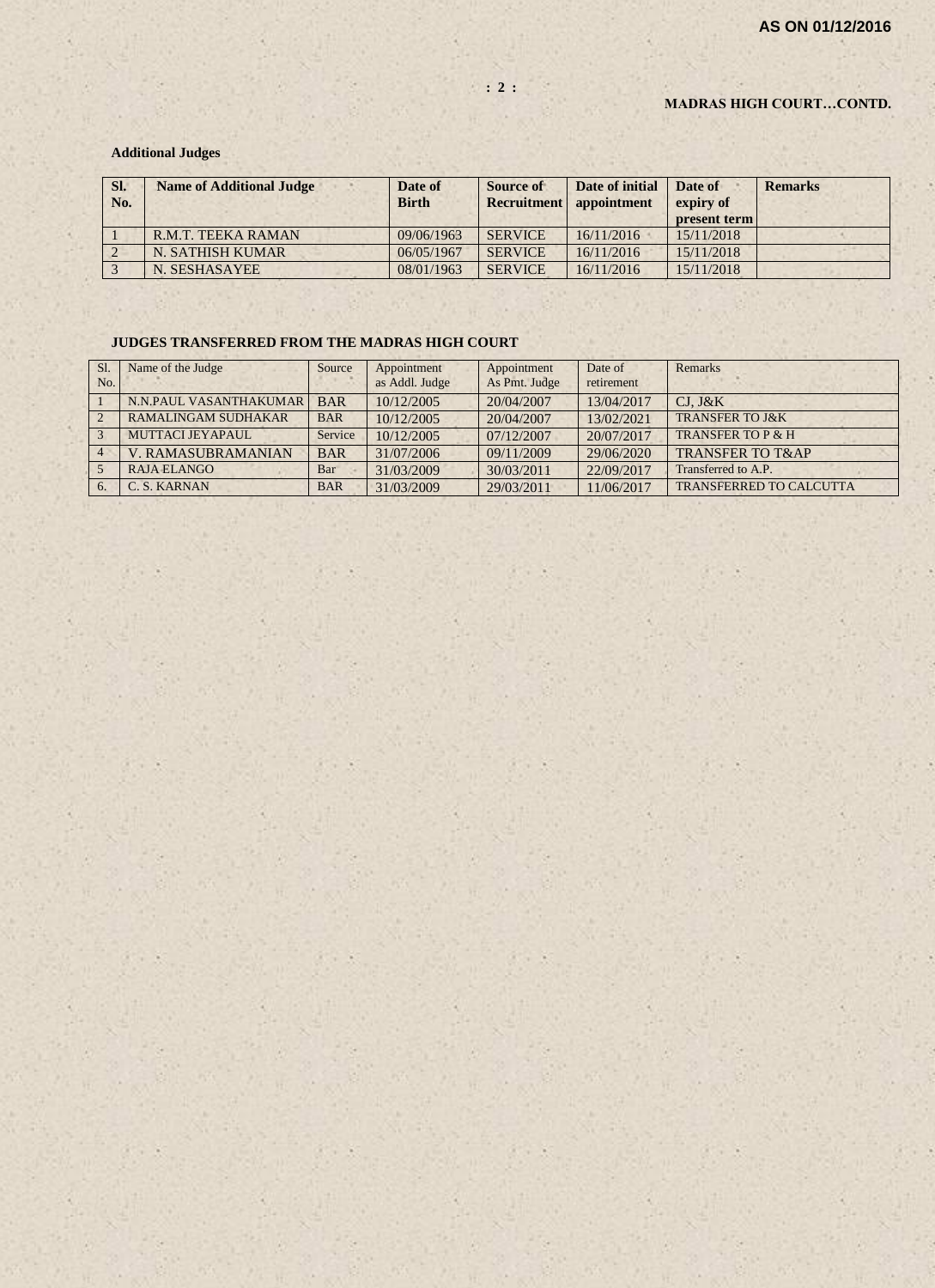**AS ON 01/12/2016**

**MADRAS HIGH COURT…CONTD.**

**Additional Judges**

| Sl. No. | Name of Additional Judge | Date of Birth | Source of Recruitment | Date of initial appointment | Date of expiry of present term | Remarks |
|---|---|---|---|---|---|---|
| 1 | R.M.T. TEEKA RAMAN | 09/06/1963 | SERVICE | 16/11/2016 | 15/11/2018 | |
| 2 | N. SATHISH KUMAR | 06/05/1967 | SERVICE | 16/11/2016 | 15/11/2018 | |
| 3 | N. SESHASAYEE | 08/01/1963 | SERVICE | 16/11/2016 | 15/11/2018 | |

**JUDGES TRANSFERRED FROM THE MADRAS HIGH COURT**

| Sl. No. | Name of the Judge | Source | Appointment as Addl. Judge | Appointment As Pmt. Judge | Date of retirement | Remarks |
|---|---|---|---|---|---|---|
| 1 | N.N.PAUL VASANTHAKUMAR | BAR | 10/12/2005 | 20/04/2007 | 13/04/2017 | CJ, J&K |
| 2 | RAMALINGAM SUDHAKAR | BAR | 10/12/2005 | 20/04/2007 | 13/02/2021 | TRANSFER TO J&K |
| 3 | MUTTACI JEYAPAUL | Service | 10/12/2005 | 07/12/2007 | 20/07/2017 | TRANSFER TO P & H |
| 4 | V. RAMASUBRAMANIAN | BAR | 31/07/2006 | 09/11/2009 | 29/06/2020 | TRANSFER TO T&AP |
| 5 | RAJA ELANGO | Bar | 31/03/2009 | 30/03/2011 | 22/09/2017 | Transferred to A.P. |
| 6. | C. S. KARNAN | BAR | 31/03/2009 | 29/03/2011 | 11/06/2017 | TRANSFERRED TO CALCUTTA |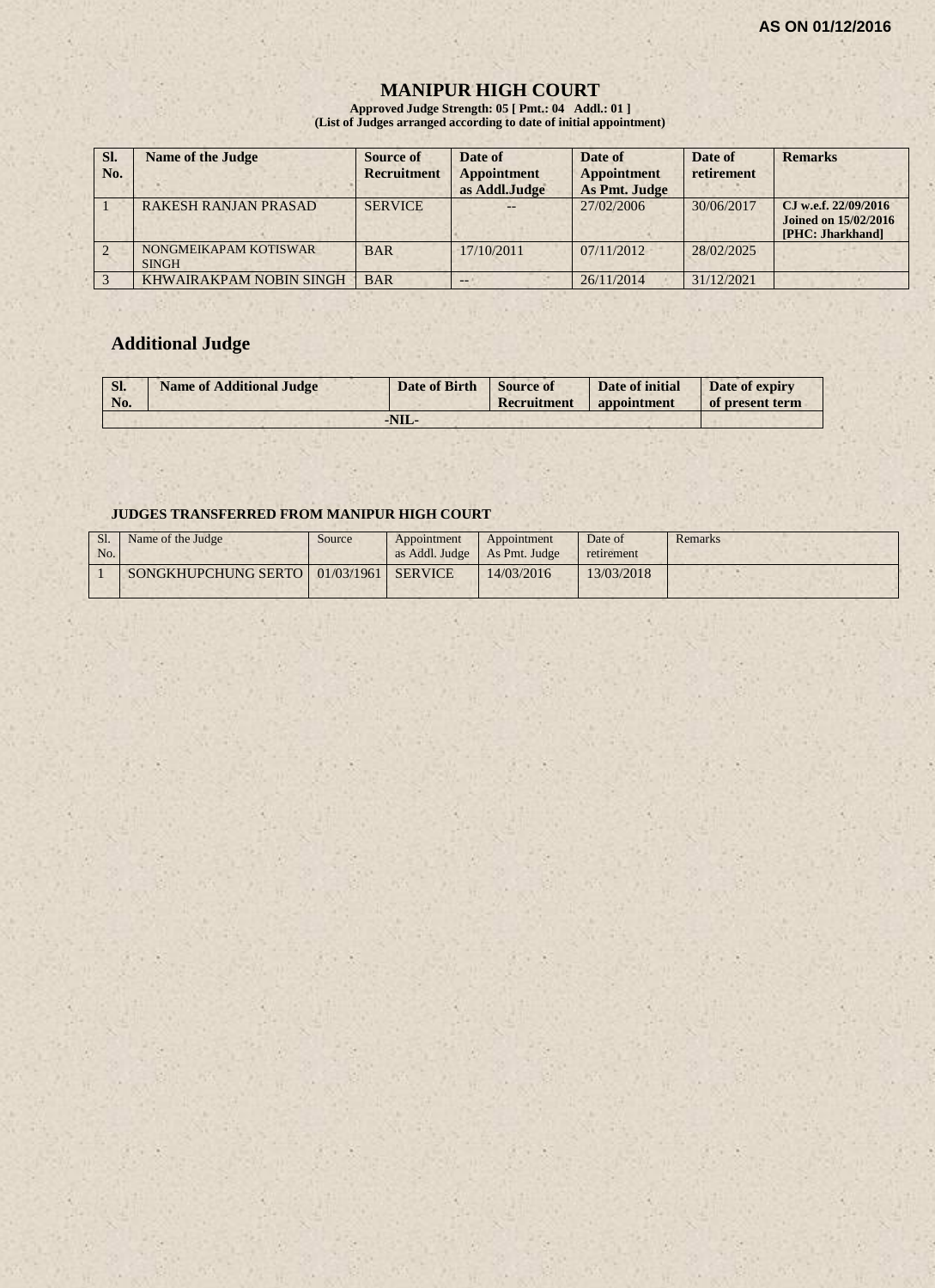AS ON 01/12/2016

# MANIPUR HIGH COURT

**Approved Judge Strength: 05 [ Pmt.: 04 Addl.: 01 ]**
**(List of Judges arranged according to date of initial appointment)**

| Sl. No. | Name of the Judge | Source of Recruitment | Date of Appointment as Addl.Judge | Date of Appointment As Pmt. Judge | Date of retirement | Remarks |
|---|---|---|---|---|---|---|
| 1 | RAKESH RANJAN PRASAD | SERVICE | -- | 27/02/2006 | 30/06/2017 | **CJ w.e.f. 22/09/2016 Joined on 15/02/2016 [PHC: Jharkhand]** |
| 2 | NONGMEIKAPAM KOTISWAR SINGH | BAR | 17/10/2011 | 07/11/2012 | 28/02/2025 | |
| 3 | KHWAIRAKPAM NOBIN SINGH | BAR | -- | 26/11/2014 | 31/12/2021 | |

## Additional Judge

| Sl. No. | Name of Additional Judge | Date of Birth | Source of Recruitment | Date of initial appointment | Date of expiry of present term |
|---|---|---|---|---|---|
| -NIL- | | | | | |

### JUDGES TRANSFERRED FROM MANIPUR HIGH COURT

| Sl. No. | Name of the Judge | Source | Appointment as Addl. Judge | Appointment As Pmt. Judge | Date of retirement | Remarks |
|---|---|---|---|---|---|---|
| 1 | SONGKHUPCHUNG SERTO | 01/03/1961 | SERVICE | 14/03/2016 | 13/03/2018 | |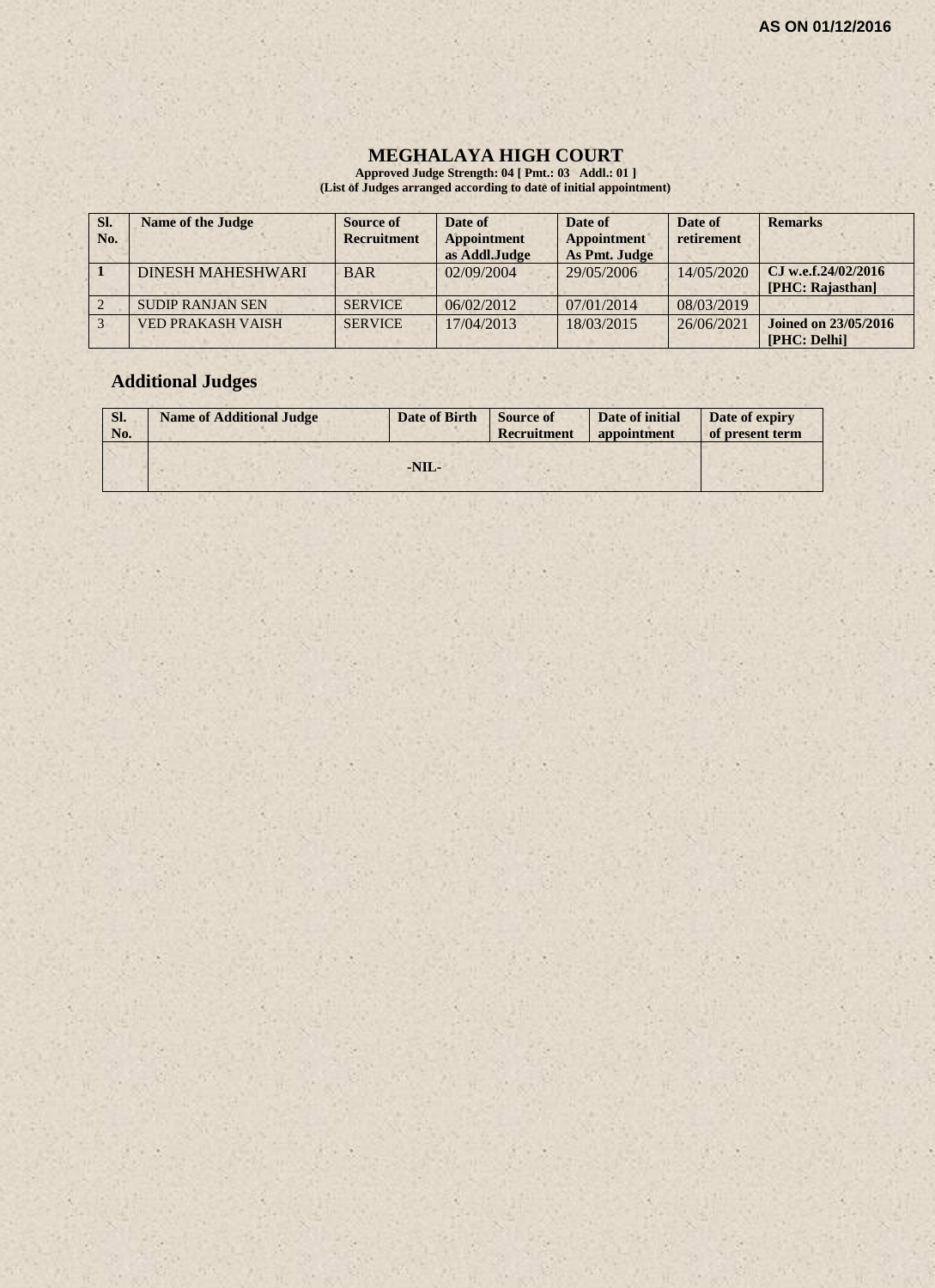**AS ON 01/12/2016**

# MEGHALAYA HIGH COURT

**Approved Judge Strength: 04 [ Pmt.: 03 Addl.: 01 ]**
**(List of Judges arranged according to date of initial appointment)**

| Sl. No. | Name of the Judge | Source of Recruitment | Date of Appointment as Addl.Judge | Date of Appointment As Pmt. Judge | Date of retirement | Remarks |
|---|---|---|---|---|---|---|
| **1** | DINESH MAHESHWARI | BAR | 02/09/2004 | 29/05/2006 | 14/05/2020 | **CJ w.e.f.24/02/2016 [PHC: Rajasthan]** |
| 2 | SUDIP RANJAN SEN | SERVICE | 06/02/2012 | 07/01/2014 | 08/03/2019 | |
| 3 | VED PRAKASH VAISH | SERVICE | 17/04/2013 | 18/03/2015 | 26/06/2021 | **Joined on 23/05/2016 [PHC: Delhi]** |

## Additional Judges

| Sl. No. | Name of Additional Judge | Date of Birth | Source of Recruitment | Date of initial appointment | Date of expiry of present term |
|---|---|---|---|---|---|
| | | | -NIL- | | |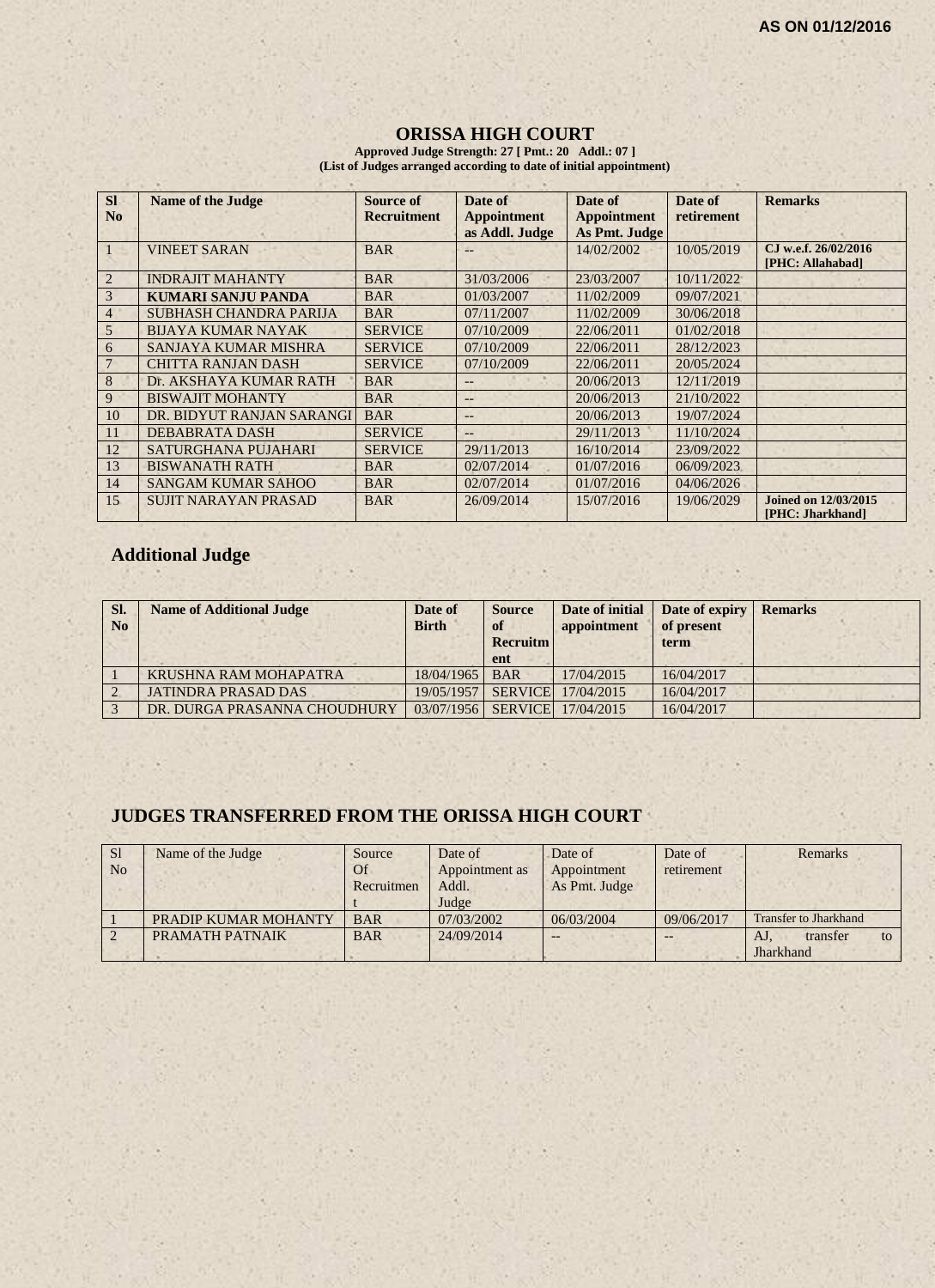AS ON 01/12/2016

# ORISSA HIGH COURT

**Approved Judge Strength: 27 [ Pmt.: 20 Addl.: 07 ]**
**(List of Judges arranged according to date of initial appointment)**

| Sl No | Name of the Judge | Source of Recruitment | Date of Appointment as Addl. Judge | Date of Appointment As Pmt. Judge | Date of retirement | Remarks |
|---|---|---|---|---|---|---|
| 1 | VINEET SARAN | BAR | -- | 14/02/2002 | 10/05/2019 | CJ w.e.f. 26/02/2016 [PHC: Allahabad] |
| 2 | INDRAJIT MAHANTY | BAR | 31/03/2006 | 23/03/2007 | 10/11/2022 | |
| 3 | **KUMARI SANJU PANDA** | BAR | 01/03/2007 | 11/02/2009 | 09/07/2021 | |
| 4 | SUBHASH CHANDRA PARIJA | BAR | 07/11/2007 | 11/02/2009 | 30/06/2018 | |
| 5 | BIJAYA KUMAR NAYAK | SERVICE | 07/10/2009 | 22/06/2011 | 01/02/2018 | |
| 6 | SANJAYA KUMAR MISHRA | SERVICE | 07/10/2009 | 22/06/2011 | 28/12/2023 | |
| 7 | CHITTA RANJAN DASH | SERVICE | 07/10/2009 | 22/06/2011 | 20/05/2024 | |
| 8 | Dr. AKSHAYA KUMAR RATH | BAR | -- | 20/06/2013 | 12/11/2019 | |
| 9 | BISWAJIT MOHANTY | BAR | -- | 20/06/2013 | 21/10/2022 | |
| 10 | DR. BIDYUT RANJAN SARANGI | BAR | -- | 20/06/2013 | 19/07/2024 | |
| 11 | DEBABRATA DASH | SERVICE | -- | 29/11/2013 | 11/10/2024 | |
| 12 | SATURGHANA PUJAHARI | SERVICE | 29/11/2013 | 16/10/2014 | 23/09/2022 | |
| 13 | BISWANATH RATH | BAR | 02/07/2014 | 01/07/2016 | 06/09/2023 | |
| 14 | SANGAM KUMAR SAHOO | BAR | 02/07/2014 | 01/07/2016 | 04/06/2026 | |
| 15 | SUJIT NARAYAN PRASAD | BAR | 26/09/2014 | 15/07/2016 | 19/06/2029 | **Joined on 12/03/2015 [PHC: Jharkhand]** |

## Additional Judge

| Sl. No | Name of Additional Judge | Date of Birth | Source of Recruitment | Date of initial appointment | Date of expiry of present term | Remarks |
|---|---|---|---|---|---|---|
| 1 | KRUSHNA RAM MOHAPATRA | 18/04/1965 | BAR | 17/04/2015 | 16/04/2017 | |
| 2 | JATINDRA PRASAD DAS | 19/05/1957 | SERVICE | 17/04/2015 | 16/04/2017 | |
| 3 | DR. DURGA PRASANNA CHOUDHURY | 03/07/1956 | SERVICE | 17/04/2015 | 16/04/2017 | |

## JUDGES TRANSFERRED FROM THE ORISSA HIGH COURT

| Sl No | Name of the Judge | Source Of Recruitment | Date of Appointment as Addl. Judge | Date of Appointment As Pmt. Judge | Date of retirement | Remarks |
|---|---|---|---|---|---|---|
| 1 | PRADIP KUMAR MOHANTY | BAR | 07/03/2002 | 06/03/2004 | 09/06/2017 | Transfer to Jharkhand |
| 2 | PRAMATH PATNAIK | BAR | 24/09/2014 | -- | -- | AJ, transfer to Jharkhand |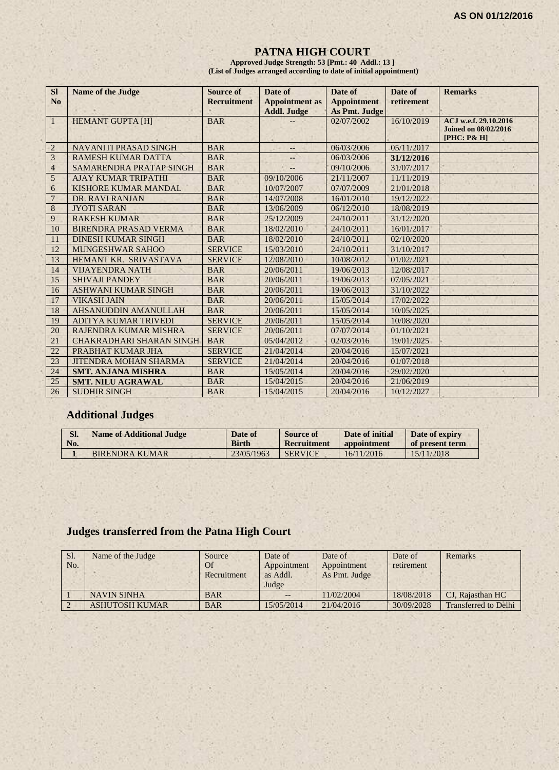**AS ON 01/12/2016**

# PATNA HIGH COURT

**Approved Judge Strength: 53 [Pmt.: 40 Addl.: 13 ]**
**(List of Judges arranged according to date of initial appointment)**

| Sl No | Name of the Judge | Source of Recruitment | Date of Appointment as Addl. Judge | Date of Appointment As Pmt. Judge | Date of retirement | Remarks |
|---|---|---|---|---|---|---|
| 1 | HEMANT GUPTA [H] | BAR | -- | 02/07/2002 | 16/10/2019 | **ACJ w.e.f. 29.10.2016 Joined on 08/02/2016 [PHC: P& H]** |
| 2 | NAVANITI PRASAD SINGH | BAR | -- | 06/03/2006 | 05/11/2017 | |
| 3 | RAMESH KUMAR DATTA | BAR | -- | 06/03/2006 | **31/12/2016** | |
| 4 | SAMARENDRA PRATAP SINGH | BAR | -- | 09/10/2006 | 31/07/2017 | |
| 5 | AJAY KUMAR TRIPATHI | BAR | 09/10/2006 | 21/11/2007 | 11/11/2019 | |
| 6 | KISHORE KUMAR MANDAL | BAR | 10/07/2007 | 07/07/2009 | 21/01/2018 | |
| 7 | DR. RAVI RANJAN | BAR | 14/07/2008 | 16/01/2010 | 19/12/2022 | |
| 8 | JYOTI SARAN | BAR | 13/06/2009 | 06/12/2010 | 18/08/2019 | |
| 9 | RAKESH KUMAR | BAR | 25/12/2009 | 24/10/2011 | 31/12/2020 | |
| 10 | BIRENDRA PRASAD VERMA | BAR | 18/02/2010 | 24/10/2011 | 16/01/2017 | |
| 11 | DINESH KUMAR SINGH | BAR | 18/02/2010 | 24/10/2011 | 02/10/2020 | |
| 12 | MUNGESHWAR SAHOO | SERVICE | 15/03/2010 | 24/10/2011 | 31/10/2017 | |
| 13 | HEMANT KR. SRIVASTAVA | SERVICE | 12/08/2010 | 10/08/2012 | 01/02/2021 | |
| 14 | VIJAYENDRA NATH | BAR | 20/06/2011 | 19/06/2013 | 12/08/2017 | |
| 15 | SHIVAJI PANDEY | BAR | 20/06/2011 | 19/06/2013 | 07/05/2021 | |
| 16 | ASHWANI KUMAR SINGH | BAR | 20/06/2011 | 19/06/2013 | 31/10/2022 | |
| 17 | VIKASH JAIN | BAR | 20/06/2011 | 15/05/2014 | 17/02/2022 | |
| 18 | AHSANUDDIN AMANULLAH | BAR | 20/06/2011 | 15/05/2014 | 10/05/2025 | |
| 19 | ADITYA KUMAR TRIVEDI | SERVICE | 20/06/2011 | 15/05/2014 | 10/08/2020 | |
| 20 | RAJENDRA KUMAR MISHRA | SERVICE | 20/06/2011 | 07/07/2014 | 01/10/2021 | |
| 21 | CHAKRADHARI SHARAN SINGH | BAR | 05/04/2012 | 02/03/2016 | 19/01/2025 | |
| 22 | PRABHAT KUMAR JHA | SERVICE | 21/04/2014 | 20/04/2016 | 15/07/2021 | |
| 23 | JITENDRA MOHAN SHARMA | SERVICE | 21/04/2014 | 20/04/2016 | 01/07/2018 | |
| 24 | **SMT. ANJANA MISHRA** | BAR | 15/05/2014 | 20/04/2016 | 29/02/2020 | |
| 25 | **SMT. NILU AGRAWAL** | BAR | 15/04/2015 | 20/04/2016 | 21/06/2019 | |
| 26 | SUDHIR SINGH | BAR | 15/04/2015 | 20/04/2016 | 10/12/2027 | |

## Additional Judges

| Sl. No. | Name of Additional Judge | Date of Birth | Source of Recruitment | Date of initial appointment | Date of expiry of present term |
|---|---|---|---|---|---|
| **1** | BIRENDRA KUMAR | 23/05/1963 | SERVICE | 16/11/2016 | 15/11/2018 |

## Judges transferred from the Patna High Court

| Sl. No. | Name of the Judge | Source Of Recruitment | Date of Appointment as Addl. Judge | Date of Appointment As Pmt. Judge | Date of retirement | Remarks |
|---|---|---|---|---|---|---|
| 1 | NAVIN SINHA | BAR | -- | 11/02/2004 | 18/08/2018 | CJ, Rajasthan HC |
| 2 | ASHUTOSH KUMAR | BAR | 15/05/2014 | 21/04/2016 | 30/09/2028 | Transferred to Delhi |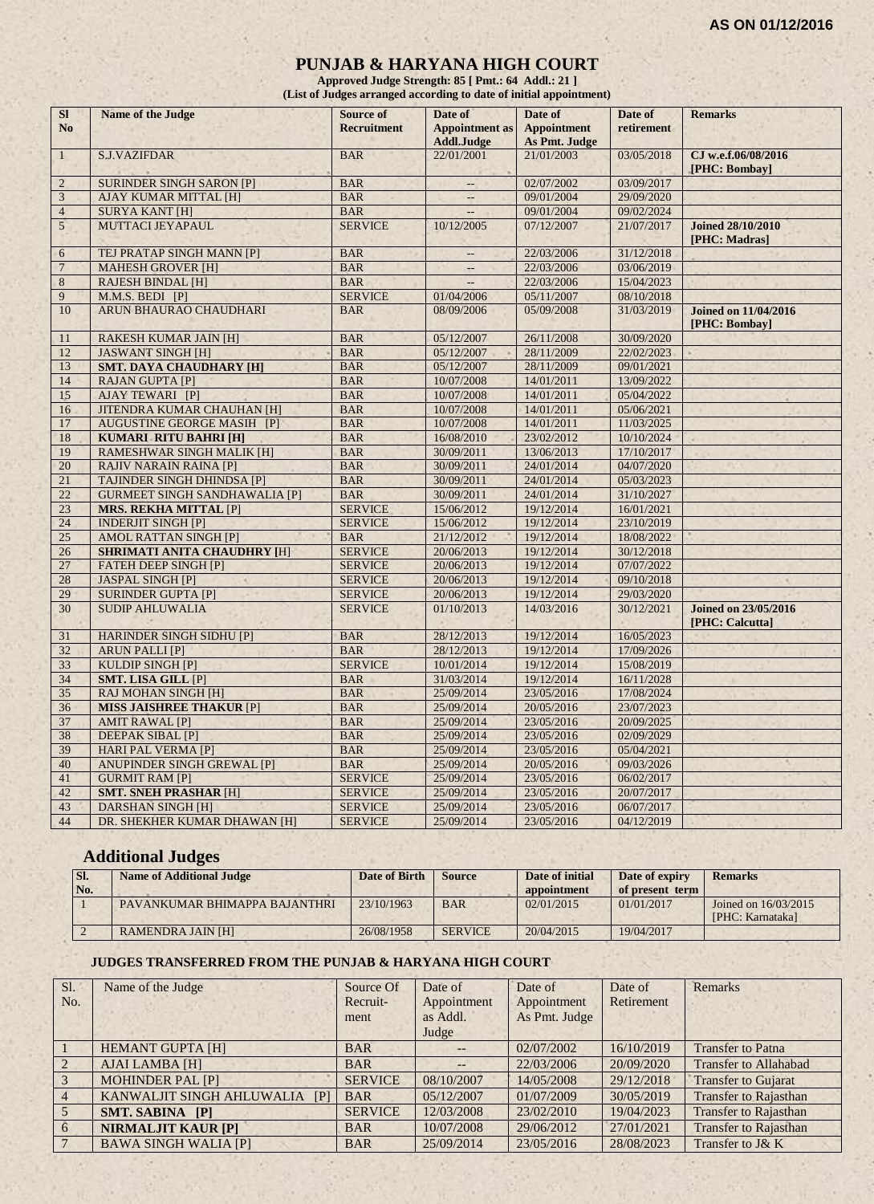**AS ON 01/12/2016**

# PUNJAB & HARYANA HIGH COURT

**Approved Judge Strength: 85 [ Pmt.: 64 Addl.: 21 ]**
**(List of Judges arranged according to date of initial appointment)**

| Sl No | Name of the Judge | Source of Recruitment | Date of Appointment as Addl.Judge | Date of Appointment As Pmt. Judge | Date of retirement | Remarks |
|---|---|---|---|---|---|---|
| 1 | S.J.VAZIFDAR | BAR | 22/01/2001 | 21/01/2003 | 03/05/2018 | **CJ w.e.f.06/08/2016 [PHC: Bombay]** |
| 2 | SURINDER SINGH SARON [P] | BAR | -- | 02/07/2002 | 03/09/2017 | |
| 3 | AJAY KUMAR MITTAL [H] | BAR | -- | 09/01/2004 | 29/09/2020 | |
| 4 | SURYA KANT [H] | BAR | -- | 09/01/2004 | 09/02/2024 | |
| 5 | MUTTACI JEYAPAUL | SERVICE | 10/12/2005 | 07/12/2007 | 21/07/2017 | **Joined 28/10/2010 [PHC: Madras]** |
| 6 | TEJ PRATAP SINGH MANN [P] | BAR | -- | 22/03/2006 | 31/12/2018 | |
| 7 | MAHESH GROVER [H] | BAR | -- | 22/03/2006 | 03/06/2019 | |
| 8 | RAJESH BINDAL [H] | BAR | -- | 22/03/2006 | 15/04/2023 | |
| 9 | M.M.S. BEDI [P] | SERVICE | 01/04/2006 | 05/11/2007 | 08/10/2018 | |
| 10 | ARUN BHAURAO CHAUDHARI | BAR | 08/09/2006 | 05/09/2008 | 31/03/2019 | **Joined on 11/04/2016 [PHC: Bombay]** |
| 11 | RAKESH KUMAR JAIN [H] | BAR | 05/12/2007 | 26/11/2008 | 30/09/2020 | |
| 12 | JASWANT SINGH [H] | BAR | 05/12/2007 | 28/11/2009 | 22/02/2023 | |
| 13 | **SMT. DAYA CHAUDHARY [H]** | BAR | 05/12/2007 | 28/11/2009 | 09/01/2021 | |
| 14 | RAJAN GUPTA [P] | BAR | 10/07/2008 | 14/01/2011 | 13/09/2022 | |
| 15 | AJAY TEWARI [P] | BAR | 10/07/2008 | 14/01/2011 | 05/04/2022 | |
| 16 | JITENDRA KUMAR CHAUHAN [H] | BAR | 10/07/2008 | 14/01/2011 | 05/06/2021 | |
| 17 | AUGUSTINE GEORGE MASIH [P] | BAR | 10/07/2008 | 14/01/2011 | 11/03/2025 | |
| 18 | **KUMARI RITU BAHRI [H]** | BAR | 16/08/2010 | 23/02/2012 | 10/10/2024 | |
| 19 | RAMESHWAR SINGH MALIK [H] | BAR | 30/09/2011 | 13/06/2013 | 17/10/2017 | |
| 20 | RAJIV NARAIN RAINA [P] | BAR | 30/09/2011 | 24/01/2014 | 04/07/2020 | |
| 21 | TAJINDER SINGH DHINDSA [P] | BAR | 30/09/2011 | 24/01/2014 | 05/03/2023 | |
| 22 | GURMEET SINGH SANDHAWALIA [P] | BAR | 30/09/2011 | 24/01/2014 | 31/10/2027 | |
| 23 | **MRS. REKHA MITTAL** [P] | SERVICE | 15/06/2012 | 19/12/2014 | 16/01/2021 | |
| 24 | INDERJIT SINGH [P] | SERVICE | 15/06/2012 | 19/12/2014 | 23/10/2019 | |
| 25 | AMOL RATTAN SINGH [P] | BAR | 21/12/2012 | 19/12/2014 | 18/08/2022 | |
| 26 | **SHRIMATI ANITA CHAUDHRY [**H] | SERVICE | 20/06/2013 | 19/12/2014 | 30/12/2018 | |
| 27 | FATEH DEEP SINGH [P] | SERVICE | 20/06/2013 | 19/12/2014 | 07/07/2022 | |
| 28 | JASPAL SINGH [P] | SERVICE | 20/06/2013 | 19/12/2014 | 09/10/2018 | |
| 29 | SURINDER GUPTA [P] | SERVICE | 20/06/2013 | 19/12/2014 | 29/03/2020 | |
| 30 | SUDIP AHLUWALIA | SERVICE | 01/10/2013 | 14/03/2016 | 30/12/2021 | **Joined on 23/05/2016 [PHC: Calcutta]** |
| 31 | HARINDER SINGH SIDHU [P] | BAR | 28/12/2013 | 19/12/2014 | 16/05/2023 | |
| 32 | ARUN PALLI [P] | BAR | 28/12/2013 | 19/12/2014 | 17/09/2026 | |
| 33 | KULDIP SINGH [P] | SERVICE | 10/01/2014 | 19/12/2014 | 15/08/2019 | |
| 34 | **SMT. LISA GILL** [P] | BAR | 31/03/2014 | 19/12/2014 | 16/11/2028 | |
| 35 | RAJ MOHAN SINGH [H] | BAR | 25/09/2014 | 23/05/2016 | 17/08/2024 | |
| 36 | **MISS JAISHREE THAKUR** [P] | BAR | 25/09/2014 | 20/05/2016 | 23/07/2023 | |
| 37 | AMIT RAWAL [P] | BAR | 25/09/2014 | 23/05/2016 | 20/09/2025 | |
| 38 | DEEPAK SIBAL [P] | BAR | 25/09/2014 | 23/05/2016 | 02/09/2029 | |
| 39 | HARI PAL VERMA [P] | BAR | 25/09/2014 | 23/05/2016 | 05/04/2021 | |
| 40 | ANUPINDER SINGH GREWAL [P] | BAR | 25/09/2014 | 20/05/2016 | 09/03/2026 | |
| 41 | GURMIT RAM [P] | SERVICE | 25/09/2014 | 23/05/2016 | 06/02/2017 | |
| 42 | **SMT. SNEH PRASHAR** [H] | SERVICE | 25/09/2014 | 23/05/2016 | 20/07/2017 | |
| 43 | DARSHAN SINGH [H] | SERVICE | 25/09/2014 | 23/05/2016 | 06/07/2017 | |
| 44 | DR. SHEKHER KUMAR DHAWAN [H] | SERVICE | 25/09/2014 | 23/05/2016 | 04/12/2019 | |

## Additional Judges

| Sl. No. | Name of Additional Judge | Date of Birth | Source | Date of initial appointment | Date of expiry of present term | Remarks |
|---|---|---|---|---|---|---|
| 1 | PAVANKUMAR BHIMAPPA BAJANTHRI | 23/10/1963 | BAR | 02/01/2015 | 01/01/2017 | Joined on 16/03/2015 [PHC: Karnataka] |
| 2 | RAMENDRA JAIN [H] | 26/08/1958 | SERVICE | 20/04/2015 | 19/04/2017 | |

### JUDGES TRANSFERRED FROM THE PUNJAB & HARYANA HIGH COURT

| Sl. No. | Name of the Judge | Source Of Recruit-ment | Date of Appointment as Addl. Judge | Date of Appointment As Pmt. Judge | Date of Retirement | Remarks |
|---|---|---|---|---|---|---|
| 1 | HEMANT GUPTA [H] | BAR | -- | 02/07/2002 | 16/10/2019 | Transfer to Patna |
| 2 | AJAI LAMBA [H] | BAR | -- | 22/03/2006 | 20/09/2020 | Transfer to Allahabad |
| 3 | MOHINDER PAL [P] | SERVICE | 08/10/2007 | 14/05/2008 | 29/12/2018 | Transfer to Gujarat |
| 4 | KANWALJIT SINGH AHLUWALIA [P] | BAR | 05/12/2007 | 01/07/2009 | 30/05/2019 | Transfer to Rajasthan |
| 5 | **SMT. SABINA [P]** | SERVICE | 12/03/2008 | 23/02/2010 | 19/04/2023 | Transfer to Rajasthan |
| 6 | **NIRMALJIT KAUR [P]** | BAR | 10/07/2008 | 29/06/2012 | 27/01/2021 | Transfer to Rajasthan |
| 7 | BAWA SINGH WALIA [P] | BAR | 25/09/2014 | 23/05/2016 | 28/08/2023 | Transfer to J& K |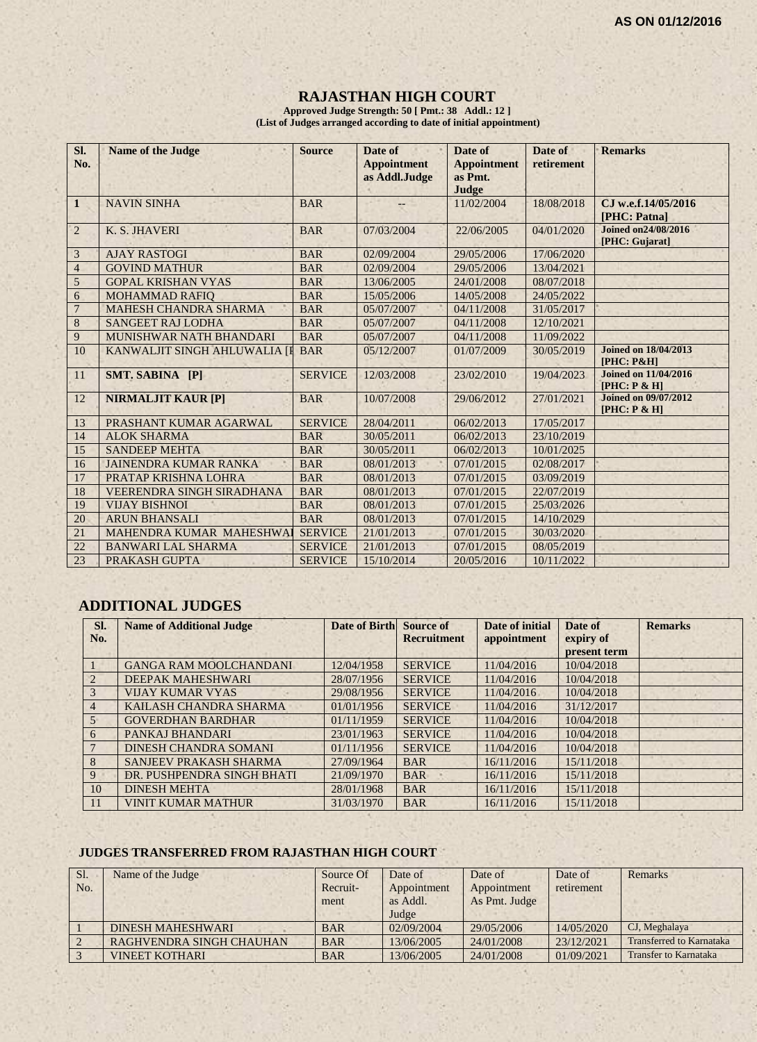AS ON 01/12/2016

# RAJASTHAN HIGH COURT

**Approved Judge Strength: 50 [ Pmt.: 38 Addl.: 12 ]**
**(List of Judges arranged according to date of initial appointment)**

| Sl. No. | Name of the Judge | Source | Date of Appointment as Addl.Judge | Date of Appointment as Pmt. Judge | Date of retirement | Remarks |
|---|---|---|---|---|---|---|
| 1 | NAVIN SINHA | BAR | -- | 11/02/2004 | 18/08/2018 | CJ w.e.f.14/05/2016 [PHC: Patna] |
| 2 | K. S. JHAVERI | BAR | 07/03/2004 | 22/06/2005 | 04/01/2020 | Joined on24/08/2016 [PHC: Gujarat] |
| 3 | AJAY RASTOGI | BAR | 02/09/2004 | 29/05/2006 | 17/06/2020 | |
| 4 | GOVIND MATHUR | BAR | 02/09/2004 | 29/05/2006 | 13/04/2021 | |
| 5 | GOPAL KRISHAN VYAS | BAR | 13/06/2005 | 24/01/2008 | 08/07/2018 | |
| 6 | MOHAMMAD RAFIQ | BAR | 15/05/2006 | 14/05/2008 | 24/05/2022 | |
| 7 | MAHESH CHANDRA SHARMA | BAR | 05/07/2007 | 04/11/2008 | 31/05/2017 | |
| 8 | SANGEET RAJ LODHA | BAR | 05/07/2007 | 04/11/2008 | 12/10/2021 | |
| 9 | MUNISHWAR NATH BHANDARI | BAR | 05/07/2007 | 04/11/2008 | 11/09/2022 | |
| 10 | KANWALJIT SINGH AHLUWALIA [I | BAR | 05/12/2007 | 01/07/2009 | 30/05/2019 | Joined on 18/04/2013 [PHC: P&H] |
| 11 | **SMT. SABINA [P]** | SERVICE | 12/03/2008 | 23/02/2010 | 19/04/2023 | Joined on 11/04/2016 [PHC: P & H] |
| 12 | **NIRMALJIT KAUR [P]** | BAR | 10/07/2008 | 29/06/2012 | 27/01/2021 | Joined on 09/07/2012 [PHC: P & H] |
| 13 | PRASHANT KUMAR AGARWAL | SERVICE | 28/04/2011 | 06/02/2013 | 17/05/2017 | |
| 14 | ALOK SHARMA | BAR | 30/05/2011 | 06/02/2013 | 23/10/2019 | |
| 15 | SANDEEP MEHTA | BAR | 30/05/2011 | 06/02/2013 | 10/01/2025 | |
| 16 | JAINENDRA KUMAR RANKA | BAR | 08/01/2013 | 07/01/2015 | 02/08/2017 | |
| 17 | PRATAP KRISHNA LOHRA | BAR | 08/01/2013 | 07/01/2015 | 03/09/2019 | |
| 18 | VEERENDRA SINGH SIRADHANA | BAR | 08/01/2013 | 07/01/2015 | 22/07/2019 | |
| 19 | VIJAY BISHNOI | BAR | 08/01/2013 | 07/01/2015 | 25/03/2026 | |
| 20 | ARUN BHANSALI | BAR | 08/01/2013 | 07/01/2015 | 14/10/2029 | |
| 21 | MAHENDRA KUMAR MAHESHWAI | SERVICE | 21/01/2013 | 07/01/2015 | 30/03/2020 | |
| 22 | BANWARI LAL SHARMA | SERVICE | 21/01/2013 | 07/01/2015 | 08/05/2019 | |
| 23 | PRAKASH GUPTA | SERVICE | 15/10/2014 | 20/05/2016 | 10/11/2022 | |

## ADDITIONAL JUDGES

| Sl. No. | Name of Additional Judge | Date of Birth | Source of Recruitment | Date of initial appointment | Date of expiry of present term | Remarks |
|---|---|---|---|---|---|---|
| 1 | GANGA RAM MOOLCHANDANI | 12/04/1958 | SERVICE | 11/04/2016 | 10/04/2018 | |
| 2 | DEEPAK MAHESHWARI | 28/07/1956 | SERVICE | 11/04/2016 | 10/04/2018 | |
| 3 | VIJAY KUMAR VYAS | 29/08/1956 | SERVICE | 11/04/2016 | 10/04/2018 | |
| 4 | KAILASH CHANDRA SHARMA | 01/01/1956 | SERVICE | 11/04/2016 | 31/12/2017 | |
| 5 | GOVERDHAN BARDHAR | 01/11/1959 | SERVICE | 11/04/2016 | 10/04/2018 | |
| 6 | PANKAJ BHANDARI | 23/01/1963 | SERVICE | 11/04/2016 | 10/04/2018 | |
| 7 | DINESH CHANDRA SOMANI | 01/11/1956 | SERVICE | 11/04/2016 | 10/04/2018 | |
| 8 | SANJEEV PRAKASH SHARMA | 27/09/1964 | BAR | 16/11/2016 | 15/11/2018 | |
| 9 | DR. PUSHPENDRA SINGH BHATI | 21/09/1970 | BAR | 16/11/2016 | 15/11/2018 | |
| 10 | DINESH MEHTA | 28/01/1968 | BAR | 16/11/2016 | 15/11/2018 | |
| 11 | VINIT KUMAR MATHUR | 31/03/1970 | BAR | 16/11/2016 | 15/11/2018 | |

### JUDGES TRANSFERRED FROM RAJASTHAN HIGH COURT

| Sl. No. | Name of the Judge | Source Of Recruit-ment | Date of Appointment as Addl. Judge | Date of Appointment As Pmt. Judge | Date of retirement | Remarks |
|---|---|---|---|---|---|---|
| 1 | DINESH MAHESHWARI | BAR | 02/09/2004 | 29/05/2006 | 14/05/2020 | CJ, Meghalaya |
| 2 | RAGHVENDRA SINGH CHAUHAN | BAR | 13/06/2005 | 24/01/2008 | 23/12/2021 | Transferred to Karnataka |
| 3 | VINEET KOTHARI | BAR | 13/06/2005 | 24/01/2008 | 01/09/2021 | Transfer to Karnataka |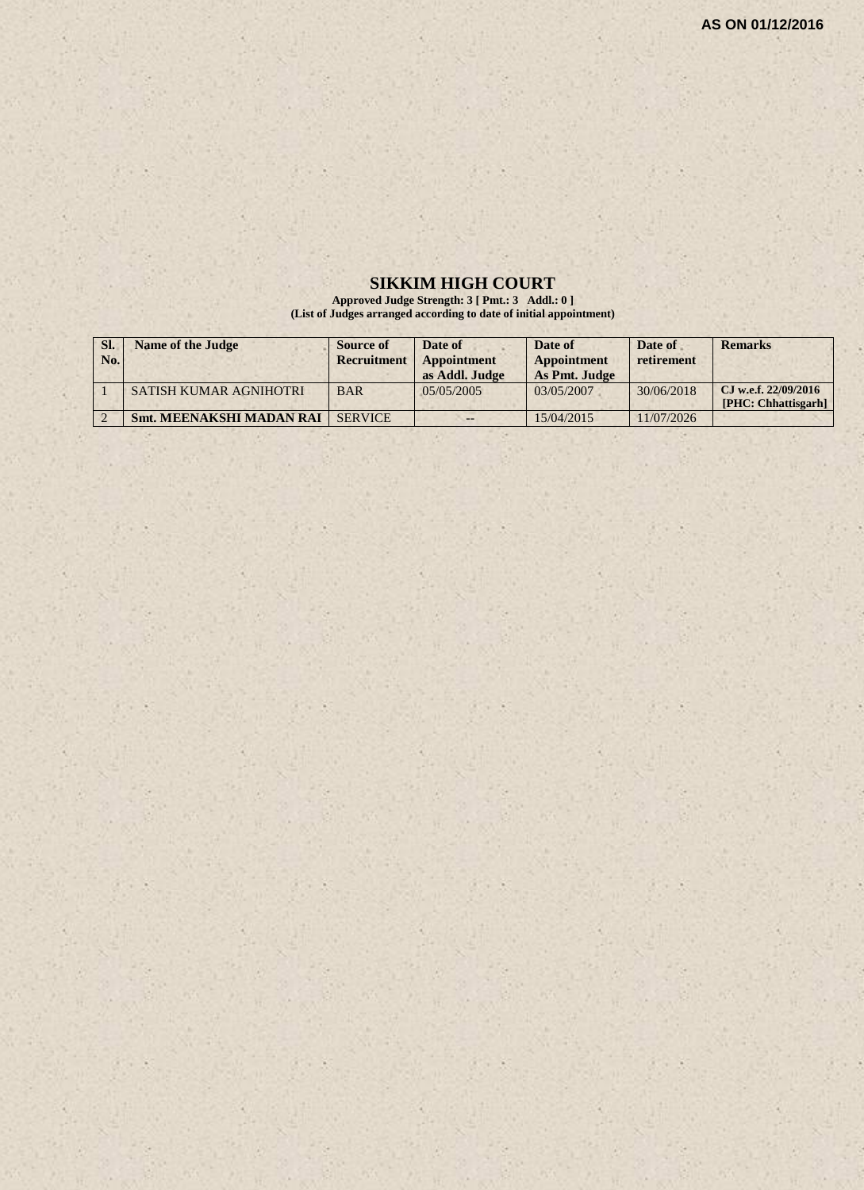AS ON 01/12/2016

# SIKKIM HIGH COURT

**Approved Judge Strength: 3 [ Pmt.: 3 Addl.: 0 ]**
**(List of Judges arranged according to date of initial appointment)**

| Sl. No. | Name of the Judge | Source of Recruitment | Date of Appointment as Addl. Judge | Date of Appointment As Pmt. Judge | Date of retirement | Remarks |
|---|---|---|---|---|---|---|
| 1 | SATISH KUMAR AGNIHOTRI | BAR | 05/05/2005 | 03/05/2007 | 30/06/2018 | **CJ w.e.f. 22/09/2016 [PHC: Chhattisgarh]** |
| 2 | **Smt. MEENAKSHI MADAN RAI** | SERVICE | -- | 15/04/2015 | 11/07/2026 | |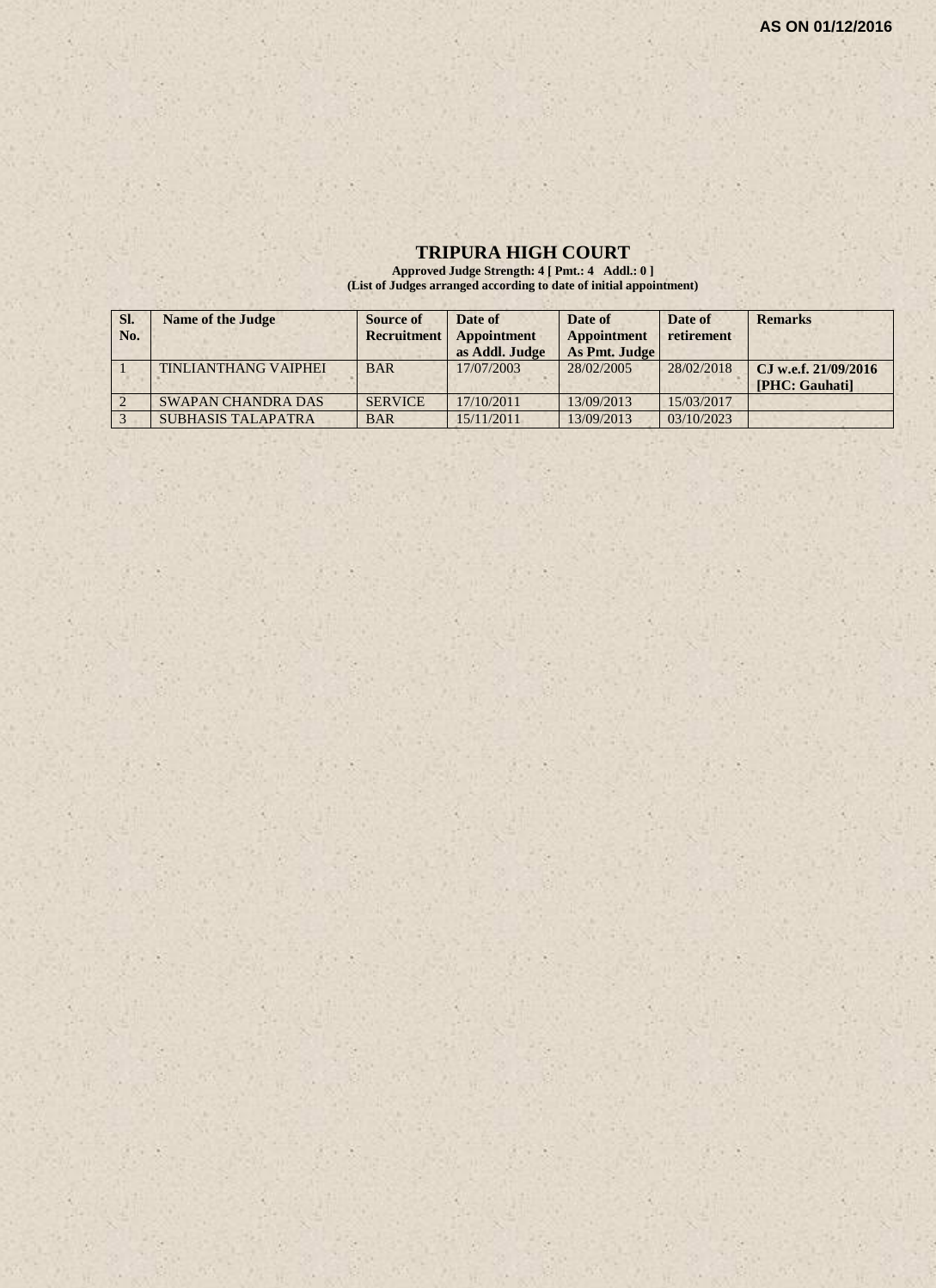AS ON 01/12/2016

# TRIPURA HIGH COURT

**Approved Judge Strength: 4 [ Pmt.: 4 Addl.: 0 ]**
**(List of Judges arranged according to date of initial appointment)**

| Sl. No. | Name of the Judge | Source of Recruitment | Date of Appointment as Addl. Judge | Date of Appointment As Pmt. Judge | Date of retirement | Remarks |
|---|---|---|---|---|---|---|
| 1 | TINLIANTHANG VAIPHEI | BAR | 17/07/2003 | 28/02/2005 | 28/02/2018 | **CJ w.e.f. 21/09/2016 [PHC: Gauhati]** |
| 2 | SWAPAN CHANDRA DAS | SERVICE | 17/10/2011 | 13/09/2013 | 15/03/2017 | |
| 3 | SUBHASIS TALAPATRA | BAR | 15/11/2011 | 13/09/2013 | 03/10/2023 | |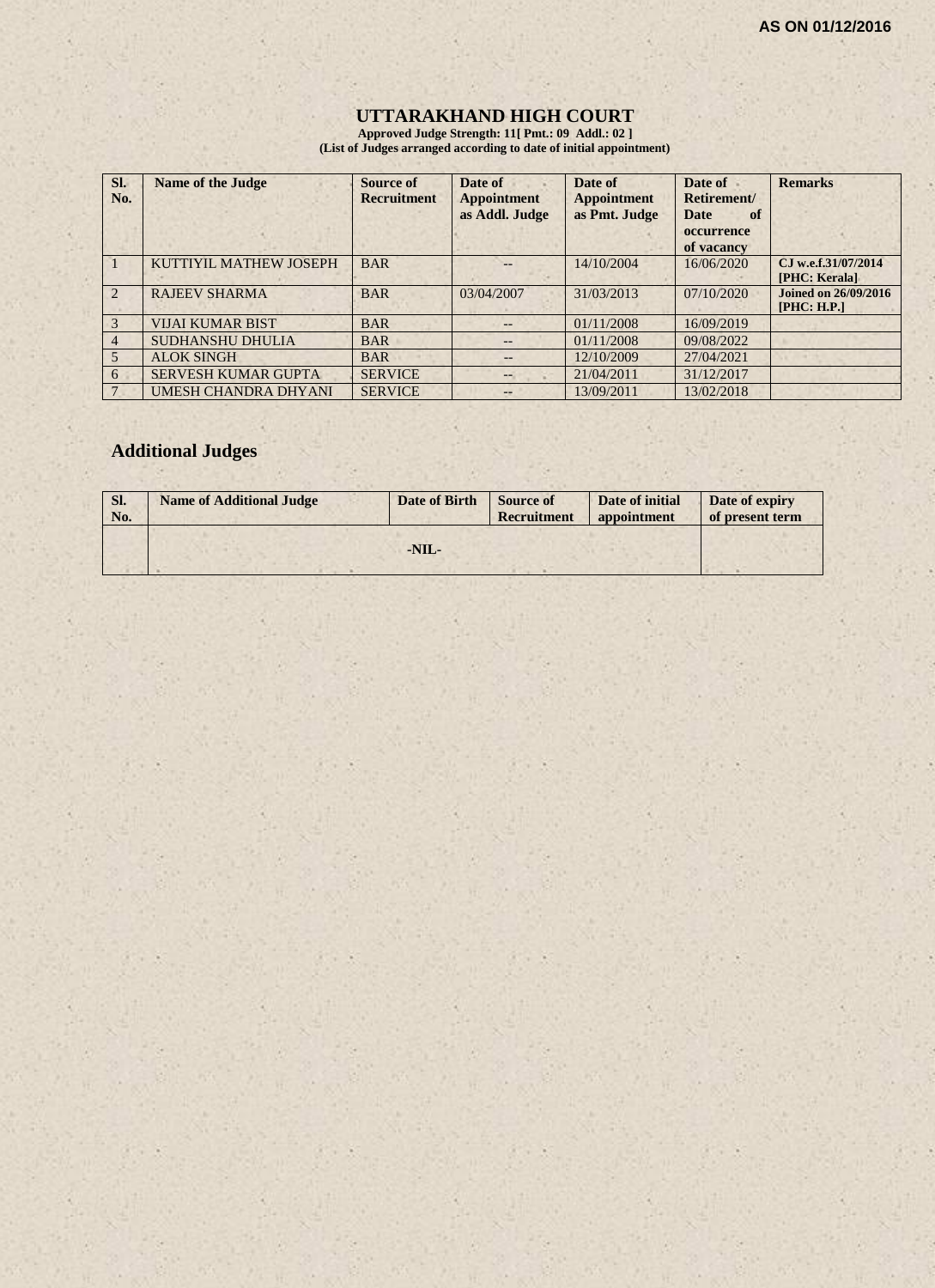AS ON 01/12/2016

# UTTARAKHAND HIGH COURT

**Approved Judge Strength: 11[ Pmt.: 09 Addl.: 02 ]**
**(List of Judges arranged according to date of initial appointment)**

| Sl. No. | Name of the Judge | Source of Recruitment | Date of Appointment as Addl. Judge | Date of Appointment as Pmt. Judge | Date of Retirement/ Date of occurrence of vacancy | Remarks |
|---|---|---|---|---|---|---|
| 1 | KUTTIYIL MATHEW JOSEPH | BAR | -- | 14/10/2004 | 16/06/2020 | CJ w.e.f.31/07/2014 [PHC: Kerala] |
| 2 | RAJEEV SHARMA | BAR | 03/04/2007 | 31/03/2013 | 07/10/2020 | Joined on 26/09/2016 [PHC: H.P.] |
| 3 | VIJAI KUMAR BIST | BAR | -- | 01/11/2008 | 16/09/2019 | |
| 4 | SUDHANSHU DHULIA | BAR | -- | 01/11/2008 | 09/08/2022 | |
| 5 | ALOK SINGH | BAR | -- | 12/10/2009 | 27/04/2021 | |
| 6 | SERVESH KUMAR GUPTA | SERVICE | -- | 21/04/2011 | 31/12/2017 | |
| 7 | UMESH CHANDRA DHYANI | SERVICE | -- | 13/09/2011 | 13/02/2018 | |

## Additional Judges

| Sl. No. | Name of Additional Judge | Date of Birth | Source of Recruitment | Date of initial appointment | Date of expiry of present term |
|---|---|---|---|---|---|
| | -NIL- | | | | |